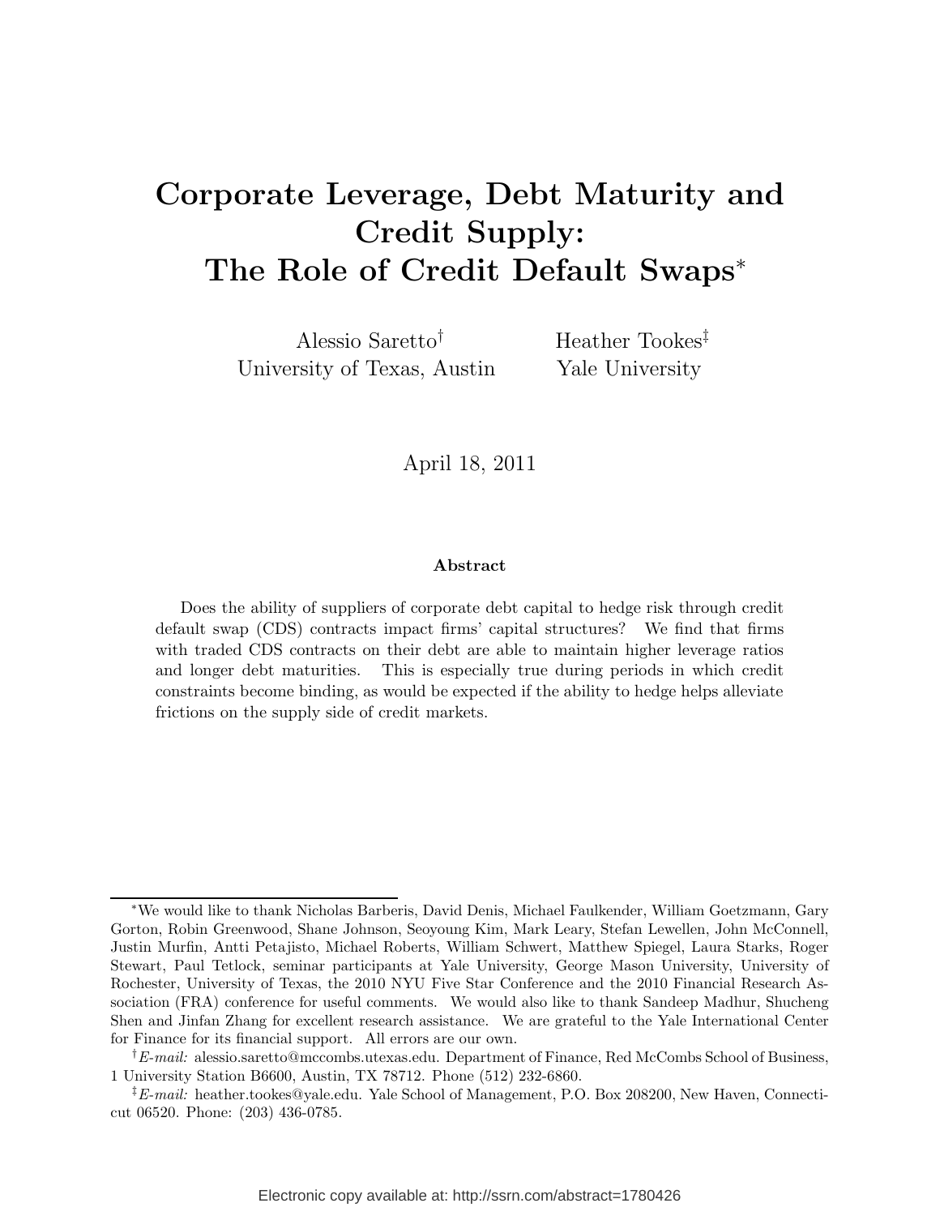# Corporate Leverage, Debt Maturity and Credit Supply: The Role of Credit Default Swaps*

Alessio Saretto[†]
University of Texas, Austin

Heather Tookes[‡]
Yale University

April 18, 2011

### Abstract

Does the ability of suppliers of corporate debt capital to hedge risk through credit default swap (CDS) contracts impact firms' capital structures? We find that firms with traded CDS contracts on their debt are able to maintain higher leverage ratios and longer debt maturities. This is especially true during periods in which credit constraints become binding, as would be expected if the ability to hedge helps alleviate frictions on the supply side of credit markets.

---

*We would like to thank Nicholas Barberis, David Denis, Michael Faulkender, William Goetzmann, Gary Gorton, Robin Greenwood, Shane Johnson, Seoyoung Kim, Mark Leary, Stefan Lewellen, John McConnell, Justin Murfin, Antti Petajisto, Michael Roberts, William Schwert, Matthew Spiegel, Laura Starks, Roger Stewart, Paul Tetlock, seminar participants at Yale University, George Mason University, University of Rochester, University of Texas, the 2010 NYU Five Star Conference and the 2010 Financial Research Association (FRA) conference for useful comments. We would also like to thank Sandeep Madhur, Shucheng Shen and Jinfan Zhang for excellent research assistance. We are grateful to the Yale International Center for Finance for its financial support. All errors are our own.

[†]*E-mail:* alessio.saretto@mccombs.utexas.edu. Department of Finance, Red McCombs School of Business, 1 University Station B6600, Austin, TX 78712. Phone (512) 232-6860.

[‡]*E-mail:* heather.tookes@yale.edu. Yale School of Management, P.O. Box 208200, New Haven, Connecticut 06520. Phone: (203) 436-0785.

Electronic copy available at: http://ssrn.com/abstract=1780426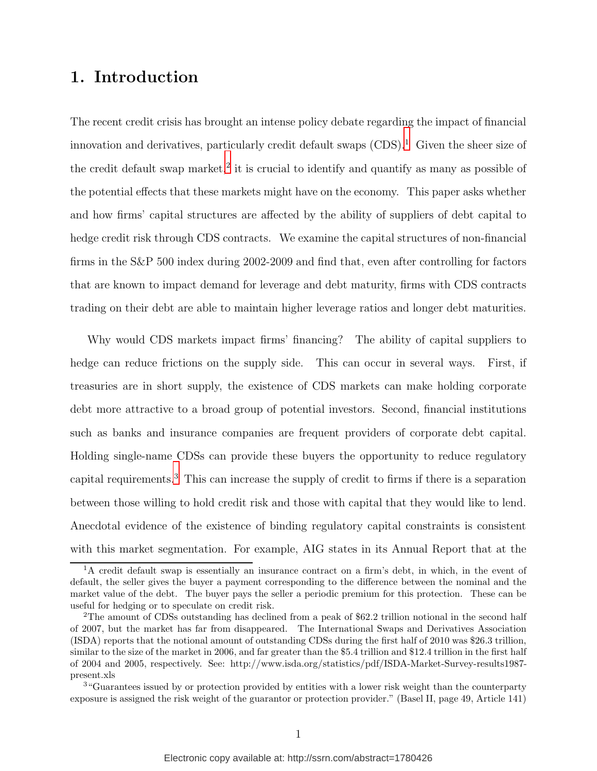# 1. Introduction

The recent credit crisis has brought an intense policy debate regarding the impact of financial innovation and derivatives, particularly credit default swaps (CDS).[1] Given the sheer size of the credit default swap market,[2] it is crucial to identify and quantify as many as possible of the potential effects that these markets might have on the economy. This paper asks whether and how firms' capital structures are affected by the ability of suppliers of debt capital to hedge credit risk through CDS contracts. We examine the capital structures of non-financial firms in the S&P 500 index during 2002-2009 and find that, even after controlling for factors that are known to impact demand for leverage and debt maturity, firms with CDS contracts trading on their debt are able to maintain higher leverage ratios and longer debt maturities.

Why would CDS markets impact firms' financing? The ability of capital suppliers to hedge can reduce frictions on the supply side. This can occur in several ways. First, if treasuries are in short supply, the existence of CDS markets can make holding corporate debt more attractive to a broad group of potential investors. Second, financial institutions such as banks and insurance companies are frequent providers of corporate debt capital. Holding single-name CDSs can provide these buyers the opportunity to reduce regulatory capital requirements.[3] This can increase the supply of credit to firms if there is a separation between those willing to hold credit risk and those with capital that they would like to lend. Anecdotal evidence of the existence of binding regulatory capital constraints is consistent with this market segmentation. For example, AIG states in its Annual Report that at the

---

[1] A credit default swap is essentially an insurance contract on a firm's debt, in which, in the event of default, the seller gives the buyer a payment corresponding to the difference between the nominal and the market value of the debt. The buyer pays the seller a periodic premium for this protection. These can be useful for hedging or to speculate on credit risk.

[2] The amount of CDSs outstanding has declined from a peak of $62.2 trillion notional in the second half of 2007, but the market has far from disappeared. The International Swaps and Derivatives Association (ISDA) reports that the notional amount of outstanding CDSs during the first half of 2010 was $26.3 trillion, similar to the size of the market in 2006, and far greater than the $5.4 trillion and $12.4 trillion in the first half of 2004 and 2005, respectively. See: http://www.isda.org/statistics/pdf/ISDA-Market-Survey-results1987-present.xls

[3] "Guarantees issued by or protection provided by entities with a lower risk weight than the counterparty exposure is assigned the risk weight of the guarantor or protection provider." (Basel II, page 49, Article 141)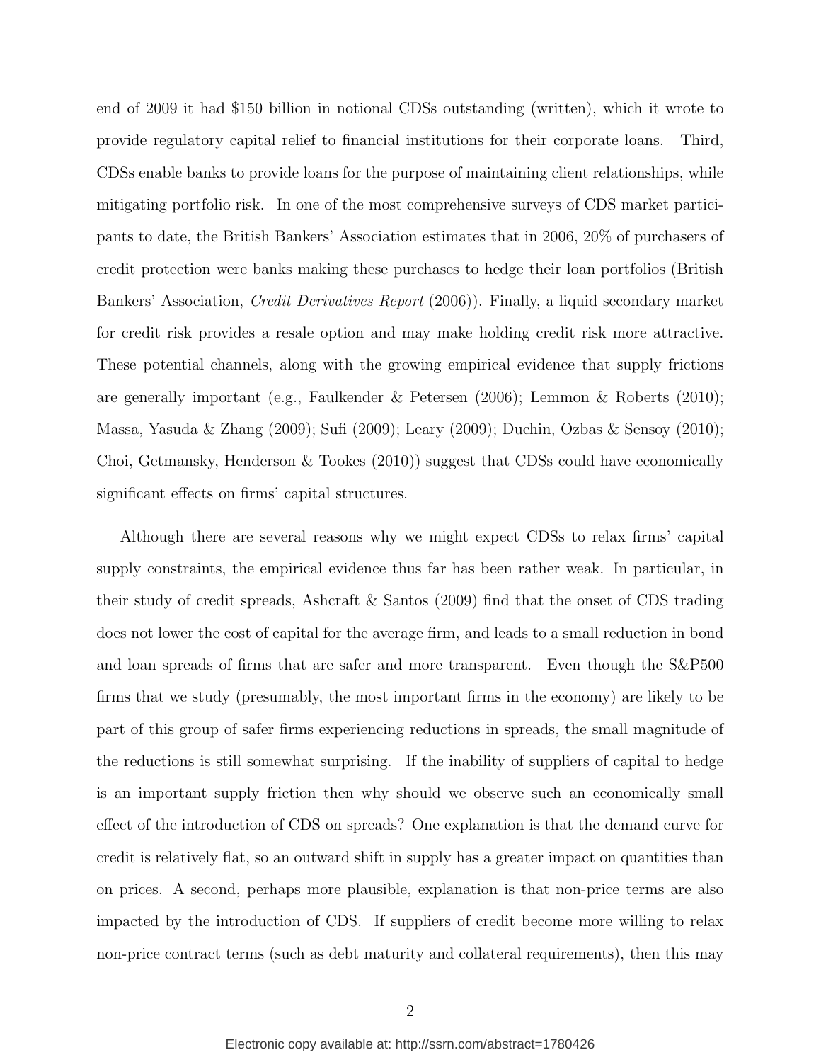end of 2009 it had $150 billion in notional CDSs outstanding (written), which it wrote to provide regulatory capital relief to financial institutions for their corporate loans. Third, CDSs enable banks to provide loans for the purpose of maintaining client relationships, while mitigating portfolio risk. In one of the most comprehensive surveys of CDS market participants to date, the British Bankers' Association estimates that in 2006, 20% of purchasers of credit protection were banks making these purchases to hedge their loan portfolios (British Bankers' Association, *Credit Derivatives Report* (2006)). Finally, a liquid secondary market for credit risk provides a resale option and may make holding credit risk more attractive. These potential channels, along with the growing empirical evidence that supply frictions are generally important (e.g., Faulkender & Petersen (2006); Lemmon & Roberts (2010); Massa, Yasuda & Zhang (2009); Sufi (2009); Leary (2009); Duchin, Ozbas & Sensoy (2010); Choi, Getmansky, Henderson & Tookes (2010)) suggest that CDSs could have economically significant effects on firms' capital structures.

Although there are several reasons why we might expect CDSs to relax firms' capital supply constraints, the empirical evidence thus far has been rather weak. In particular, in their study of credit spreads, Ashcraft & Santos (2009) find that the onset of CDS trading does not lower the cost of capital for the average firm, and leads to a small reduction in bond and loan spreads of firms that are safer and more transparent. Even though the S&P500 firms that we study (presumably, the most important firms in the economy) are likely to be part of this group of safer firms experiencing reductions in spreads, the small magnitude of the reductions is still somewhat surprising. If the inability of suppliers of capital to hedge is an important supply friction then why should we observe such an economically small effect of the introduction of CDS on spreads? One explanation is that the demand curve for credit is relatively flat, so an outward shift in supply has a greater impact on quantities than on prices. A second, perhaps more plausible, explanation is that non-price terms are also impacted by the introduction of CDS. If suppliers of credit become more willing to relax non-price contract terms (such as debt maturity and collateral requirements), then this may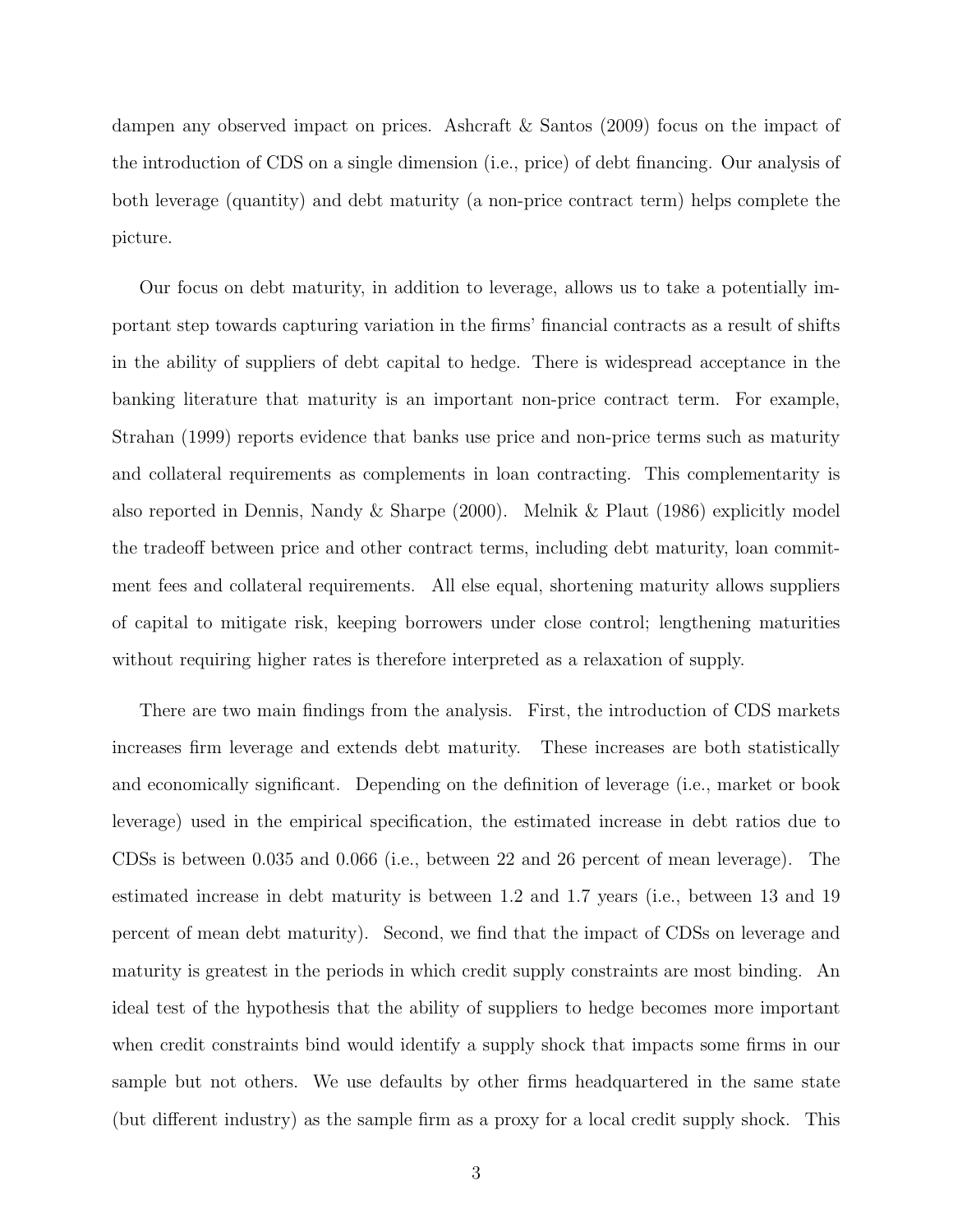dampen any observed impact on prices. Ashcraft & Santos (2009) focus on the impact of the introduction of CDS on a single dimension (i.e., price) of debt financing. Our analysis of both leverage (quantity) and debt maturity (a non-price contract term) helps complete the picture.

Our focus on debt maturity, in addition to leverage, allows us to take a potentially important step towards capturing variation in the firms' financial contracts as a result of shifts in the ability of suppliers of debt capital to hedge. There is widespread acceptance in the banking literature that maturity is an important non-price contract term. For example, Strahan (1999) reports evidence that banks use price and non-price terms such as maturity and collateral requirements as complements in loan contracting. This complementarity is also reported in Dennis, Nandy & Sharpe (2000). Melnik & Plaut (1986) explicitly model the tradeoff between price and other contract terms, including debt maturity, loan commitment fees and collateral requirements. All else equal, shortening maturity allows suppliers of capital to mitigate risk, keeping borrowers under close control; lengthening maturities without requiring higher rates is therefore interpreted as a relaxation of supply.

There are two main findings from the analysis. First, the introduction of CDS markets increases firm leverage and extends debt maturity. These increases are both statistically and economically significant. Depending on the definition of leverage (i.e., market or book leverage) used in the empirical specification, the estimated increase in debt ratios due to CDSs is between 0.035 and 0.066 (i.e., between 22 and 26 percent of mean leverage). The estimated increase in debt maturity is between 1.2 and 1.7 years (i.e., between 13 and 19 percent of mean debt maturity). Second, we find that the impact of CDSs on leverage and maturity is greatest in the periods in which credit supply constraints are most binding. An ideal test of the hypothesis that the ability of suppliers to hedge becomes more important when credit constraints bind would identify a supply shock that impacts some firms in our sample but not others. We use defaults by other firms headquartered in the same state (but different industry) as the sample firm as a proxy for a local credit supply shock. This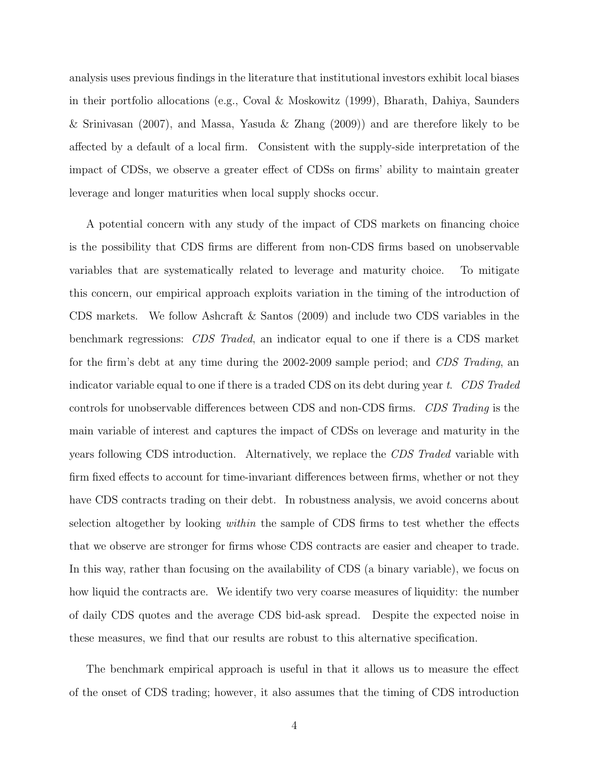analysis uses previous findings in the literature that institutional investors exhibit local biases in their portfolio allocations (e.g., Coval & Moskowitz (1999), Bharath, Dahiya, Saunders & Srinivasan (2007), and Massa, Yasuda & Zhang (2009)) and are therefore likely to be affected by a default of a local firm. Consistent with the supply-side interpretation of the impact of CDSs, we observe a greater effect of CDSs on firms' ability to maintain greater leverage and longer maturities when local supply shocks occur.

A potential concern with any study of the impact of CDS markets on financing choice is the possibility that CDS firms are different from non-CDS firms based on unobservable variables that are systematically related to leverage and maturity choice. To mitigate this concern, our empirical approach exploits variation in the timing of the introduction of CDS markets. We follow Ashcraft & Santos (2009) and include two CDS variables in the benchmark regressions: *CDS Traded*, an indicator equal to one if there is a CDS market for the firm's debt at any time during the 2002-2009 sample period; and *CDS Trading*, an indicator variable equal to one if there is a traded CDS on its debt during year *t*. *CDS Traded* controls for unobservable differences between CDS and non-CDS firms. *CDS Trading* is the main variable of interest and captures the impact of CDSs on leverage and maturity in the years following CDS introduction. Alternatively, we replace the *CDS Traded* variable with firm fixed effects to account for time-invariant differences between firms, whether or not they have CDS contracts trading on their debt. In robustness analysis, we avoid concerns about selection altogether by looking *within* the sample of CDS firms to test whether the effects that we observe are stronger for firms whose CDS contracts are easier and cheaper to trade. In this way, rather than focusing on the availability of CDS (a binary variable), we focus on how liquid the contracts are. We identify two very coarse measures of liquidity: the number of daily CDS quotes and the average CDS bid-ask spread. Despite the expected noise in these measures, we find that our results are robust to this alternative specification.

The benchmark empirical approach is useful in that it allows us to measure the effect of the onset of CDS trading; however, it also assumes that the timing of CDS introduction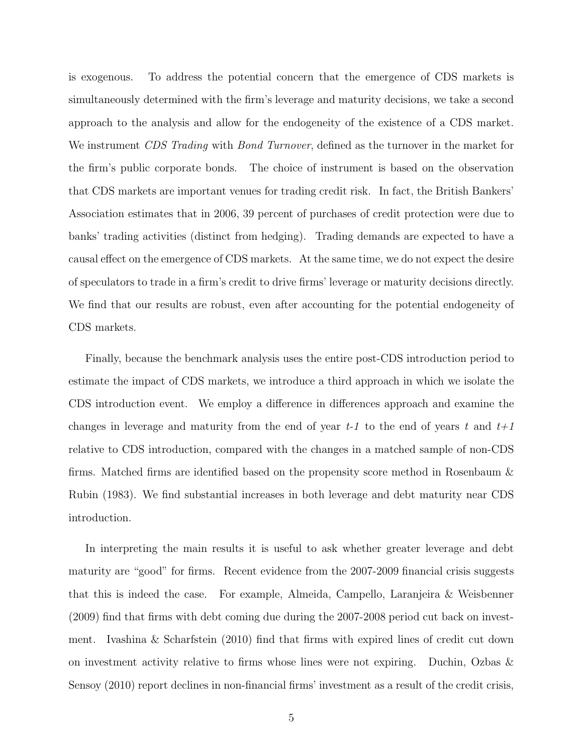is exogenous. To address the potential concern that the emergence of CDS markets is simultaneously determined with the firm's leverage and maturity decisions, we take a second approach to the analysis and allow for the endogeneity of the existence of a CDS market. We instrument *CDS Trading* with *Bond Turnover*, defined as the turnover in the market for the firm's public corporate bonds. The choice of instrument is based on the observation that CDS markets are important venues for trading credit risk. In fact, the British Bankers' Association estimates that in 2006, 39 percent of purchases of credit protection were due to banks' trading activities (distinct from hedging). Trading demands are expected to have a causal effect on the emergence of CDS markets. At the same time, we do not expect the desire of speculators to trade in a firm's credit to drive firms' leverage or maturity decisions directly. We find that our results are robust, even after accounting for the potential endogeneity of CDS markets.

Finally, because the benchmark analysis uses the entire post-CDS introduction period to estimate the impact of CDS markets, we introduce a third approach in which we isolate the CDS introduction event. We employ a difference in differences approach and examine the changes in leverage and maturity from the end of year *t-1* to the end of years *t* and *t+1* relative to CDS introduction, compared with the changes in a matched sample of non-CDS firms. Matched firms are identified based on the propensity score method in Rosenbaum & Rubin (1983). We find substantial increases in both leverage and debt maturity near CDS introduction.

In interpreting the main results it is useful to ask whether greater leverage and debt maturity are "good" for firms. Recent evidence from the 2007-2009 financial crisis suggests that this is indeed the case. For example, Almeida, Campello, Laranjeira & Weisbenner (2009) find that firms with debt coming due during the 2007-2008 period cut back on investment. Ivashina & Scharfstein (2010) find that firms with expired lines of credit cut down on investment activity relative to firms whose lines were not expiring. Duchin, Ozbas & Sensoy (2010) report declines in non-financial firms' investment as a result of the credit crisis,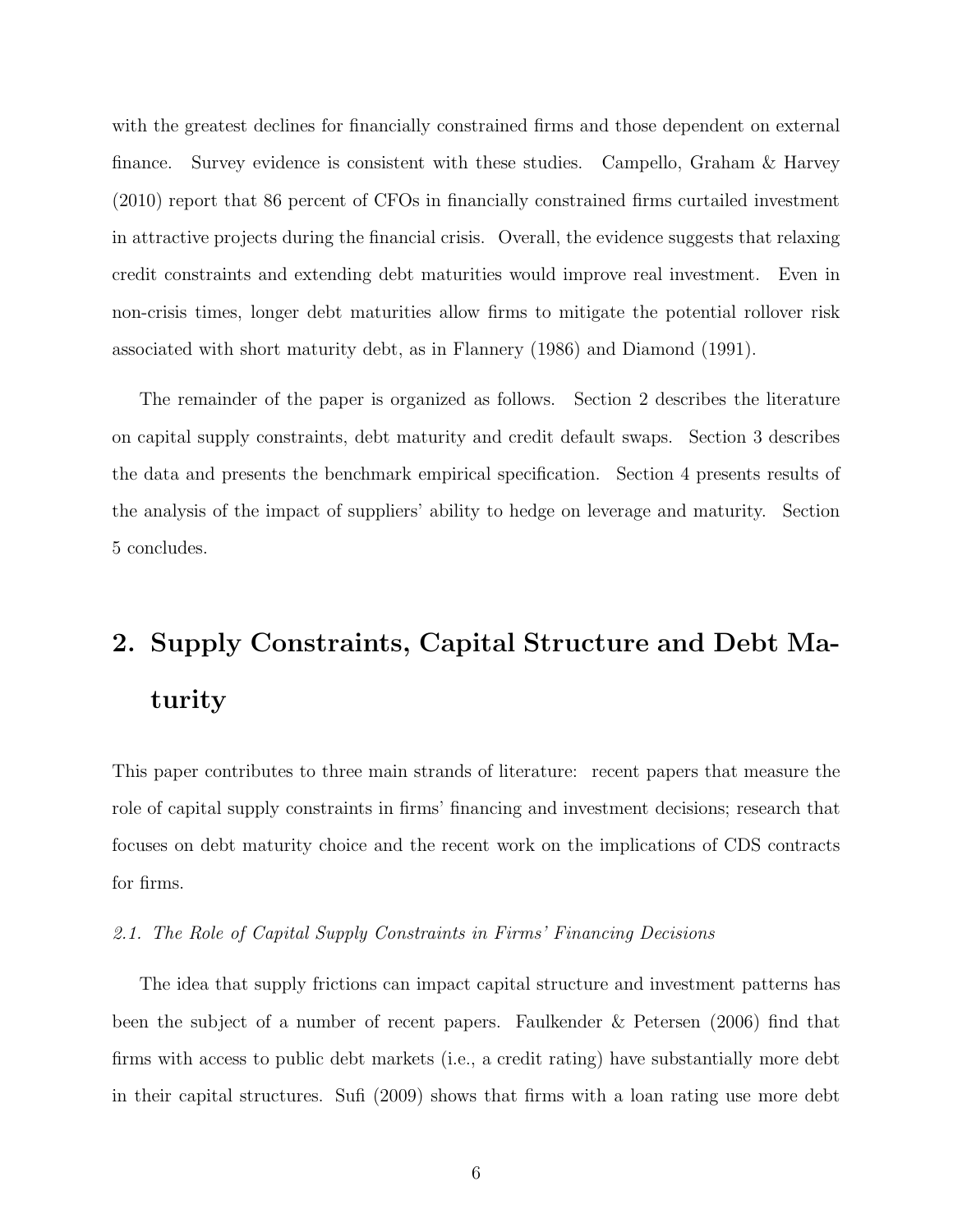with the greatest declines for financially constrained firms and those dependent on external finance. Survey evidence is consistent with these studies. Campello, Graham & Harvey (2010) report that 86 percent of CFOs in financially constrained firms curtailed investment in attractive projects during the financial crisis. Overall, the evidence suggests that relaxing credit constraints and extending debt maturities would improve real investment. Even in non-crisis times, longer debt maturities allow firms to mitigate the potential rollover risk associated with short maturity debt, as in Flannery (1986) and Diamond (1991).

The remainder of the paper is organized as follows. Section 2 describes the literature on capital supply constraints, debt maturity and credit default swaps. Section 3 describes the data and presents the benchmark empirical specification. Section 4 presents results of the analysis of the impact of suppliers' ability to hedge on leverage and maturity. Section 5 concludes.

# 2. Supply Constraints, Capital Structure and Debt Maturity

This paper contributes to three main strands of literature: recent papers that measure the role of capital supply constraints in firms' financing and investment decisions; research that focuses on debt maturity choice and the recent work on the implications of CDS contracts for firms.

## *2.1. The Role of Capital Supply Constraints in Firms' Financing Decisions*

The idea that supply frictions can impact capital structure and investment patterns has been the subject of a number of recent papers. Faulkender & Petersen (2006) find that firms with access to public debt markets (i.e., a credit rating) have substantially more debt in their capital structures. Sufi (2009) shows that firms with a loan rating use more debt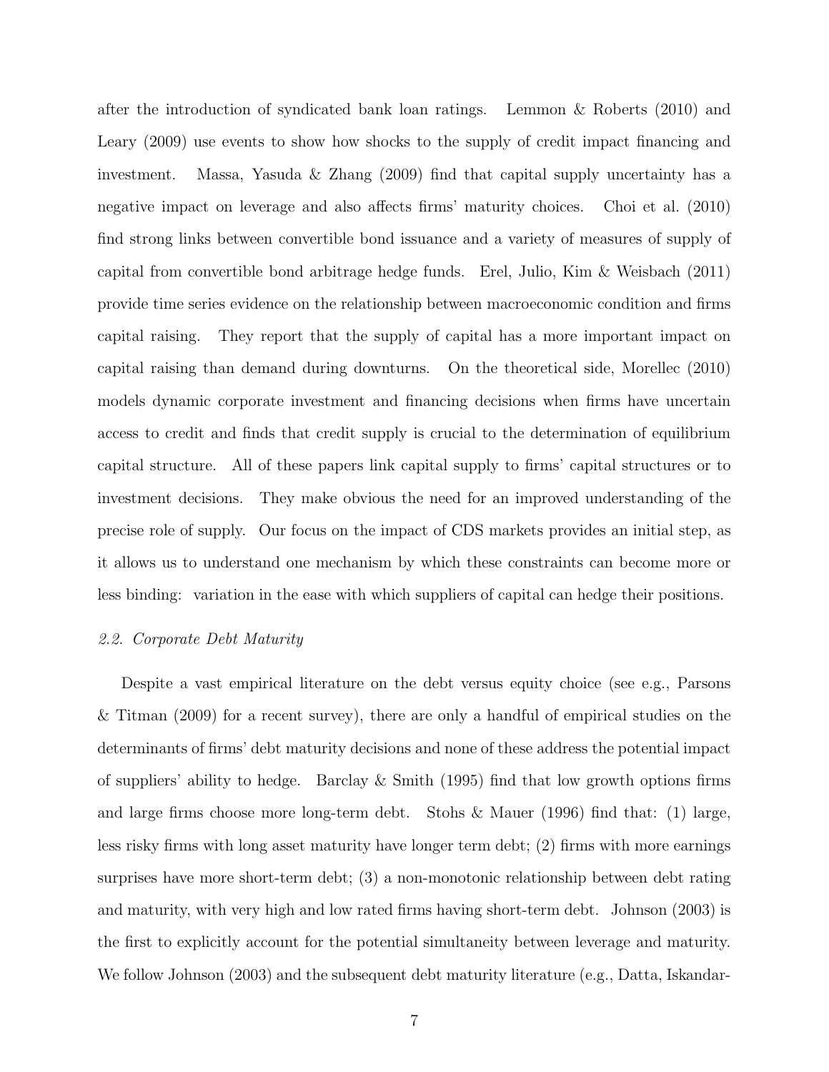after the introduction of syndicated bank loan ratings. Lemmon & Roberts (2010) and Leary (2009) use events to show how shocks to the supply of credit impact financing and investment. Massa, Yasuda & Zhang (2009) find that capital supply uncertainty has a negative impact on leverage and also affects firms' maturity choices. Choi et al. (2010) find strong links between convertible bond issuance and a variety of measures of supply of capital from convertible bond arbitrage hedge funds. Erel, Julio, Kim & Weisbach (2011) provide time series evidence on the relationship between macroeconomic condition and firms capital raising. They report that the supply of capital has a more important impact on capital raising than demand during downturns. On the theoretical side, Morellec (2010) models dynamic corporate investment and financing decisions when firms have uncertain access to credit and finds that credit supply is crucial to the determination of equilibrium capital structure. All of these papers link capital supply to firms' capital structures or to investment decisions. They make obvious the need for an improved understanding of the precise role of supply. Our focus on the impact of CDS markets provides an initial step, as it allows us to understand one mechanism by which these constraints can become more or less binding: variation in the ease with which suppliers of capital can hedge their positions.

### *2.2. Corporate Debt Maturity*

Despite a vast empirical literature on the debt versus equity choice (see e.g., Parsons & Titman (2009) for a recent survey), there are only a handful of empirical studies on the determinants of firms' debt maturity decisions and none of these address the potential impact of suppliers' ability to hedge. Barclay & Smith (1995) find that low growth options firms and large firms choose more long-term debt. Stohs & Mauer (1996) find that: (1) large, less risky firms with long asset maturity have longer term debt; (2) firms with more earnings surprises have more short-term debt; (3) a non-monotonic relationship between debt rating and maturity, with very high and low rated firms having short-term debt. Johnson (2003) is the first to explicitly account for the potential simultaneity between leverage and maturity. We follow Johnson (2003) and the subsequent debt maturity literature (e.g., Datta, Iskandar-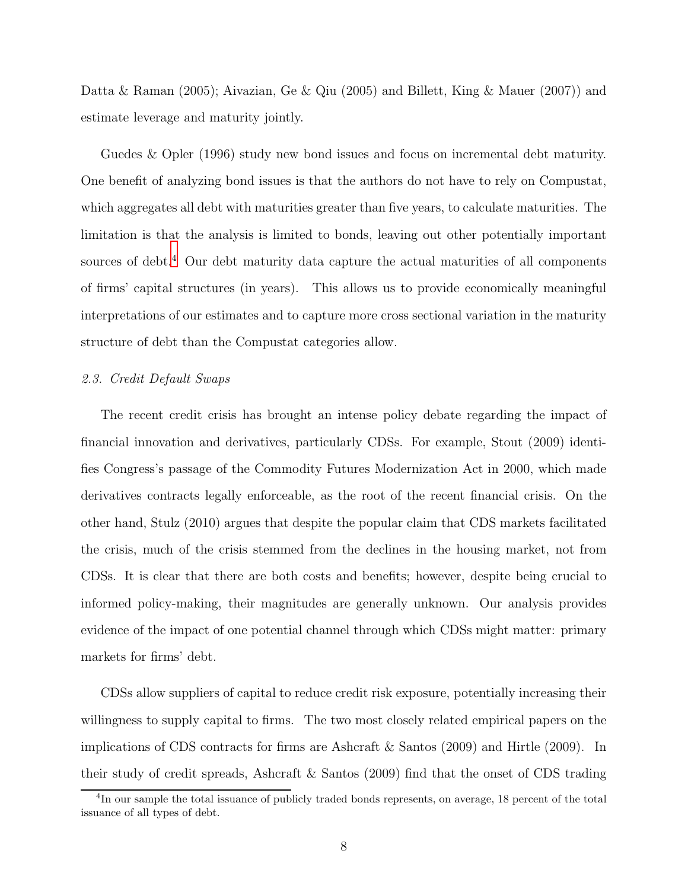Datta & Raman (2005); Aivazian, Ge & Qiu (2005) and Billett, King & Mauer (2007)) and estimate leverage and maturity jointly.

Guedes & Opler (1996) study new bond issues and focus on incremental debt maturity. One benefit of analyzing bond issues is that the authors do not have to rely on Compustat, which aggregates all debt with maturities greater than five years, to calculate maturities. The limitation is that the analysis is limited to bonds, leaving out other potentially important sources of debt.[4] Our debt maturity data capture the actual maturities of all components of firms' capital structures (in years). This allows us to provide economically meaningful interpretations of our estimates and to capture more cross sectional variation in the maturity structure of debt than the Compustat categories allow.

*2.3. Credit Default Swaps*

The recent credit crisis has brought an intense policy debate regarding the impact of financial innovation and derivatives, particularly CDSs. For example, Stout (2009) identifies Congress's passage of the Commodity Futures Modernization Act in 2000, which made derivatives contracts legally enforceable, as the root of the recent financial crisis. On the other hand, Stulz (2010) argues that despite the popular claim that CDS markets facilitated the crisis, much of the crisis stemmed from the declines in the housing market, not from CDSs. It is clear that there are both costs and benefits; however, despite being crucial to informed policy-making, their magnitudes are generally unknown. Our analysis provides evidence of the impact of one potential channel through which CDSs might matter: primary markets for firms' debt.

CDSs allow suppliers of capital to reduce credit risk exposure, potentially increasing their willingness to supply capital to firms. The two most closely related empirical papers on the implications of CDS contracts for firms are Ashcraft & Santos (2009) and Hirtle (2009). In their study of credit spreads, Ashcraft & Santos (2009) find that the onset of CDS trading

[4] In our sample the total issuance of publicly traded bonds represents, on average, 18 percent of the total issuance of all types of debt.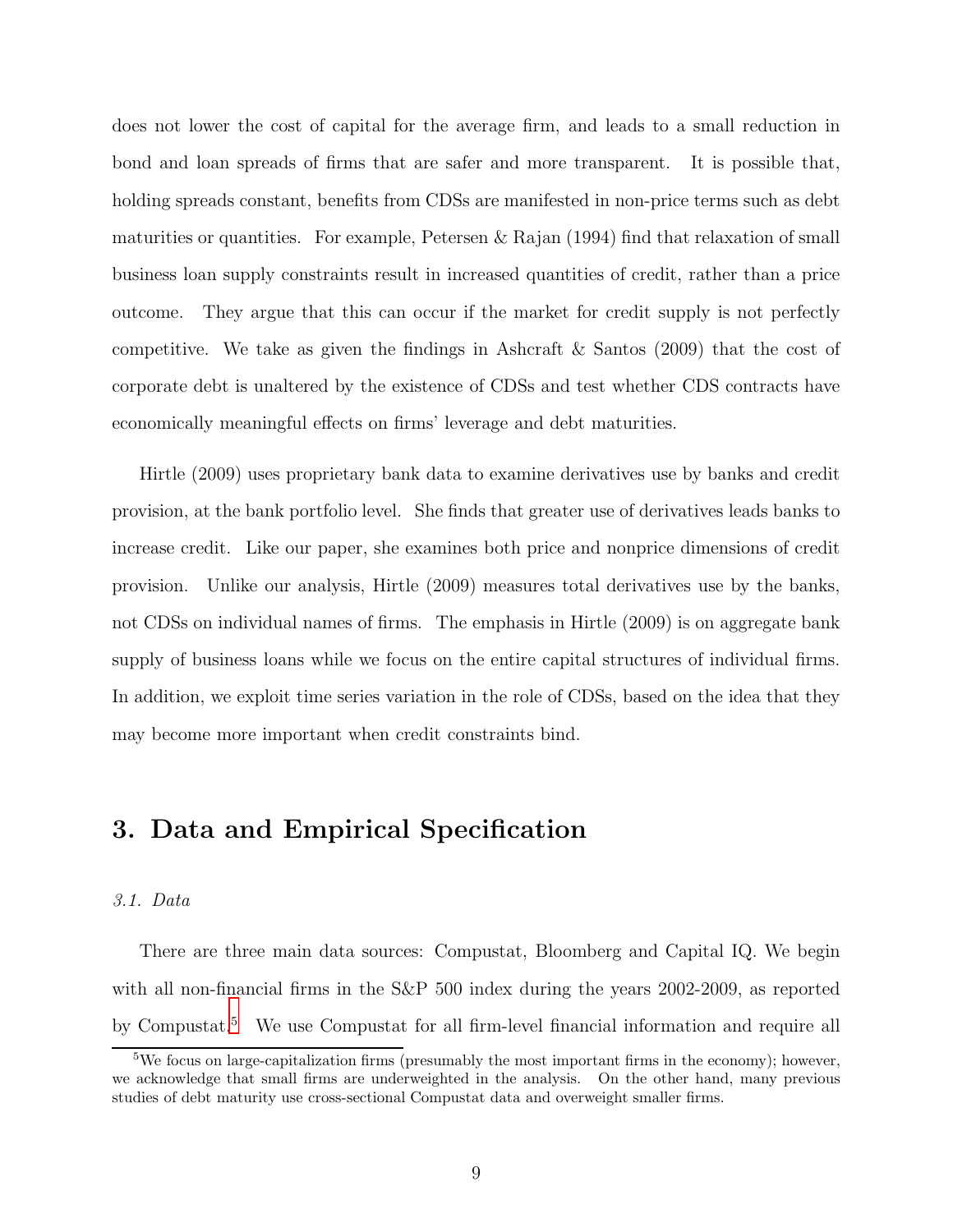does not lower the cost of capital for the average firm, and leads to a small reduction in bond and loan spreads of firms that are safer and more transparent. It is possible that, holding spreads constant, benefits from CDSs are manifested in non-price terms such as debt maturities or quantities. For example, Petersen & Rajan (1994) find that relaxation of small business loan supply constraints result in increased quantities of credit, rather than a price outcome. They argue that this can occur if the market for credit supply is not perfectly competitive. We take as given the findings in Ashcraft & Santos (2009) that the cost of corporate debt is unaltered by the existence of CDSs and test whether CDS contracts have economically meaningful effects on firms' leverage and debt maturities.

Hirtle (2009) uses proprietary bank data to examine derivatives use by banks and credit provision, at the bank portfolio level. She finds that greater use of derivatives leads banks to increase credit. Like our paper, she examines both price and nonprice dimensions of credit provision. Unlike our analysis, Hirtle (2009) measures total derivatives use by the banks, not CDSs on individual names of firms. The emphasis in Hirtle (2009) is on aggregate bank supply of business loans while we focus on the entire capital structures of individual firms. In addition, we exploit time series variation in the role of CDSs, based on the idea that they may become more important when credit constraints bind.

## 3. Data and Empirical Specification

### *3.1. Data*

There are three main data sources: Compustat, Bloomberg and Capital IQ. We begin with all non-financial firms in the S&P 500 index during the years 2002-2009, as reported by Compustat.[5] We use Compustat for all firm-level financial information and require all

[5] We focus on large-capitalization firms (presumably the most important firms in the economy); however, we acknowledge that small firms are underweighted in the analysis. On the other hand, many previous studies of debt maturity use cross-sectional Compustat data and overweight smaller firms.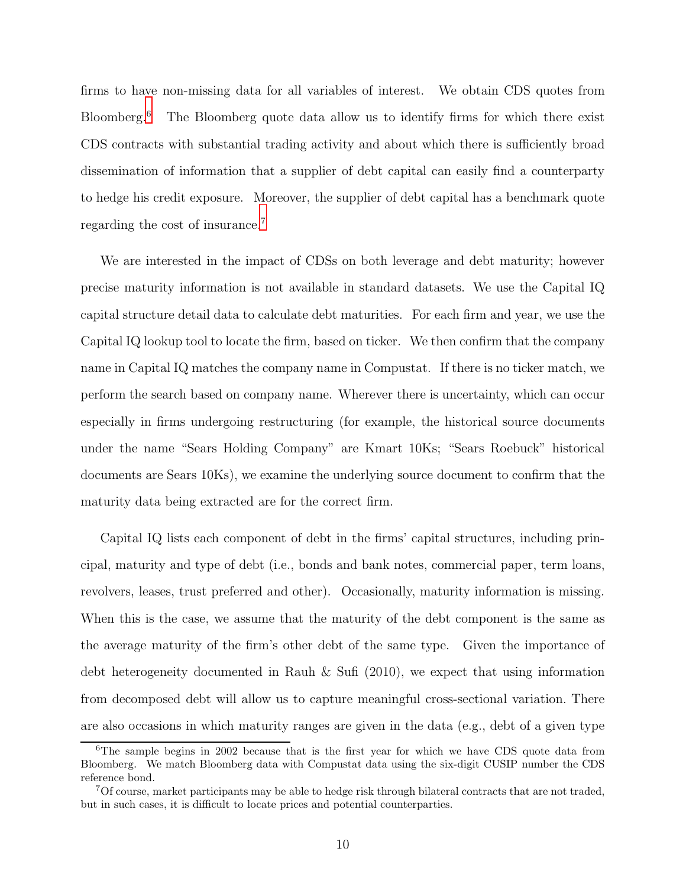firms to have non-missing data for all variables of interest. We obtain CDS quotes from Bloomberg.[6] The Bloomberg quote data allow us to identify firms for which there exist CDS contracts with substantial trading activity and about which there is sufficiently broad dissemination of information that a supplier of debt capital can easily find a counterparty to hedge his credit exposure. Moreover, the supplier of debt capital has a benchmark quote regarding the cost of insurance.[7]

We are interested in the impact of CDSs on both leverage and debt maturity; however precise maturity information is not available in standard datasets. We use the Capital IQ capital structure detail data to calculate debt maturities. For each firm and year, we use the Capital IQ lookup tool to locate the firm, based on ticker. We then confirm that the company name in Capital IQ matches the company name in Compustat. If there is no ticker match, we perform the search based on company name. Wherever there is uncertainty, which can occur especially in firms undergoing restructuring (for example, the historical source documents under the name "Sears Holding Company" are Kmart 10Ks; "Sears Roebuck" historical documents are Sears 10Ks), we examine the underlying source document to confirm that the maturity data being extracted are for the correct firm.

Capital IQ lists each component of debt in the firms' capital structures, including principal, maturity and type of debt (i.e., bonds and bank notes, commercial paper, term loans, revolvers, leases, trust preferred and other). Occasionally, maturity information is missing. When this is the case, we assume that the maturity of the debt component is the same as the average maturity of the firm's other debt of the same type. Given the importance of debt heterogeneity documented in Rauh & Sufi (2010), we expect that using information from decomposed debt will allow us to capture meaningful cross-sectional variation. There are also occasions in which maturity ranges are given in the data (e.g., debt of a given type

[6] The sample begins in 2002 because that is the first year for which we have CDS quote data from Bloomberg. We match Bloomberg data with Compustat data using the six-digit CUSIP number the CDS reference bond.

[7] Of course, market participants may be able to hedge risk through bilateral contracts that are not traded, but in such cases, it is difficult to locate prices and potential counterparties.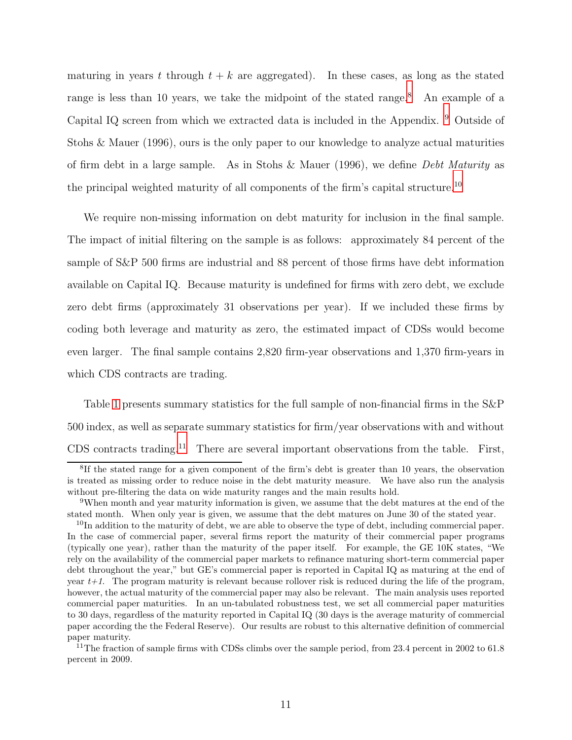maturing in years $t$ through $t+k$ are aggregated). In these cases, as long as the stated range is less than 10 years, we take the midpoint of the stated range.[8] An example of a Capital IQ screen from which we extracted data is included in the Appendix. [9] Outside of Stohs & Mauer (1996), ours is the only paper to our knowledge to analyze actual maturities of firm debt in a large sample. As in Stohs & Mauer (1996), we define *Debt Maturity* as the principal weighted maturity of all components of the firm's capital structure.[10]

We require non-missing information on debt maturity for inclusion in the final sample. The impact of initial filtering on the sample is as follows: approximately 84 percent of the sample of S&P 500 firms are industrial and 88 percent of those firms have debt information available on Capital IQ. Because maturity is undefined for firms with zero debt, we exclude zero debt firms (approximately 31 observations per year). If we included these firms by coding both leverage and maturity as zero, the estimated impact of CDSs would become even larger. The final sample contains 2,820 firm-year observations and 1,370 firm-years in which CDS contracts are trading.

Table 1 presents summary statistics for the full sample of non-financial firms in the S&P 500 index, as well as separate summary statistics for firm/year observations with and without CDS contracts trading.[11] There are several important observations from the table. First,

---

[8] If the stated range for a given component of the firm's debt is greater than 10 years, the observation is treated as missing order to reduce noise in the debt maturity measure. We have also run the analysis without pre-filtering the data on wide maturity ranges and the main results hold.

[9] When month and year maturity information is given, we assume that the debt matures at the end of the stated month. When only year is given, we assume that the debt matures on June 30 of the stated year.

[10] In addition to the maturity of debt, we are able to observe the type of debt, including commercial paper. In the case of commercial paper, several firms report the maturity of their commercial paper programs (typically one year), rather than the maturity of the paper itself. For example, the GE 10K states, "We rely on the availability of the commercial paper markets to refinance maturing short-term commercial paper debt throughout the year," but GE's commercial paper is reported in Capital IQ as maturing at the end of year *t+1*. The program maturity is relevant because rollover risk is reduced during the life of the program, however, the actual maturity of the commercial paper may also be relevant. The main analysis uses reported commercial paper maturities. In an un-tabulated robustness test, we set all commercial paper maturities to 30 days, regardless of the maturity reported in Capital IQ (30 days is the average maturity of commercial paper according the the Federal Reserve). Our results are robust to this alternative definition of commercial paper maturity.

[11] The fraction of sample firms with CDSs climbs over the sample period, from 23.4 percent in 2002 to 61.8 percent in 2009.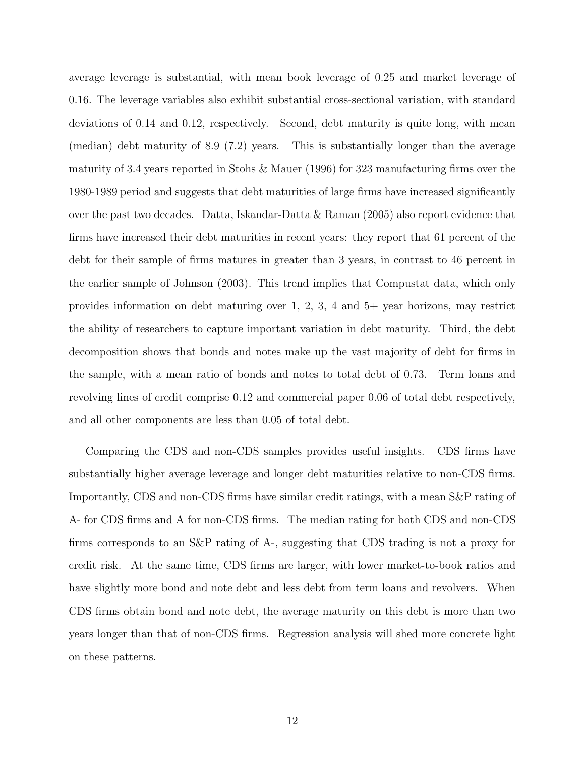average leverage is substantial, with mean book leverage of 0.25 and market leverage of 0.16. The leverage variables also exhibit substantial cross-sectional variation, with standard deviations of 0.14 and 0.12, respectively. Second, debt maturity is quite long, with mean (median) debt maturity of 8.9 (7.2) years. This is substantially longer than the average maturity of 3.4 years reported in Stohs & Mauer (1996) for 323 manufacturing firms over the 1980-1989 period and suggests that debt maturities of large firms have increased significantly over the past two decades. Datta, Iskandar-Datta & Raman (2005) also report evidence that firms have increased their debt maturities in recent years: they report that 61 percent of the debt for their sample of firms matures in greater than 3 years, in contrast to 46 percent in the earlier sample of Johnson (2003). This trend implies that Compustat data, which only provides information on debt maturing over 1, 2, 3, 4 and 5+ year horizons, may restrict the ability of researchers to capture important variation in debt maturity. Third, the debt decomposition shows that bonds and notes make up the vast majority of debt for firms in the sample, with a mean ratio of bonds and notes to total debt of 0.73. Term loans and revolving lines of credit comprise 0.12 and commercial paper 0.06 of total debt respectively, and all other components are less than 0.05 of total debt.

Comparing the CDS and non-CDS samples provides useful insights. CDS firms have substantially higher average leverage and longer debt maturities relative to non-CDS firms. Importantly, CDS and non-CDS firms have similar credit ratings, with a mean S&P rating of A- for CDS firms and A for non-CDS firms. The median rating for both CDS and non-CDS firms corresponds to an S&P rating of A-, suggesting that CDS trading is not a proxy for credit risk. At the same time, CDS firms are larger, with lower market-to-book ratios and have slightly more bond and note debt and less debt from term loans and revolvers. When CDS firms obtain bond and note debt, the average maturity on this debt is more than two years longer than that of non-CDS firms. Regression analysis will shed more concrete light on these patterns.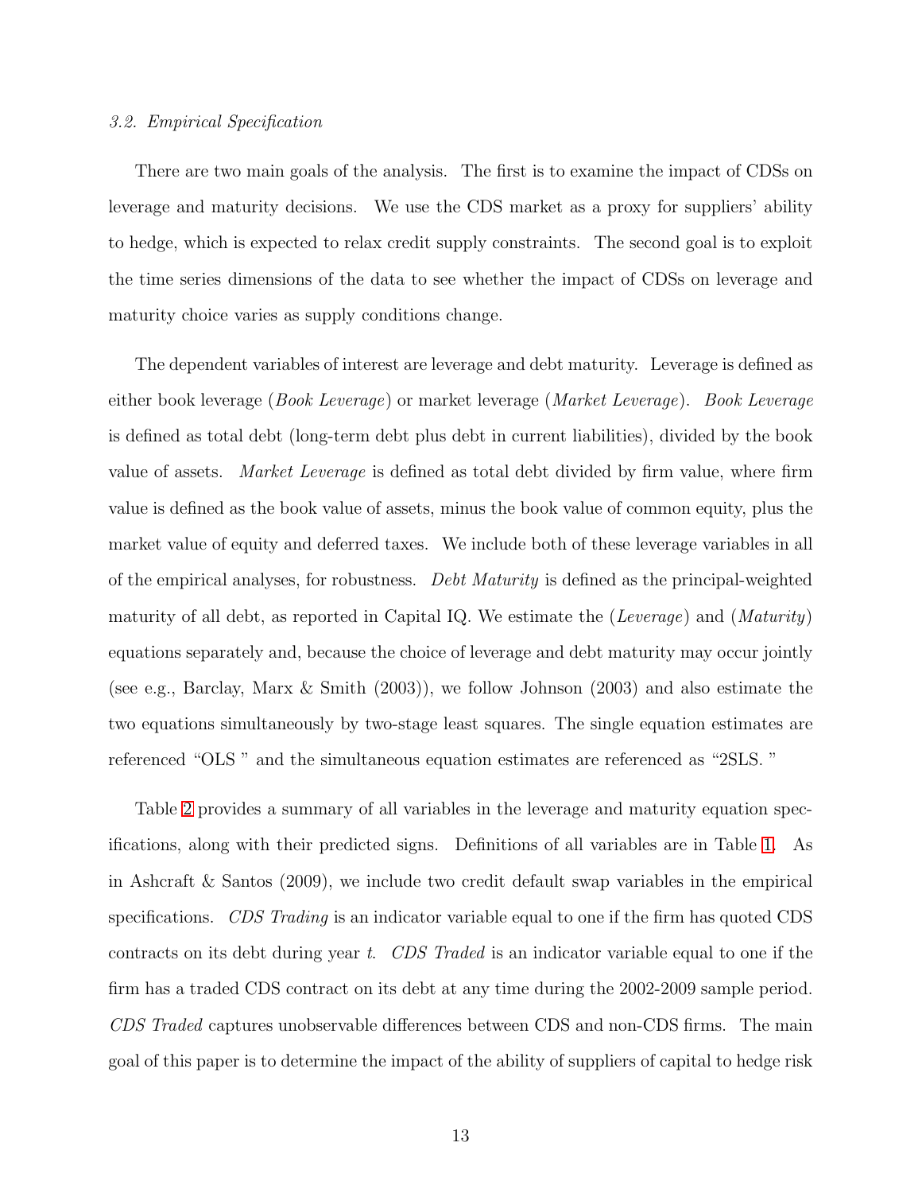### 3.2. Empirical Specification

There are two main goals of the analysis. The first is to examine the impact of CDSs on leverage and maturity decisions. We use the CDS market as a proxy for suppliers' ability to hedge, which is expected to relax credit supply constraints. The second goal is to exploit the time series dimensions of the data to see whether the impact of CDSs on leverage and maturity choice varies as supply conditions change.

The dependent variables of interest are leverage and debt maturity. Leverage is defined as either book leverage (*Book Leverage*) or market leverage (*Market Leverage*). *Book Leverage* is defined as total debt (long-term debt plus debt in current liabilities), divided by the book value of assets. *Market Leverage* is defined as total debt divided by firm value, where firm value is defined as the book value of assets, minus the book value of common equity, plus the market value of equity and deferred taxes. We include both of these leverage variables in all of the empirical analyses, for robustness. *Debt Maturity* is defined as the principal-weighted maturity of all debt, as reported in Capital IQ. We estimate the (*Leverage*) and (*Maturity*) equations separately and, because the choice of leverage and debt maturity may occur jointly (see e.g., Barclay, Marx & Smith (2003)), we follow Johnson (2003) and also estimate the two equations simultaneously by two-stage least squares. The single equation estimates are referenced "OLS " and the simultaneous equation estimates are referenced as "2SLS. "

Table 2 provides a summary of all variables in the leverage and maturity equation specifications, along with their predicted signs. Definitions of all variables are in Table 1. As in Ashcraft & Santos (2009), we include two credit default swap variables in the empirical specifications. *CDS Trading* is an indicator variable equal to one if the firm has quoted CDS contracts on its debt during year *t*. *CDS Traded* is an indicator variable equal to one if the firm has a traded CDS contract on its debt at any time during the 2002-2009 sample period. *CDS Traded* captures unobservable differences between CDS and non-CDS firms. The main goal of this paper is to determine the impact of the ability of suppliers of capital to hedge risk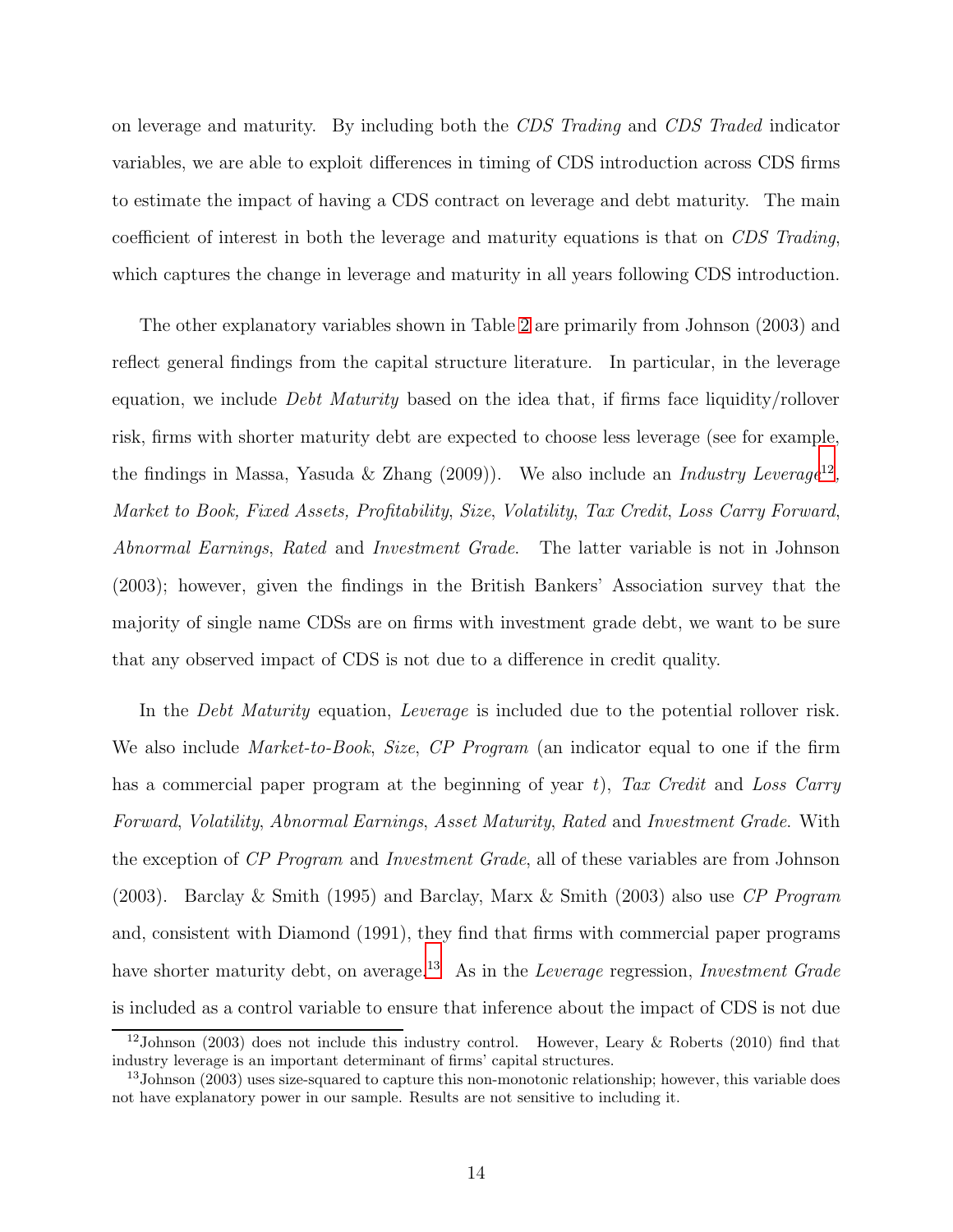on leverage and maturity. By including both the *CDS Trading* and *CDS Traded* indicator variables, we are able to exploit differences in timing of CDS introduction across CDS firms to estimate the impact of having a CDS contract on leverage and debt maturity. The main coefficient of interest in both the leverage and maturity equations is that on *CDS Trading*, which captures the change in leverage and maturity in all years following CDS introduction.

The other explanatory variables shown in Table 2 are primarily from Johnson (2003) and reflect general findings from the capital structure literature. In particular, in the leverage equation, we include *Debt Maturity* based on the idea that, if firms face liquidity/rollover risk, firms with shorter maturity debt are expected to choose less leverage (see for example, the findings in Massa, Yasuda & Zhang (2009)). We also include an *Industry Leverage*[12], *Market to Book, Fixed Assets, Profitability*, *Size*, *Volatility*, *Tax Credit*, *Loss Carry Forward*, *Abnormal Earnings*, *Rated* and *Investment Grade*. The latter variable is not in Johnson (2003); however, given the findings in the British Bankers' Association survey that the majority of single name CDSs are on firms with investment grade debt, we want to be sure that any observed impact of CDS is not due to a difference in credit quality.

In the *Debt Maturity* equation, *Leverage* is included due to the potential rollover risk. We also include *Market-to-Book*, *Size*, *CP Program* (an indicator equal to one if the firm has a commercial paper program at the beginning of year $t$), *Tax Credit* and *Loss Carry Forward*, *Volatility*, *Abnormal Earnings*, *Asset Maturity*, *Rated* and *Investment Grade*. With the exception of *CP Program* and *Investment Grade*, all of these variables are from Johnson (2003). Barclay & Smith (1995) and Barclay, Marx & Smith (2003) also use *CP Program* and, consistent with Diamond (1991), they find that firms with commercial paper programs have shorter maturity debt, on average.[13] As in the *Leverage* regression, *Investment Grade* is included as a control variable to ensure that inference about the impact of CDS is not due

[12] Johnson (2003) does not include this industry control. However, Leary & Roberts (2010) find that industry leverage is an important determinant of firms' capital structures.

[13] Johnson (2003) uses size-squared to capture this non-monotonic relationship; however, this variable does not have explanatory power in our sample. Results are not sensitive to including it.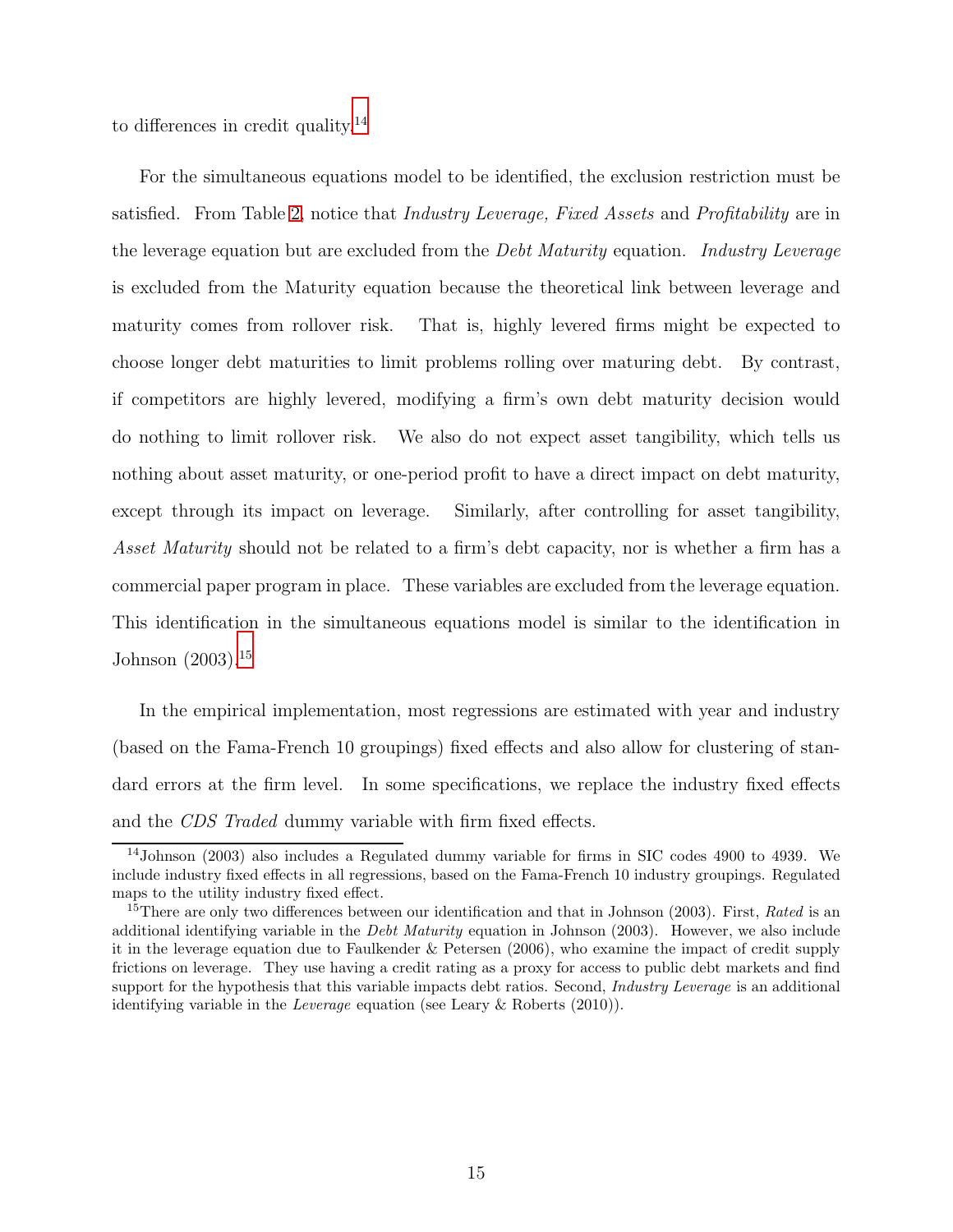to differences in credit quality.[14]

For the simultaneous equations model to be identified, the exclusion restriction must be satisfied. From Table 2, notice that *Industry Leverage, Fixed Assets* and *Profitability* are in the leverage equation but are excluded from the *Debt Maturity* equation. *Industry Leverage* is excluded from the Maturity equation because the theoretical link between leverage and maturity comes from rollover risk. That is, highly levered firms might be expected to choose longer debt maturities to limit problems rolling over maturing debt. By contrast, if competitors are highly levered, modifying a firm's own debt maturity decision would do nothing to limit rollover risk. We also do not expect asset tangibility, which tells us nothing about asset maturity, or one-period profit to have a direct impact on debt maturity, except through its impact on leverage. Similarly, after controlling for asset tangibility, *Asset Maturity* should not be related to a firm's debt capacity, nor is whether a firm has a commercial paper program in place. These variables are excluded from the leverage equation. This identification in the simultaneous equations model is similar to the identification in Johnson (2003).[15]

In the empirical implementation, most regressions are estimated with year and industry (based on the Fama-French 10 groupings) fixed effects and also allow for clustering of standard errors at the firm level. In some specifications, we replace the industry fixed effects and the *CDS Traded* dummy variable with firm fixed effects.

---

[14] Johnson (2003) also includes a Regulated dummy variable for firms in SIC codes 4900 to 4939. We include industry fixed effects in all regressions, based on the Fama-French 10 industry groupings. Regulated maps to the utility industry fixed effect.

[15] There are only two differences between our identification and that in Johnson (2003). First, *Rated* is an additional identifying variable in the *Debt Maturity* equation in Johnson (2003). However, we also include it in the leverage equation due to Faulkender & Petersen (2006), who examine the impact of credit supply frictions on leverage. They use having a credit rating as a proxy for access to public debt markets and find support for the hypothesis that this variable impacts debt ratios. Second, *Industry Leverage* is an additional identifying variable in the *Leverage* equation (see Leary & Roberts (2010)).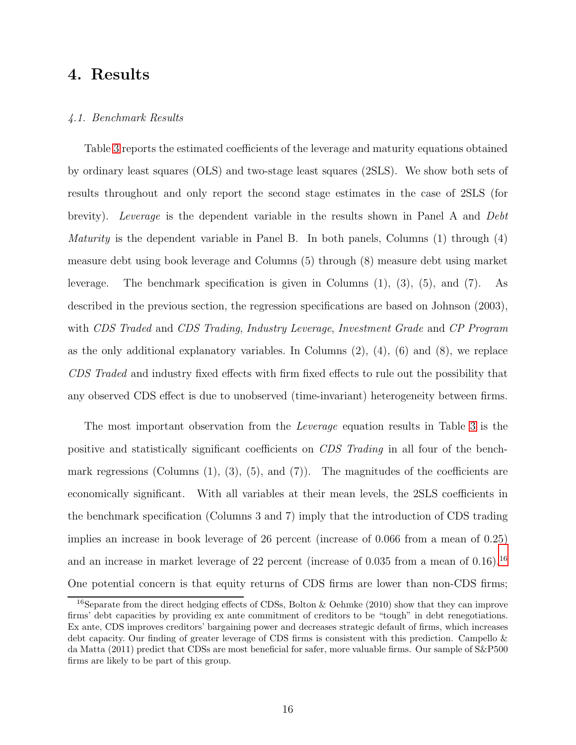# 4. Results

*4.1. Benchmark Results*

Table 3 reports the estimated coefficients of the leverage and maturity equations obtained by ordinary least squares (OLS) and two-stage least squares (2SLS). We show both sets of results throughout and only report the second stage estimates in the case of 2SLS (for brevity). *Leverage* is the dependent variable in the results shown in Panel A and *Debt Maturity* is the dependent variable in Panel B. In both panels, Columns (1) through (4) measure debt using book leverage and Columns (5) through (8) measure debt using market leverage. The benchmark specification is given in Columns (1), (3), (5), and (7). As described in the previous section, the regression specifications are based on Johnson (2003), with *CDS Traded* and *CDS Trading*, *Industry Leverage*, *Investment Grade* and *CP Program* as the only additional explanatory variables. In Columns (2), (4), (6) and (8), we replace *CDS Traded* and industry fixed effects with firm fixed effects to rule out the possibility that any observed CDS effect is due to unobserved (time-invariant) heterogeneity between firms.

The most important observation from the *Leverage* equation results in Table 3 is the positive and statistically significant coefficients on *CDS Trading* in all four of the benchmark regressions (Columns (1), (3), (5), and (7)). The magnitudes of the coefficients are economically significant. With all variables at their mean levels, the 2SLS coefficients in the benchmark specification (Columns 3 and 7) imply that the introduction of CDS trading implies an increase in book leverage of 26 percent (increase of 0.066 from a mean of 0.25) and an increase in market leverage of 22 percent (increase of 0.035 from a mean of 0.16).[16] One potential concern is that equity returns of CDS firms are lower than non-CDS firms;

[16] Separate from the direct hedging effects of CDSs, Bolton & Oehmke (2010) show that they can improve firms' debt capacities by providing ex ante commitment of creditors to be "tough" in debt renegotiations. Ex ante, CDS improves creditors' bargaining power and decreases strategic default of firms, which increases debt capacity. Our finding of greater leverage of CDS firms is consistent with this prediction. Campello & da Matta (2011) predict that CDSs are most beneficial for safer, more valuable firms. Our sample of S&P500 firms are likely to be part of this group.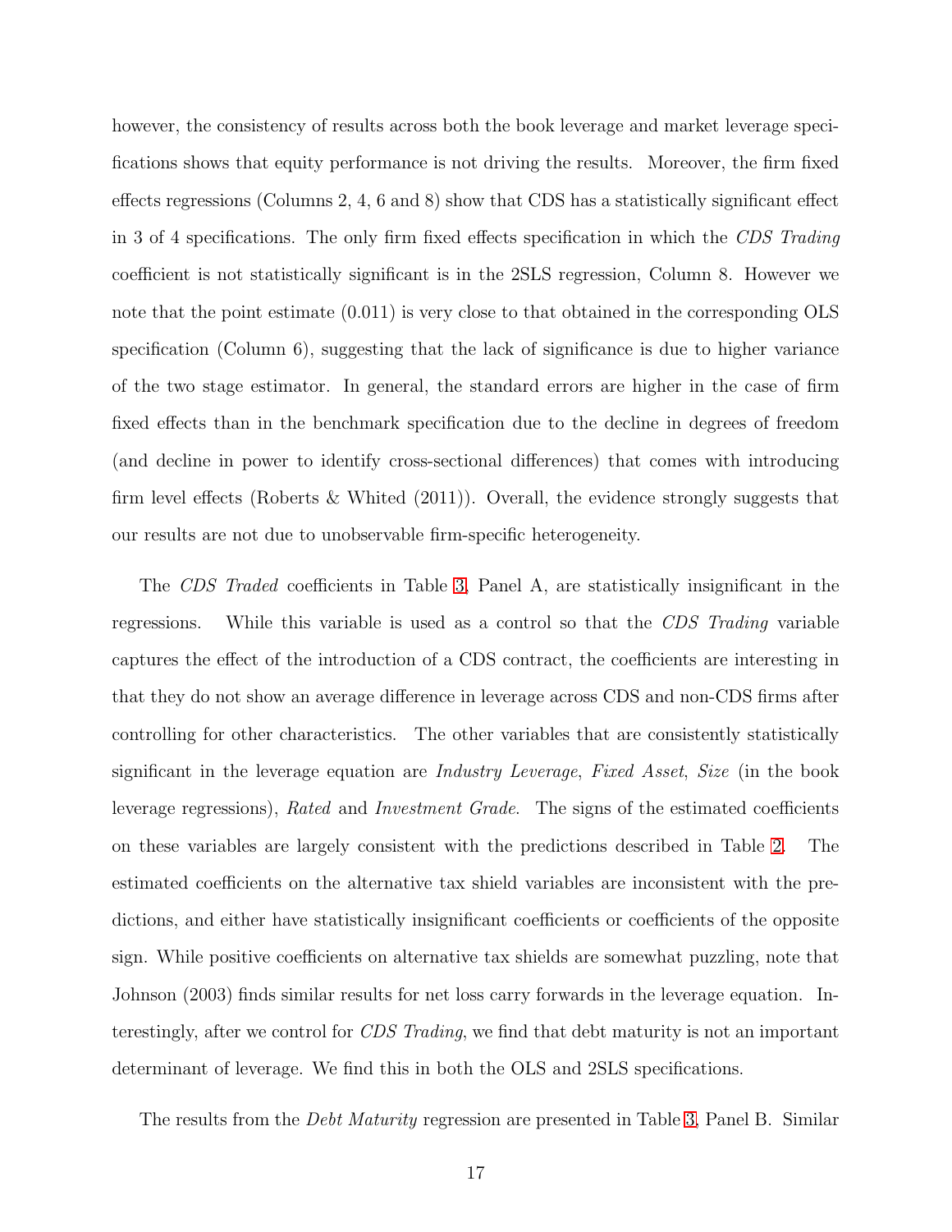however, the consistency of results across both the book leverage and market leverage specifications shows that equity performance is not driving the results. Moreover, the firm fixed effects regressions (Columns 2, 4, 6 and 8) show that CDS has a statistically significant effect in 3 of 4 specifications. The only firm fixed effects specification in which the *CDS Trading* coefficient is not statistically significant is in the 2SLS regression, Column 8. However we note that the point estimate (0.011) is very close to that obtained in the corresponding OLS specification (Column 6), suggesting that the lack of significance is due to higher variance of the two stage estimator. In general, the standard errors are higher in the case of firm fixed effects than in the benchmark specification due to the decline in degrees of freedom (and decline in power to identify cross-sectional differences) that comes with introducing firm level effects (Roberts & Whited (2011)). Overall, the evidence strongly suggests that our results are not due to unobservable firm-specific heterogeneity.

The *CDS Traded* coefficients in Table 3, Panel A, are statistically insignificant in the regressions. While this variable is used as a control so that the *CDS Trading* variable captures the effect of the introduction of a CDS contract, the coefficients are interesting in that they do not show an average difference in leverage across CDS and non-CDS firms after controlling for other characteristics. The other variables that are consistently statistically significant in the leverage equation are *Industry Leverage*, *Fixed Asset*, *Size* (in the book leverage regressions), *Rated* and *Investment Grade*. The signs of the estimated coefficients on these variables are largely consistent with the predictions described in Table 2. The estimated coefficients on the alternative tax shield variables are inconsistent with the predictions, and either have statistically insignificant coefficients or coefficients of the opposite sign. While positive coefficients on alternative tax shields are somewhat puzzling, note that Johnson (2003) finds similar results for net loss carry forwards in the leverage equation. Interestingly, after we control for *CDS Trading*, we find that debt maturity is not an important determinant of leverage. We find this in both the OLS and 2SLS specifications.

The results from the *Debt Maturity* regression are presented in Table 3, Panel B. Similar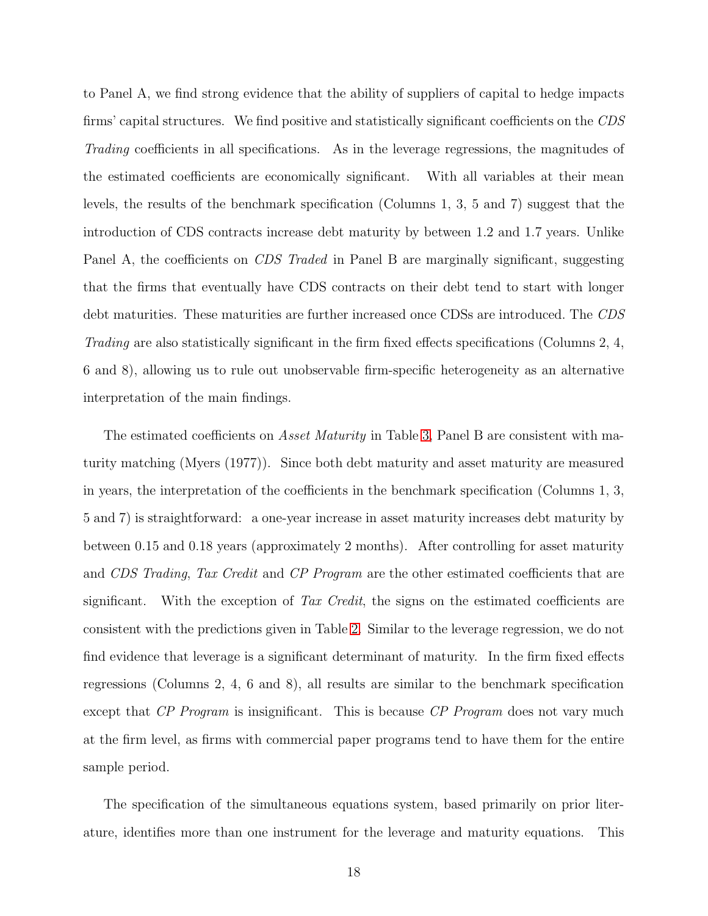to Panel A, we find strong evidence that the ability of suppliers of capital to hedge impacts firms' capital structures. We find positive and statistically significant coefficients on the *CDS Trading* coefficients in all specifications. As in the leverage regressions, the magnitudes of the estimated coefficients are economically significant. With all variables at their mean levels, the results of the benchmark specification (Columns 1, 3, 5 and 7) suggest that the introduction of CDS contracts increase debt maturity by between 1.2 and 1.7 years. Unlike Panel A, the coefficients on *CDS Traded* in Panel B are marginally significant, suggesting that the firms that eventually have CDS contracts on their debt tend to start with longer debt maturities. These maturities are further increased once CDSs are introduced. The *CDS Trading* are also statistically significant in the firm fixed effects specifications (Columns 2, 4, 6 and 8), allowing us to rule out unobservable firm-specific heterogeneity as an alternative interpretation of the main findings.

The estimated coefficients on *Asset Maturity* in Table 3, Panel B are consistent with maturity matching (Myers (1977)). Since both debt maturity and asset maturity are measured in years, the interpretation of the coefficients in the benchmark specification (Columns 1, 3, 5 and 7) is straightforward: a one-year increase in asset maturity increases debt maturity by between 0.15 and 0.18 years (approximately 2 months). After controlling for asset maturity and *CDS Trading*, *Tax Credit* and *CP Program* are the other estimated coefficients that are significant. With the exception of *Tax Credit*, the signs on the estimated coefficients are consistent with the predictions given in Table 2. Similar to the leverage regression, we do not find evidence that leverage is a significant determinant of maturity. In the firm fixed effects regressions (Columns 2, 4, 6 and 8), all results are similar to the benchmark specification except that *CP Program* is insignificant. This is because *CP Program* does not vary much at the firm level, as firms with commercial paper programs tend to have them for the entire sample period.

The specification of the simultaneous equations system, based primarily on prior literature, identifies more than one instrument for the leverage and maturity equations. This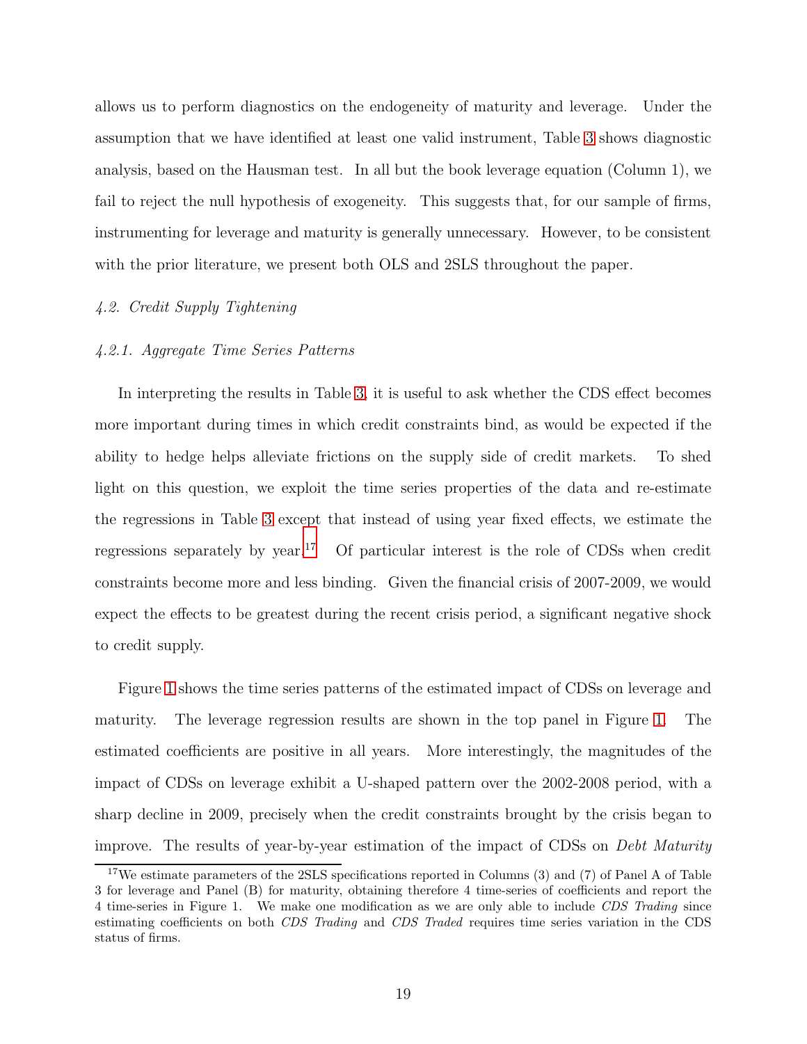allows us to perform diagnostics on the endogeneity of maturity and leverage. Under the assumption that we have identified at least one valid instrument, Table 3 shows diagnostic analysis, based on the Hausman test. In all but the book leverage equation (Column 1), we fail to reject the null hypothesis of exogeneity. This suggests that, for our sample of firms, instrumenting for leverage and maturity is generally unnecessary. However, to be consistent with the prior literature, we present both OLS and 2SLS throughout the paper.

### *4.2. Credit Supply Tightening*

#### *4.2.1. Aggregate Time Series Patterns*

In interpreting the results in Table 3, it is useful to ask whether the CDS effect becomes more important during times in which credit constraints bind, as would be expected if the ability to hedge helps alleviate frictions on the supply side of credit markets. To shed light on this question, we exploit the time series properties of the data and re-estimate the regressions in Table 3 except that instead of using year fixed effects, we estimate the regressions separately by year.[17] Of particular interest is the role of CDSs when credit constraints become more and less binding. Given the financial crisis of 2007-2009, we would expect the effects to be greatest during the recent crisis period, a significant negative shock to credit supply.

Figure 1 shows the time series patterns of the estimated impact of CDSs on leverage and maturity. The leverage regression results are shown in the top panel in Figure 1. The estimated coefficients are positive in all years. More interestingly, the magnitudes of the impact of CDSs on leverage exhibit a U-shaped pattern over the 2002-2008 period, with a sharp decline in 2009, precisely when the credit constraints brought by the crisis began to improve. The results of year-by-year estimation of the impact of CDSs on *Debt Maturity*

[17] We estimate parameters of the 2SLS specifications reported in Columns (3) and (7) of Panel A of Table 3 for leverage and Panel (B) for maturity, obtaining therefore 4 time-series of coefficients and report the 4 time-series in Figure 1. We make one modification as we are only able to include *CDS Trading* since estimating coefficients on both *CDS Trading* and *CDS Traded* requires time series variation in the CDS status of firms.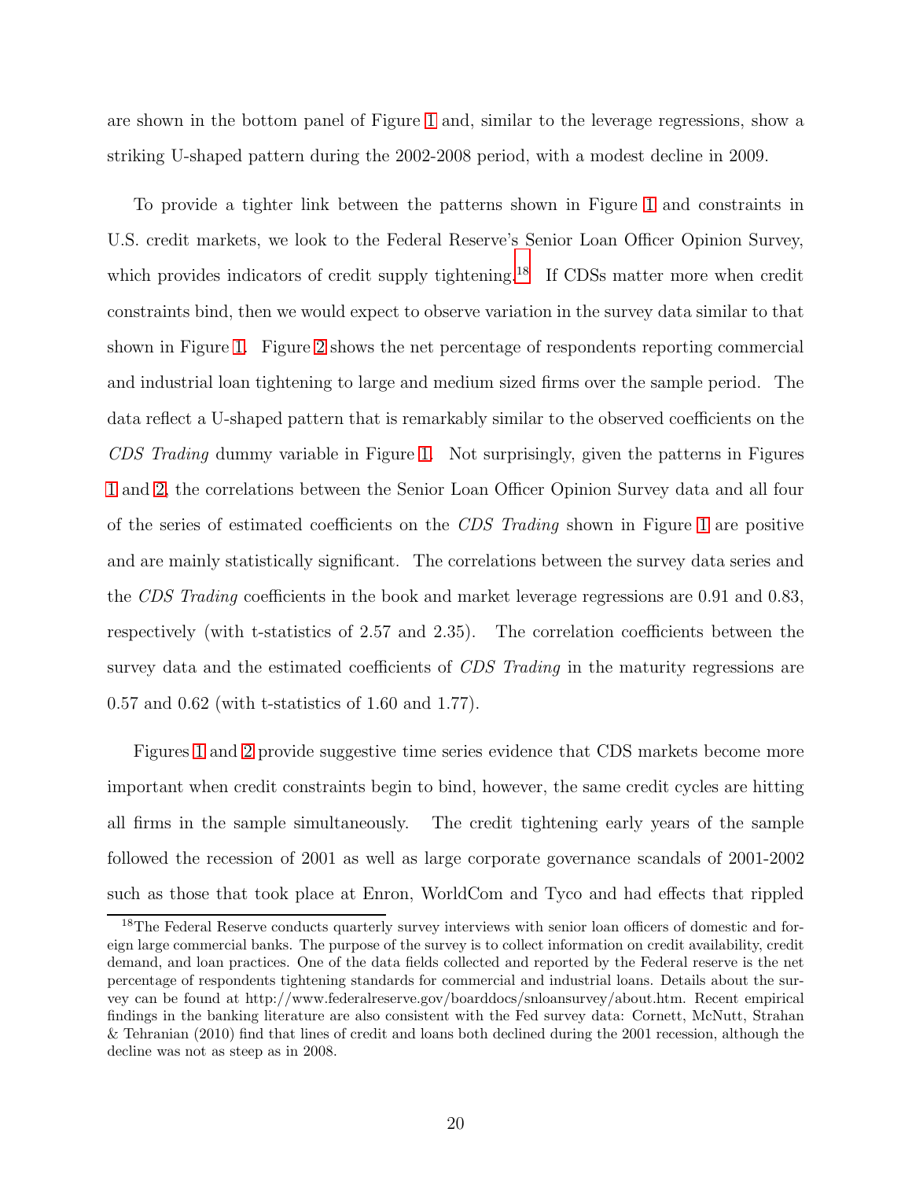are shown in the bottom panel of Figure 1 and, similar to the leverage regressions, show a striking U-shaped pattern during the 2002-2008 period, with a modest decline in 2009.

To provide a tighter link between the patterns shown in Figure 1 and constraints in U.S. credit markets, we look to the Federal Reserve's Senior Loan Officer Opinion Survey, which provides indicators of credit supply tightening.[18] If CDSs matter more when credit constraints bind, then we would expect to observe variation in the survey data similar to that shown in Figure 1. Figure 2 shows the net percentage of respondents reporting commercial and industrial loan tightening to large and medium sized firms over the sample period. The data reflect a U-shaped pattern that is remarkably similar to the observed coefficients on the *CDS Trading* dummy variable in Figure 1. Not surprisingly, given the patterns in Figures 1 and 2, the correlations between the Senior Loan Officer Opinion Survey data and all four of the series of estimated coefficients on the *CDS Trading* shown in Figure 1 are positive and are mainly statistically significant. The correlations between the survey data series and the *CDS Trading* coefficients in the book and market leverage regressions are 0.91 and 0.83, respectively (with t-statistics of 2.57 and 2.35). The correlation coefficients between the survey data and the estimated coefficients of *CDS Trading* in the maturity regressions are 0.57 and 0.62 (with t-statistics of 1.60 and 1.77).

Figures 1 and 2 provide suggestive time series evidence that CDS markets become more important when credit constraints begin to bind, however, the same credit cycles are hitting all firms in the sample simultaneously. The credit tightening early years of the sample followed the recession of 2001 as well as large corporate governance scandals of 2001-2002 such as those that took place at Enron, WorldCom and Tyco and had effects that rippled

[18] The Federal Reserve conducts quarterly survey interviews with senior loan officers of domestic and foreign large commercial banks. The purpose of the survey is to collect information on credit availability, credit demand, and loan practices. One of the data fields collected and reported by the Federal reserve is the net percentage of respondents tightening standards for commercial and industrial loans. Details about the survey can be found at http://www.federalreserve.gov/boarddocs/snloansurvey/about.htm. Recent empirical findings in the banking literature are also consistent with the Fed survey data: Cornett, McNutt, Strahan & Tehranian (2010) find that lines of credit and loans both declined during the 2001 recession, although the decline was not as steep as in 2008.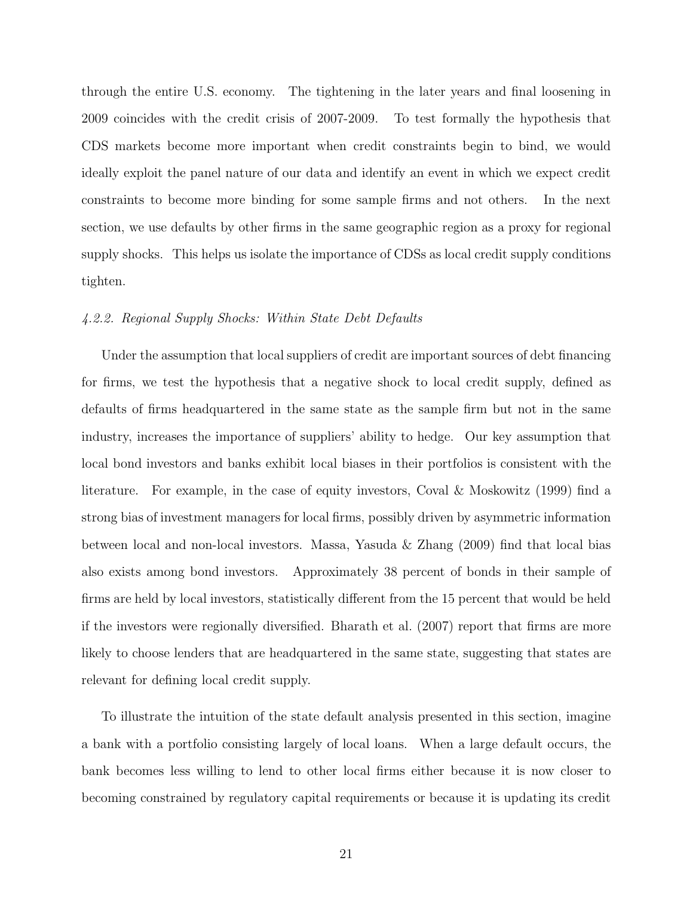through the entire U.S. economy. The tightening in the later years and final loosening in 2009 coincides with the credit crisis of 2007-2009. To test formally the hypothesis that CDS markets become more important when credit constraints begin to bind, we would ideally exploit the panel nature of our data and identify an event in which we expect credit constraints to become more binding for some sample firms and not others. In the next section, we use defaults by other firms in the same geographic region as a proxy for regional supply shocks. This helps us isolate the importance of CDSs as local credit supply conditions tighten.

#### *4.2.2. Regional Supply Shocks: Within State Debt Defaults*

Under the assumption that local suppliers of credit are important sources of debt financing for firms, we test the hypothesis that a negative shock to local credit supply, defined as defaults of firms headquartered in the same state as the sample firm but not in the same industry, increases the importance of suppliers' ability to hedge. Our key assumption that local bond investors and banks exhibit local biases in their portfolios is consistent with the literature. For example, in the case of equity investors, Coval & Moskowitz (1999) find a strong bias of investment managers for local firms, possibly driven by asymmetric information between local and non-local investors. Massa, Yasuda & Zhang (2009) find that local bias also exists among bond investors. Approximately 38 percent of bonds in their sample of firms are held by local investors, statistically different from the 15 percent that would be held if the investors were regionally diversified. Bharath et al. (2007) report that firms are more likely to choose lenders that are headquartered in the same state, suggesting that states are relevant for defining local credit supply.

To illustrate the intuition of the state default analysis presented in this section, imagine a bank with a portfolio consisting largely of local loans. When a large default occurs, the bank becomes less willing to lend to other local firms either because it is now closer to becoming constrained by regulatory capital requirements or because it is updating its credit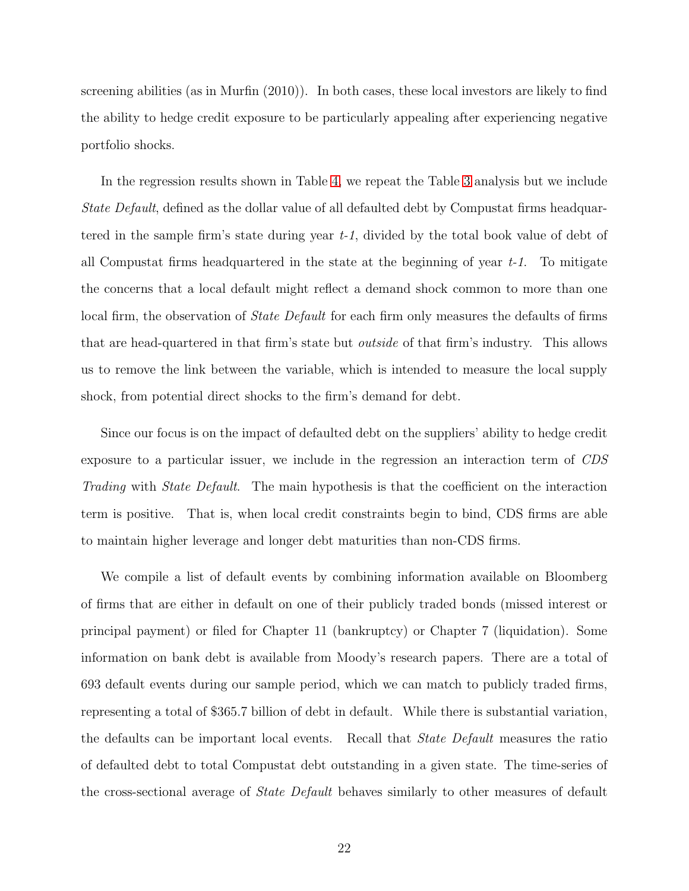screening abilities (as in Murfin (2010)). In both cases, these local investors are likely to find the ability to hedge credit exposure to be particularly appealing after experiencing negative portfolio shocks.

In the regression results shown in Table 4, we repeat the Table 3 analysis but we include *State Default*, defined as the dollar value of all defaulted debt by Compustat firms headquartered in the sample firm's state during year *t-1*, divided by the total book value of debt of all Compustat firms headquartered in the state at the beginning of year *t-1*. To mitigate the concerns that a local default might reflect a demand shock common to more than one local firm, the observation of *State Default* for each firm only measures the defaults of firms that are head-quartered in that firm's state but *outside* of that firm's industry. This allows us to remove the link between the variable, which is intended to measure the local supply shock, from potential direct shocks to the firm's demand for debt.

Since our focus is on the impact of defaulted debt on the suppliers' ability to hedge credit exposure to a particular issuer, we include in the regression an interaction term of *CDS Trading* with *State Default*. The main hypothesis is that the coefficient on the interaction term is positive. That is, when local credit constraints begin to bind, CDS firms are able to maintain higher leverage and longer debt maturities than non-CDS firms.

We compile a list of default events by combining information available on Bloomberg of firms that are either in default on one of their publicly traded bonds (missed interest or principal payment) or filed for Chapter 11 (bankruptcy) or Chapter 7 (liquidation). Some information on bank debt is available from Moody's research papers. There are a total of 693 default events during our sample period, which we can match to publicly traded firms, representing a total of $365.7 billion of debt in default. While there is substantial variation, the defaults can be important local events. Recall that *State Default* measures the ratio of defaulted debt to total Compustat debt outstanding in a given state. The time-series of the cross-sectional average of *State Default* behaves similarly to other measures of default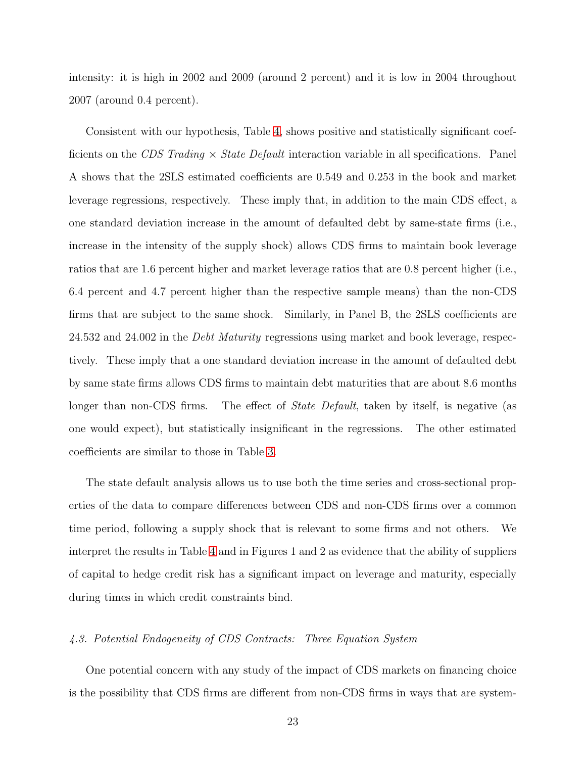intensity: it is high in 2002 and 2009 (around 2 percent) and it is low in 2004 throughout 2007 (around 0.4 percent).

Consistent with our hypothesis, Table 4, shows positive and statistically significant coefficients on the *CDS Trading* × *State Default* interaction variable in all specifications. Panel A shows that the 2SLS estimated coefficients are 0.549 and 0.253 in the book and market leverage regressions, respectively. These imply that, in addition to the main CDS effect, a one standard deviation increase in the amount of defaulted debt by same-state firms (i.e., increase in the intensity of the supply shock) allows CDS firms to maintain book leverage ratios that are 1.6 percent higher and market leverage ratios that are 0.8 percent higher (i.e., 6.4 percent and 4.7 percent higher than the respective sample means) than the non-CDS firms that are subject to the same shock. Similarly, in Panel B, the 2SLS coefficients are 24.532 and 24.002 in the *Debt Maturity* regressions using market and book leverage, respectively. These imply that a one standard deviation increase in the amount of defaulted debt by same state firms allows CDS firms to maintain debt maturities that are about 8.6 months longer than non-CDS firms. The effect of *State Default*, taken by itself, is negative (as one would expect), but statistically insignificant in the regressions. The other estimated coefficients are similar to those in Table 3.

The state default analysis allows us to use both the time series and cross-sectional properties of the data to compare differences between CDS and non-CDS firms over a common time period, following a supply shock that is relevant to some firms and not others. We interpret the results in Table 4 and in Figures 1 and 2 as evidence that the ability of suppliers of capital to hedge credit risk has a significant impact on leverage and maturity, especially during times in which credit constraints bind.

### *4.3. Potential Endogeneity of CDS Contracts: Three Equation System*

One potential concern with any study of the impact of CDS markets on financing choice is the possibility that CDS firms are different from non-CDS firms in ways that are system-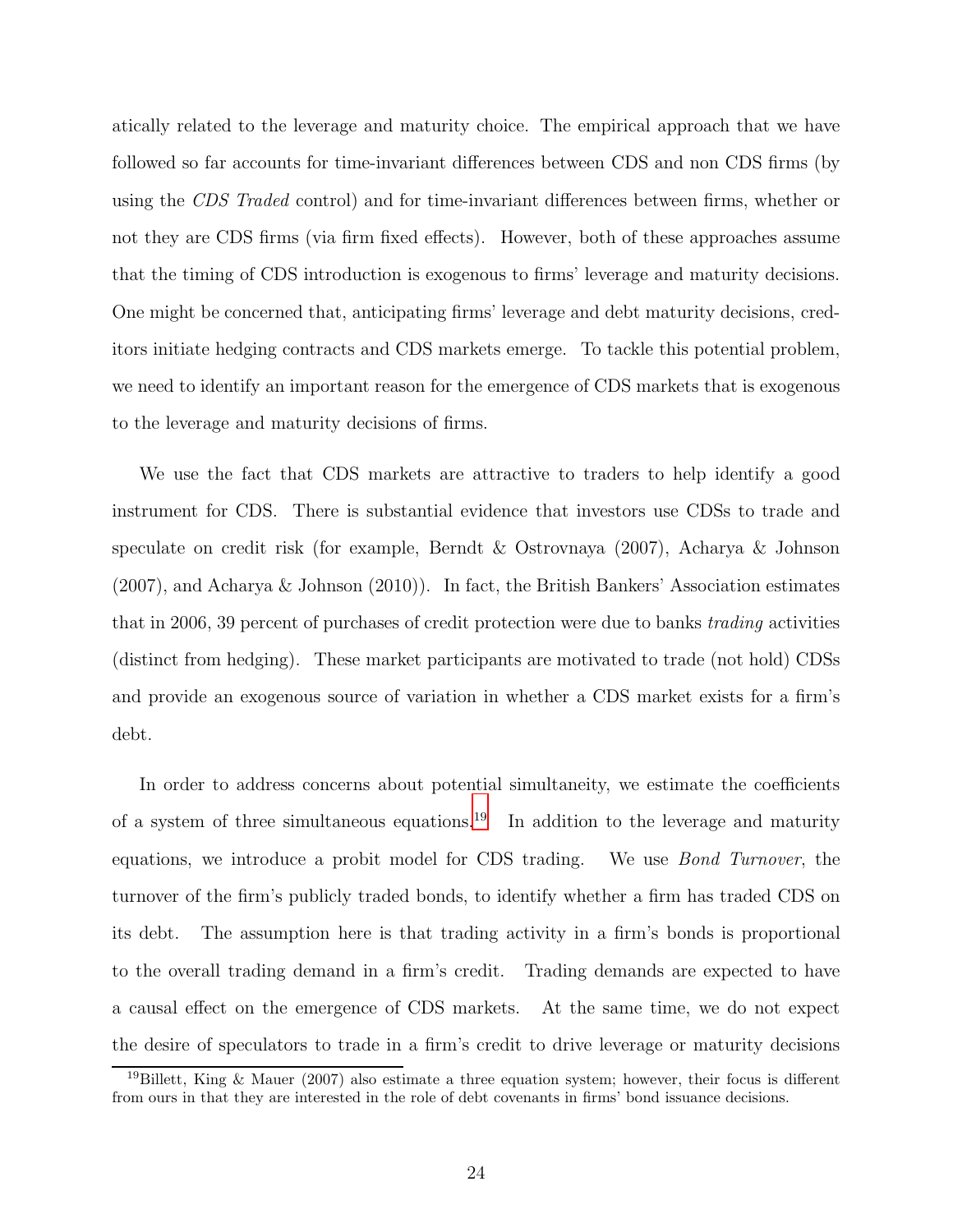atically related to the leverage and maturity choice. The empirical approach that we have followed so far accounts for time-invariant differences between CDS and non CDS firms (by using the *CDS Traded* control) and for time-invariant differences between firms, whether or not they are CDS firms (via firm fixed effects). However, both of these approaches assume that the timing of CDS introduction is exogenous to firms' leverage and maturity decisions. One might be concerned that, anticipating firms' leverage and debt maturity decisions, creditors initiate hedging contracts and CDS markets emerge. To tackle this potential problem, we need to identify an important reason for the emergence of CDS markets that is exogenous to the leverage and maturity decisions of firms.

We use the fact that CDS markets are attractive to traders to help identify a good instrument for CDS. There is substantial evidence that investors use CDSs to trade and speculate on credit risk (for example, Berndt & Ostrovnaya (2007), Acharya & Johnson (2007), and Acharya & Johnson (2010)). In fact, the British Bankers' Association estimates that in 2006, 39 percent of purchases of credit protection were due to banks *trading* activities (distinct from hedging). These market participants are motivated to trade (not hold) CDSs and provide an exogenous source of variation in whether a CDS market exists for a firm's debt.

In order to address concerns about potential simultaneity, we estimate the coefficients of a system of three simultaneous equations.[19] In addition to the leverage and maturity equations, we introduce a probit model for CDS trading. We use *Bond Turnover*, the turnover of the firm's publicly traded bonds, to identify whether a firm has traded CDS on its debt. The assumption here is that trading activity in a firm's bonds is proportional to the overall trading demand in a firm's credit. Trading demands are expected to have a causal effect on the emergence of CDS markets. At the same time, we do not expect the desire of speculators to trade in a firm's credit to drive leverage or maturity decisions

[19] Billett, King & Mauer (2007) also estimate a three equation system; however, their focus is different from ours in that they are interested in the role of debt covenants in firms' bond issuance decisions.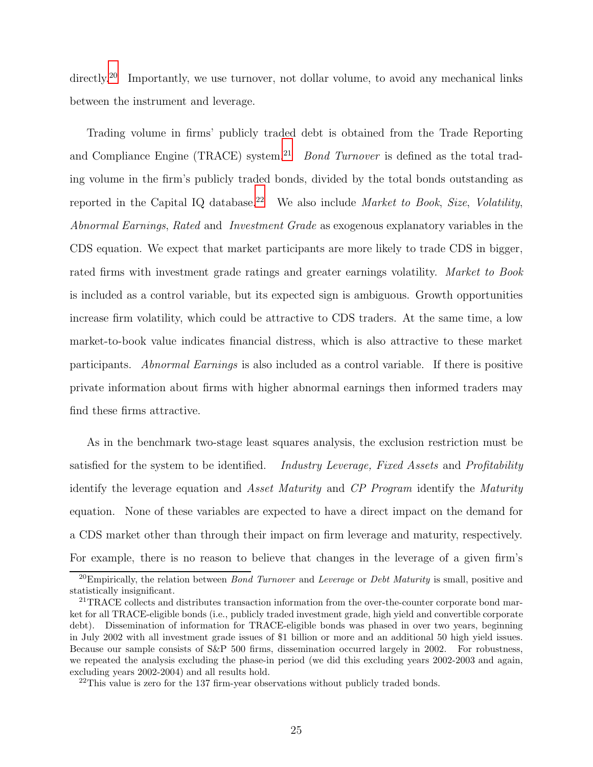directly.[20] Importantly, we use turnover, not dollar volume, to avoid any mechanical links between the instrument and leverage.

Trading volume in firms' publicly traded debt is obtained from the Trade Reporting and Compliance Engine (TRACE) system.[21] *Bond Turnover* is defined as the total trading volume in the firm's publicly traded bonds, divided by the total bonds outstanding as reported in the Capital IQ database.[22] We also include *Market to Book*, *Size*, *Volatility*, *Abnormal Earnings*, *Rated* and *Investment Grade* as exogenous explanatory variables in the CDS equation. We expect that market participants are more likely to trade CDS in bigger, rated firms with investment grade ratings and greater earnings volatility. *Market to Book* is included as a control variable, but its expected sign is ambiguous. Growth opportunities increase firm volatility, which could be attractive to CDS traders. At the same time, a low market-to-book value indicates financial distress, which is also attractive to these market participants. *Abnormal Earnings* is also included as a control variable. If there is positive private information about firms with higher abnormal earnings then informed traders may find these firms attractive.

As in the benchmark two-stage least squares analysis, the exclusion restriction must be satisfied for the system to be identified. *Industry Leverage, Fixed Assets* and *Profitability* identify the leverage equation and *Asset Maturity* and *CP Program* identify the *Maturity* equation. None of these variables are expected to have a direct impact on the demand for a CDS market other than through their impact on firm leverage and maturity, respectively. For example, there is no reason to believe that changes in the leverage of a given firm's

[20] Empirically, the relation between *Bond Turnover* and *Leverage* or *Debt Maturity* is small, positive and statistically insignificant.

[21] TRACE collects and distributes transaction information from the over-the-counter corporate bond market for all TRACE-eligible bonds (i.e., publicly traded investment grade, high yield and convertible corporate debt). Dissemination of information for TRACE-eligible bonds was phased in over two years, beginning in July 2002 with all investment grade issues of $1 billion or more and an additional 50 high yield issues. Because our sample consists of S&P 500 firms, dissemination occurred largely in 2002. For robustness, we repeated the analysis excluding the phase-in period (we did this excluding years 2002-2003 and again, excluding years 2002-2004) and all results hold.

[22] This value is zero for the 137 firm-year observations without publicly traded bonds.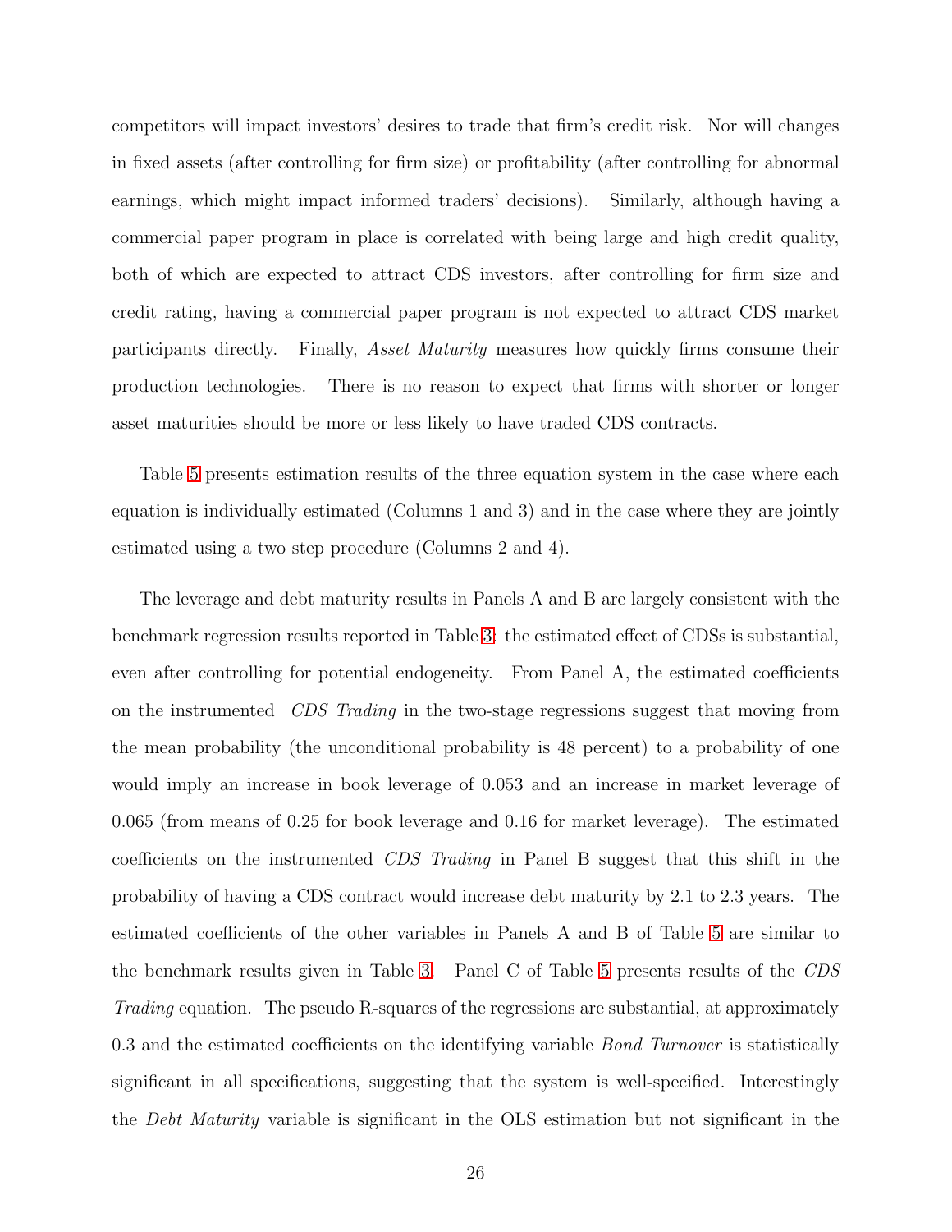competitors will impact investors' desires to trade that firm's credit risk. Nor will changes in fixed assets (after controlling for firm size) or profitability (after controlling for abnormal earnings, which might impact informed traders' decisions). Similarly, although having a commercial paper program in place is correlated with being large and high credit quality, both of which are expected to attract CDS investors, after controlling for firm size and credit rating, having a commercial paper program is not expected to attract CDS market participants directly. Finally, *Asset Maturity* measures how quickly firms consume their production technologies. There is no reason to expect that firms with shorter or longer asset maturities should be more or less likely to have traded CDS contracts.

Table 5 presents estimation results of the three equation system in the case where each equation is individually estimated (Columns 1 and 3) and in the case where they are jointly estimated using a two step procedure (Columns 2 and 4).

The leverage and debt maturity results in Panels A and B are largely consistent with the benchmark regression results reported in Table 3: the estimated effect of CDSs is substantial, even after controlling for potential endogeneity. From Panel A, the estimated coefficients on the instrumented *CDS Trading* in the two-stage regressions suggest that moving from the mean probability (the unconditional probability is 48 percent) to a probability of one would imply an increase in book leverage of 0.053 and an increase in market leverage of 0.065 (from means of 0.25 for book leverage and 0.16 for market leverage). The estimated coefficients on the instrumented *CDS Trading* in Panel B suggest that this shift in the probability of having a CDS contract would increase debt maturity by 2.1 to 2.3 years. The estimated coefficients of the other variables in Panels A and B of Table 5 are similar to the benchmark results given in Table 3. Panel C of Table 5 presents results of the *CDS Trading* equation. The pseudo R-squares of the regressions are substantial, at approximately 0.3 and the estimated coefficients on the identifying variable *Bond Turnover* is statistically significant in all specifications, suggesting that the system is well-specified. Interestingly the *Debt Maturity* variable is significant in the OLS estimation but not significant in the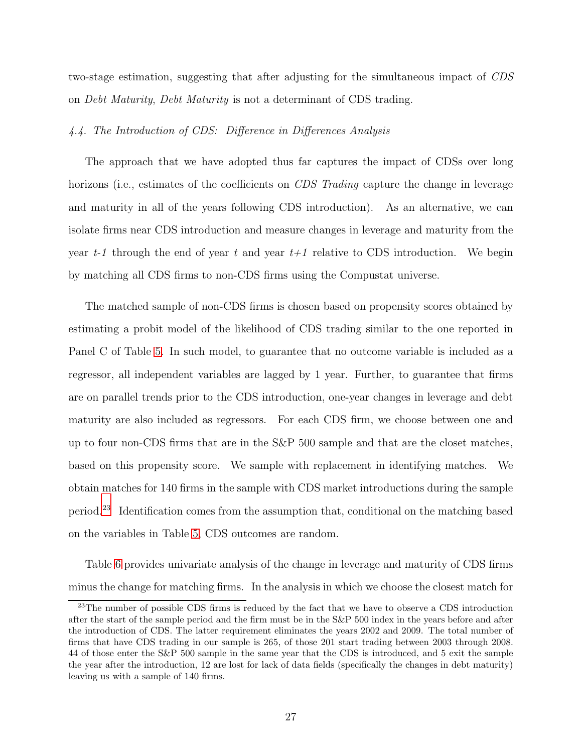two-stage estimation, suggesting that after adjusting for the simultaneous impact of *CDS* on *Debt Maturity*, *Debt Maturity* is not a determinant of CDS trading.

### *4.4. The Introduction of CDS: Difference in Differences Analysis*

The approach that we have adopted thus far captures the impact of CDSs over long horizons (i.e., estimates of the coefficients on *CDS Trading* capture the change in leverage and maturity in all of the years following CDS introduction). As an alternative, we can isolate firms near CDS introduction and measure changes in leverage and maturity from the year *t-1* through the end of year *t* and year *t+1* relative to CDS introduction. We begin by matching all CDS firms to non-CDS firms using the Compustat universe.

The matched sample of non-CDS firms is chosen based on propensity scores obtained by estimating a probit model of the likelihood of CDS trading similar to the one reported in Panel C of Table 5. In such model, to guarantee that no outcome variable is included as a regressor, all independent variables are lagged by 1 year. Further, to guarantee that firms are on parallel trends prior to the CDS introduction, one-year changes in leverage and debt maturity are also included as regressors. For each CDS firm, we choose between one and up to four non-CDS firms that are in the S&P 500 sample and that are the closet matches, based on this propensity score. We sample with replacement in identifying matches. We obtain matches for 140 firms in the sample with CDS market introductions during the sample period.[23] Identification comes from the assumption that, conditional on the matching based on the variables in Table 5, CDS outcomes are random.

Table 6 provides univariate analysis of the change in leverage and maturity of CDS firms minus the change for matching firms. In the analysis in which we choose the closest match for

[23] The number of possible CDS firms is reduced by the fact that we have to observe a CDS introduction after the start of the sample period and the firm must be in the S&P 500 index in the years before and after the introduction of CDS. The latter requirement eliminates the years 2002 and 2009. The total number of firms that have CDS trading in our sample is 265, of those 201 start trading between 2003 through 2008. 44 of those enter the S&P 500 sample in the same year that the CDS is introduced, and 5 exit the sample the year after the introduction, 12 are lost for lack of data fields (specifically the changes in debt maturity) leaving us with a sample of 140 firms.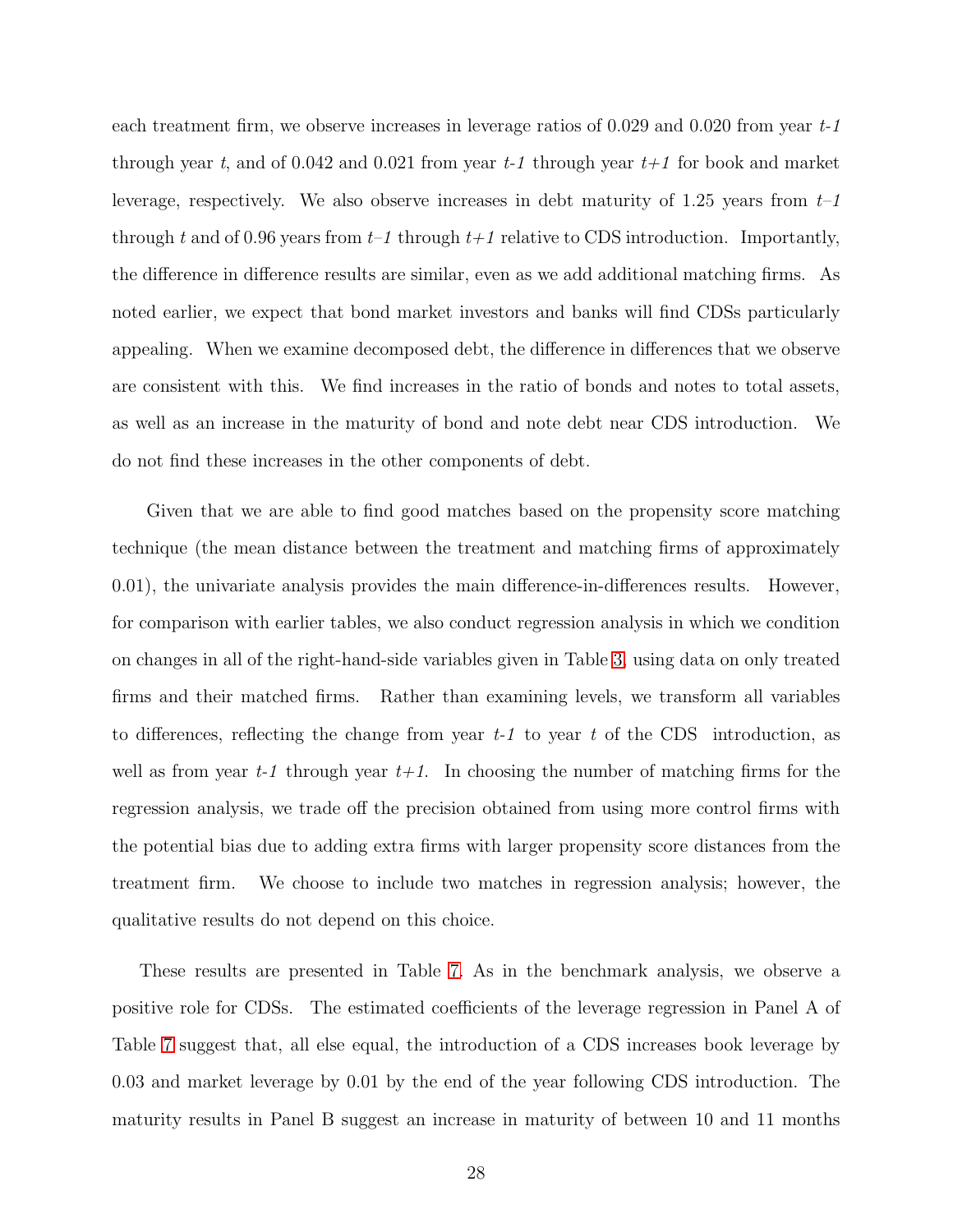each treatment firm, we observe increases in leverage ratios of 0.029 and 0.020 from year *t-1* through year *t*, and of 0.042 and 0.021 from year *t-1* through year *t+1* for book and market leverage, respectively. We also observe increases in debt maturity of 1.25 years from *t–1* through *t* and of 0.96 years from *t–1* through *t+1* relative to CDS introduction. Importantly, the difference in difference results are similar, even as we add additional matching firms. As noted earlier, we expect that bond market investors and banks will find CDSs particularly appealing. When we examine decomposed debt, the difference in differences that we observe are consistent with this. We find increases in the ratio of bonds and notes to total assets, as well as an increase in the maturity of bond and note debt near CDS introduction. We do not find these increases in the other components of debt.

Given that we are able to find good matches based on the propensity score matching technique (the mean distance between the treatment and matching firms of approximately 0.01), the univariate analysis provides the main difference-in-differences results. However, for comparison with earlier tables, we also conduct regression analysis in which we condition on changes in all of the right-hand-side variables given in Table 3, using data on only treated firms and their matched firms. Rather than examining levels, we transform all variables to differences, reflecting the change from year *t-1* to year *t* of the CDS introduction, as well as from year *t-1* through year *t+1*. In choosing the number of matching firms for the regression analysis, we trade off the precision obtained from using more control firms with the potential bias due to adding extra firms with larger propensity score distances from the treatment firm. We choose to include two matches in regression analysis; however, the qualitative results do not depend on this choice.

These results are presented in Table 7. As in the benchmark analysis, we observe a positive role for CDSs. The estimated coefficients of the leverage regression in Panel A of Table 7 suggest that, all else equal, the introduction of a CDS increases book leverage by 0.03 and market leverage by 0.01 by the end of the year following CDS introduction. The maturity results in Panel B suggest an increase in maturity of between 10 and 11 months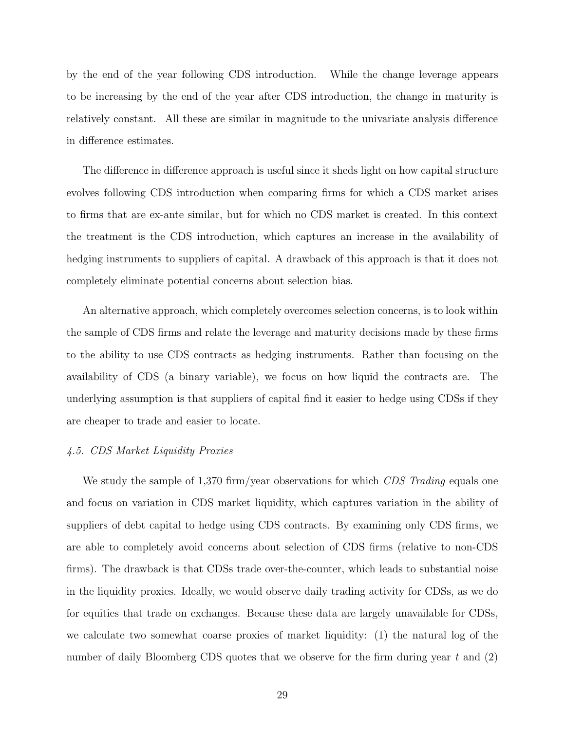by the end of the year following CDS introduction. While the change leverage appears to be increasing by the end of the year after CDS introduction, the change in maturity is relatively constant. All these are similar in magnitude to the univariate analysis difference in difference estimates.

The difference in difference approach is useful since it sheds light on how capital structure evolves following CDS introduction when comparing firms for which a CDS market arises to firms that are ex-ante similar, but for which no CDS market is created. In this context the treatment is the CDS introduction, which captures an increase in the availability of hedging instruments to suppliers of capital. A drawback of this approach is that it does not completely eliminate potential concerns about selection bias.

An alternative approach, which completely overcomes selection concerns, is to look within the sample of CDS firms and relate the leverage and maturity decisions made by these firms to the ability to use CDS contracts as hedging instruments. Rather than focusing on the availability of CDS (a binary variable), we focus on how liquid the contracts are. The underlying assumption is that suppliers of capital find it easier to hedge using CDSs if they are cheaper to trade and easier to locate.

### *4.5. CDS Market Liquidity Proxies*

We study the sample of 1,370 firm/year observations for which *CDS Trading* equals one and focus on variation in CDS market liquidity, which captures variation in the ability of suppliers of debt capital to hedge using CDS contracts. By examining only CDS firms, we are able to completely avoid concerns about selection of CDS firms (relative to non-CDS firms). The drawback is that CDSs trade over-the-counter, which leads to substantial noise in the liquidity proxies. Ideally, we would observe daily trading activity for CDSs, as we do for equities that trade on exchanges. Because these data are largely unavailable for CDSs, we calculate two somewhat coarse proxies of market liquidity: (1) the natural log of the number of daily Bloomberg CDS quotes that we observe for the firm during year $t$ and (2)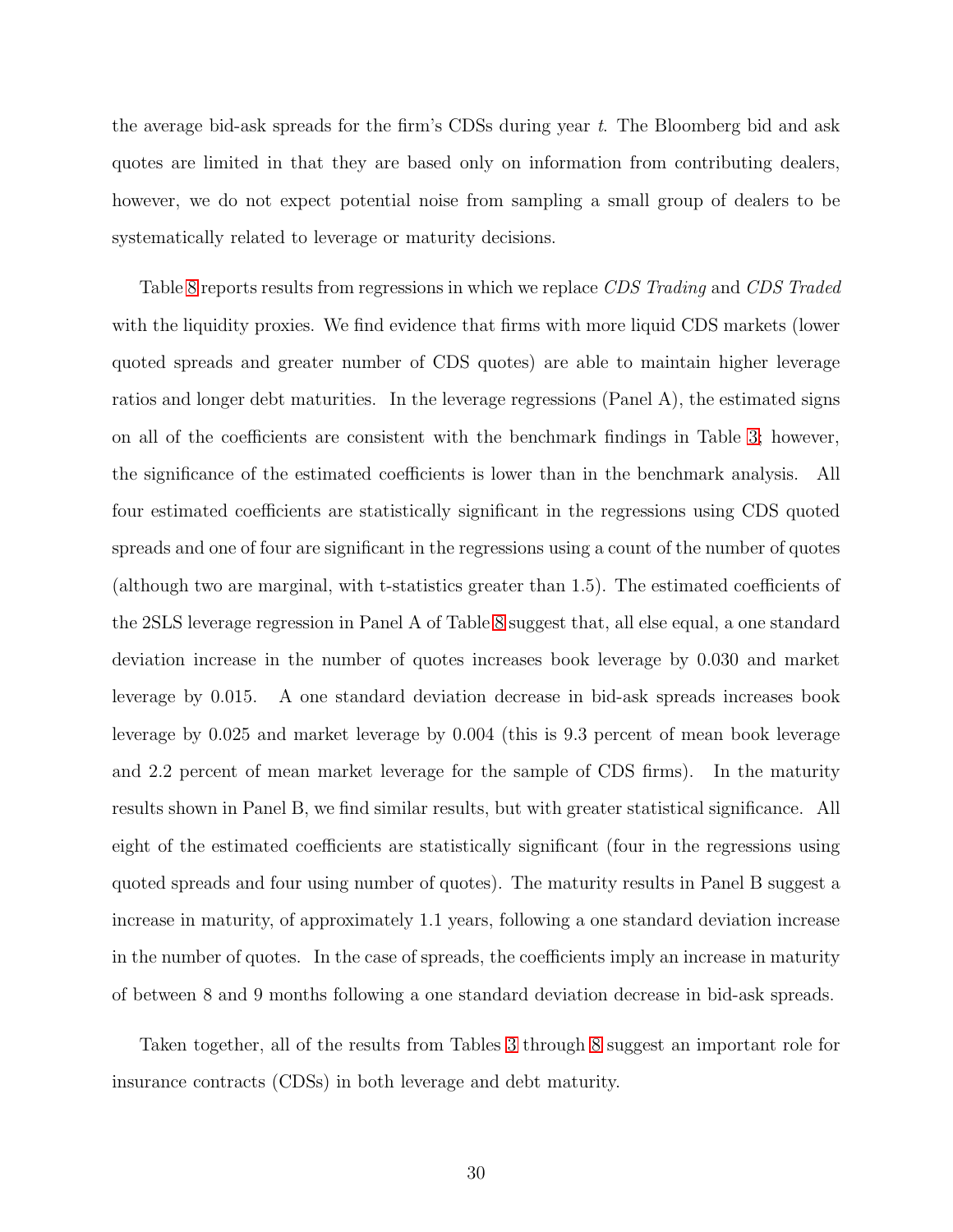the average bid-ask spreads for the firm's CDSs during year $t$. The Bloomberg bid and ask quotes are limited in that they are based only on information from contributing dealers, however, we do not expect potential noise from sampling a small group of dealers to be systematically related to leverage or maturity decisions.

Table 8 reports results from regressions in which we replace *CDS Trading* and *CDS Traded* with the liquidity proxies. We find evidence that firms with more liquid CDS markets (lower quoted spreads and greater number of CDS quotes) are able to maintain higher leverage ratios and longer debt maturities. In the leverage regressions (Panel A), the estimated signs on all of the coefficients are consistent with the benchmark findings in Table 3; however, the significance of the estimated coefficients is lower than in the benchmark analysis. All four estimated coefficients are statistically significant in the regressions using CDS quoted spreads and one of four are significant in the regressions using a count of the number of quotes (although two are marginal, with t-statistics greater than 1.5). The estimated coefficients of the 2SLS leverage regression in Panel A of Table 8 suggest that, all else equal, a one standard deviation increase in the number of quotes increases book leverage by 0.030 and market leverage by 0.015. A one standard deviation decrease in bid-ask spreads increases book leverage by 0.025 and market leverage by 0.004 (this is 9.3 percent of mean book leverage and 2.2 percent of mean market leverage for the sample of CDS firms). In the maturity results shown in Panel B, we find similar results, but with greater statistical significance. All eight of the estimated coefficients are statistically significant (four in the regressions using quoted spreads and four using number of quotes). The maturity results in Panel B suggest a increase in maturity, of approximately 1.1 years, following a one standard deviation increase in the number of quotes. In the case of spreads, the coefficients imply an increase in maturity of between 8 and 9 months following a one standard deviation decrease in bid-ask spreads.

Taken together, all of the results from Tables 3 through 8 suggest an important role for insurance contracts (CDSs) in both leverage and debt maturity.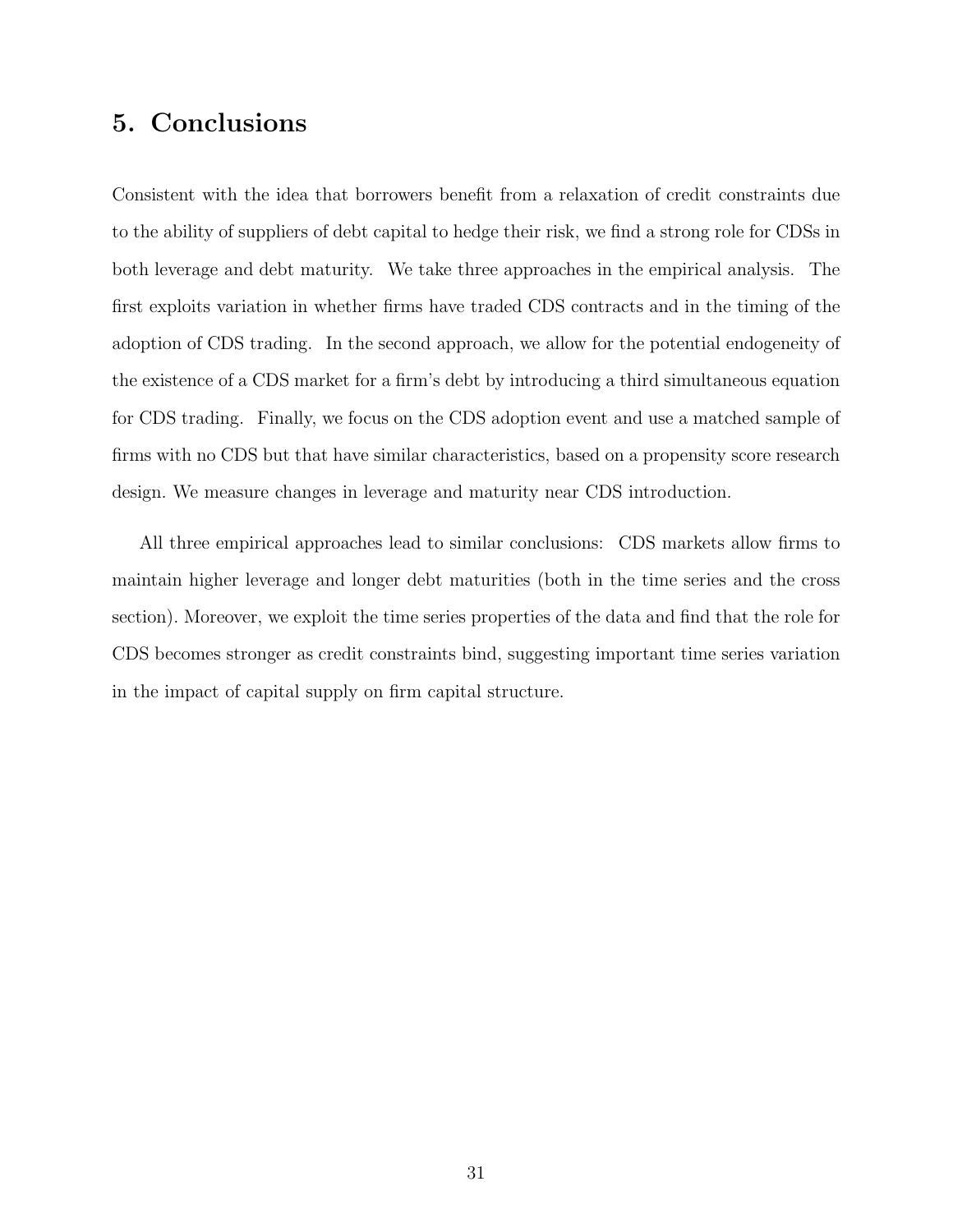## 5. Conclusions

Consistent with the idea that borrowers benefit from a relaxation of credit constraints due to the ability of suppliers of debt capital to hedge their risk, we find a strong role for CDSs in both leverage and debt maturity. We take three approaches in the empirical analysis. The first exploits variation in whether firms have traded CDS contracts and in the timing of the adoption of CDS trading. In the second approach, we allow for the potential endogeneity of the existence of a CDS market for a firm's debt by introducing a third simultaneous equation for CDS trading. Finally, we focus on the CDS adoption event and use a matched sample of firms with no CDS but that have similar characteristics, based on a propensity score research design. We measure changes in leverage and maturity near CDS introduction.

All three empirical approaches lead to similar conclusions: CDS markets allow firms to maintain higher leverage and longer debt maturities (both in the time series and the cross section). Moreover, we exploit the time series properties of the data and find that the role for CDS becomes stronger as credit constraints bind, suggesting important time series variation in the impact of capital supply on firm capital structure.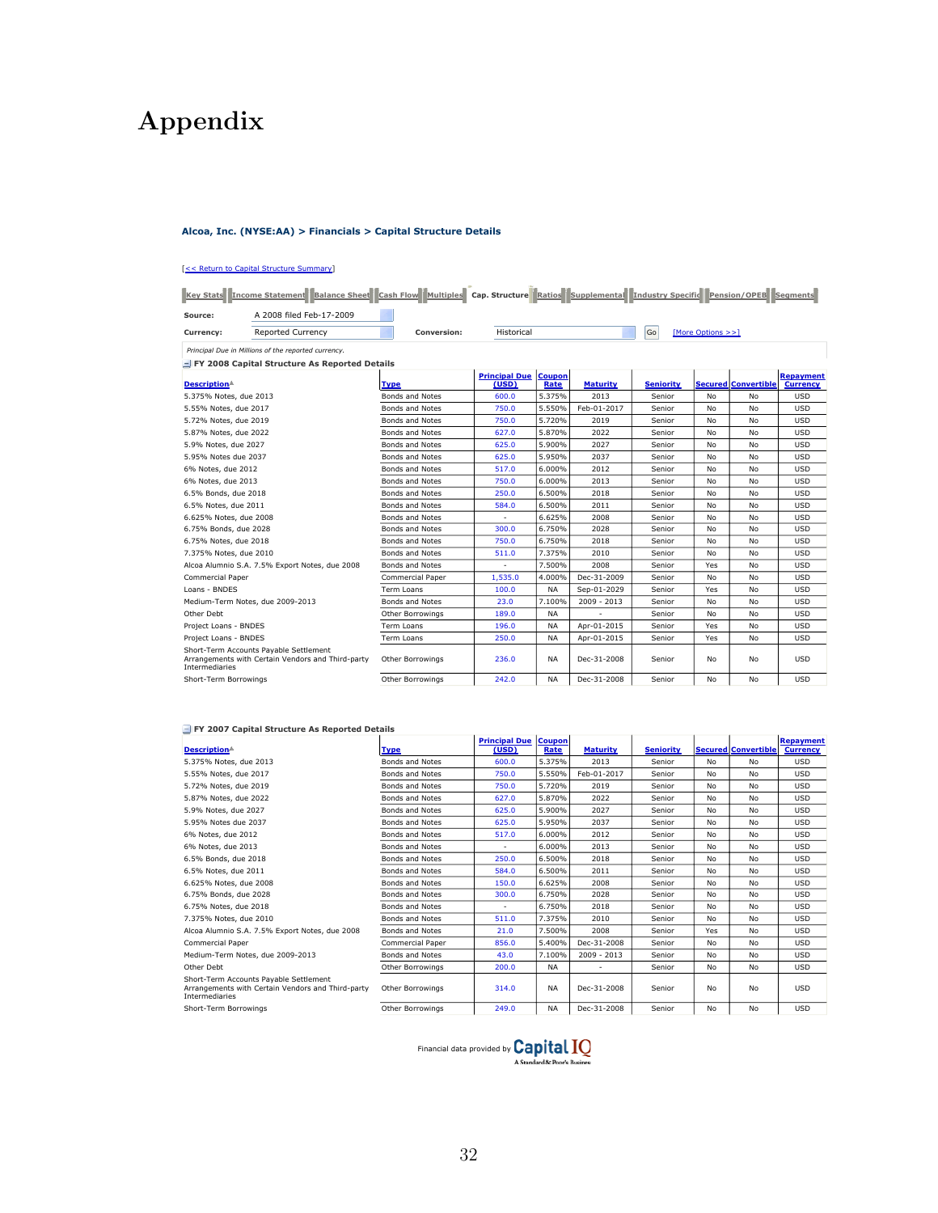# Appendix

**Alcoa, Inc. (NYSE:AA) > Financials > Capital Structure Details**

[<< Return to Capital Structure Summary]

Key Stats | Income Statement | Balance Sheet | Cash Flow | Multiples | Cap. Structure | Ratios | Supplemental | Industry Specific | Pension/OPEB | Segments

**Source:** A 2008 filed Feb-17-2009

**Currency:** Reported Currency **Conversion:** Historical Go [More Options >>]

*Principal Due in Millions of the reported currency.*

**FY 2008 Capital Structure As Reported Details**

| Description | Type | Principal Due (USD) | Coupon Rate | Maturity | Seniority | Secured | Convertible | Repayment Currency |
|---|---|---|---|---|---|---|---|---|
| 5.375% Notes, due 2013 | Bonds and Notes | 600.0 | 5.375% | 2013 | Senior | No | No | USD |
| 5.55% Notes, due 2017 | Bonds and Notes | 750.0 | 5.550% | Feb-01-2017 | Senior | No | No | USD |
| 5.72% Notes, due 2019 | Bonds and Notes | 750.0 | 5.720% | 2019 | Senior | No | No | USD |
| 5.87% Notes, due 2022 | Bonds and Notes | 627.0 | 5.870% | 2022 | Senior | No | No | USD |
| 5.9% Notes, due 2027 | Bonds and Notes | 625.0 | 5.900% | 2027 | Senior | No | No | USD |
| 5.95% Notes due 2037 | Bonds and Notes | 625.0 | 5.950% | 2037 | Senior | No | No | USD |
| 6% Notes, due 2012 | Bonds and Notes | 517.0 | 6.000% | 2012 | Senior | No | No | USD |
| 6% Notes, due 2013 | Bonds and Notes | 750.0 | 6.000% | 2013 | Senior | No | No | USD |
| 6.5% Bonds, due 2018 | Bonds and Notes | 250.0 | 6.500% | 2018 | Senior | No | No | USD |
| 6.5% Notes, due 2011 | Bonds and Notes | 584.0 | 6.500% | 2011 | Senior | No | No | USD |
| 6.625% Notes, due 2008 | Bonds and Notes | - | 6.625% | 2008 | Senior | No | No | USD |
| 6.75% Bonds, due 2028 | Bonds and Notes | 300.0 | 6.750% | 2028 | Senior | No | No | USD |
| 6.75% Notes, due 2018 | Bonds and Notes | 750.0 | 6.750% | 2018 | Senior | No | No | USD |
| 7.375% Notes, due 2010 | Bonds and Notes | 511.0 | 7.375% | 2010 | Senior | No | No | USD |
| Alcoa Alumnio S.A. 7.5% Export Notes, due 2008 | Bonds and Notes | - | 7.500% | 2008 | Senior | Yes | No | USD |
| Commercial Paper | Commercial Paper | 1,535.0 | 4.000% | Dec-31-2009 | Senior | No | No | USD |
| Loans - BNDES | Term Loans | 100.0 | NA | Sep-01-2029 | Senior | Yes | No | USD |
| Medium-Term Notes, due 2009-2013 | Bonds and Notes | 23.0 | 7.100% | 2009 - 2013 | Senior | No | No | USD |
| Other Debt | Other Borrowings | 189.0 | NA | - | Senior | No | No | USD |
| Project Loans - BNDES | Term Loans | 196.0 | NA | Apr-01-2015 | Senior | Yes | No | USD |
| Project Loans - BNDES | Term Loans | 250.0 | NA | Apr-01-2015 | Senior | Yes | No | USD |
| Short-Term Accounts Payable Settlement Arrangements with Certain Vendors and Third-party Intermediaries | Other Borrowings | 236.0 | NA | Dec-31-2008 | Senior | No | No | USD |
| Short-Term Borrowings | Other Borrowings | 242.0 | NA | Dec-31-2008 | Senior | No | No | USD |

**FY 2007 Capital Structure As Reported Details**

| Description | Type | Principal Due (USD) | Coupon Rate | Maturity | Seniority | Secured | Convertible | Repayment Currency |
|---|---|---|---|---|---|---|---|---|
| 5.375% Notes, due 2013 | Bonds and Notes | 600.0 | 5.375% | 2013 | Senior | No | No | USD |
| 5.55% Notes, due 2017 | Bonds and Notes | 750.0 | 5.550% | Feb-01-2017 | Senior | No | No | USD |
| 5.72% Notes, due 2019 | Bonds and Notes | 750.0 | 5.720% | 2019 | Senior | No | No | USD |
| 5.87% Notes, due 2022 | Bonds and Notes | 627.0 | 5.870% | 2022 | Senior | No | No | USD |
| 5.9% Notes, due 2027 | Bonds and Notes | 625.0 | 5.900% | 2027 | Senior | No | No | USD |
| 5.95% Notes due 2037 | Bonds and Notes | 625.0 | 5.950% | 2037 | Senior | No | No | USD |
| 6% Notes, due 2012 | Bonds and Notes | 517.0 | 6.000% | 2012 | Senior | No | No | USD |
| 6% Notes, due 2013 | Bonds and Notes | - | 6.000% | 2013 | Senior | No | No | USD |
| 6.5% Bonds, due 2018 | Bonds and Notes | 250.0 | 6.500% | 2018 | Senior | No | No | USD |
| 6.5% Notes, due 2011 | Bonds and Notes | 584.0 | 6.500% | 2011 | Senior | No | No | USD |
| 6.625% Notes, due 2008 | Bonds and Notes | 150.0 | 6.625% | 2008 | Senior | No | No | USD |
| 6.75% Bonds, due 2028 | Bonds and Notes | 300.0 | 6.750% | 2028 | Senior | No | No | USD |
| 6.75% Notes, due 2018 | Bonds and Notes | - | 6.750% | 2018 | Senior | No | No | USD |
| 7.375% Notes, due 2010 | Bonds and Notes | 511.0 | 7.375% | 2010 | Senior | No | No | USD |
| Alcoa Alumnio S.A. 7.5% Export Notes, due 2008 | Bonds and Notes | 21.0 | 7.500% | 2008 | Senior | Yes | No | USD |
| Commercial Paper | Commercial Paper | 856.0 | 5.400% | Dec-31-2008 | Senior | No | No | USD |
| Medium-Term Notes, due 2009-2013 | Bonds and Notes | 43.0 | 7.100% | 2009 - 2013 | Senior | No | No | USD |
| Other Debt | Other Borrowings | 200.0 | NA | - | Senior | No | No | USD |
| Short-Term Accounts Payable Settlement Arrangements with Certain Vendors and Third-party Intermediaries | Other Borrowings | 314.0 | NA | Dec-31-2008 | Senior | No | No | USD |
| Short-Term Borrowings | Other Borrowings | 249.0 | NA | Dec-31-2008 | Senior | No | No | USD |

Financial data provided by Capital IQ — A Standard & Poor's Business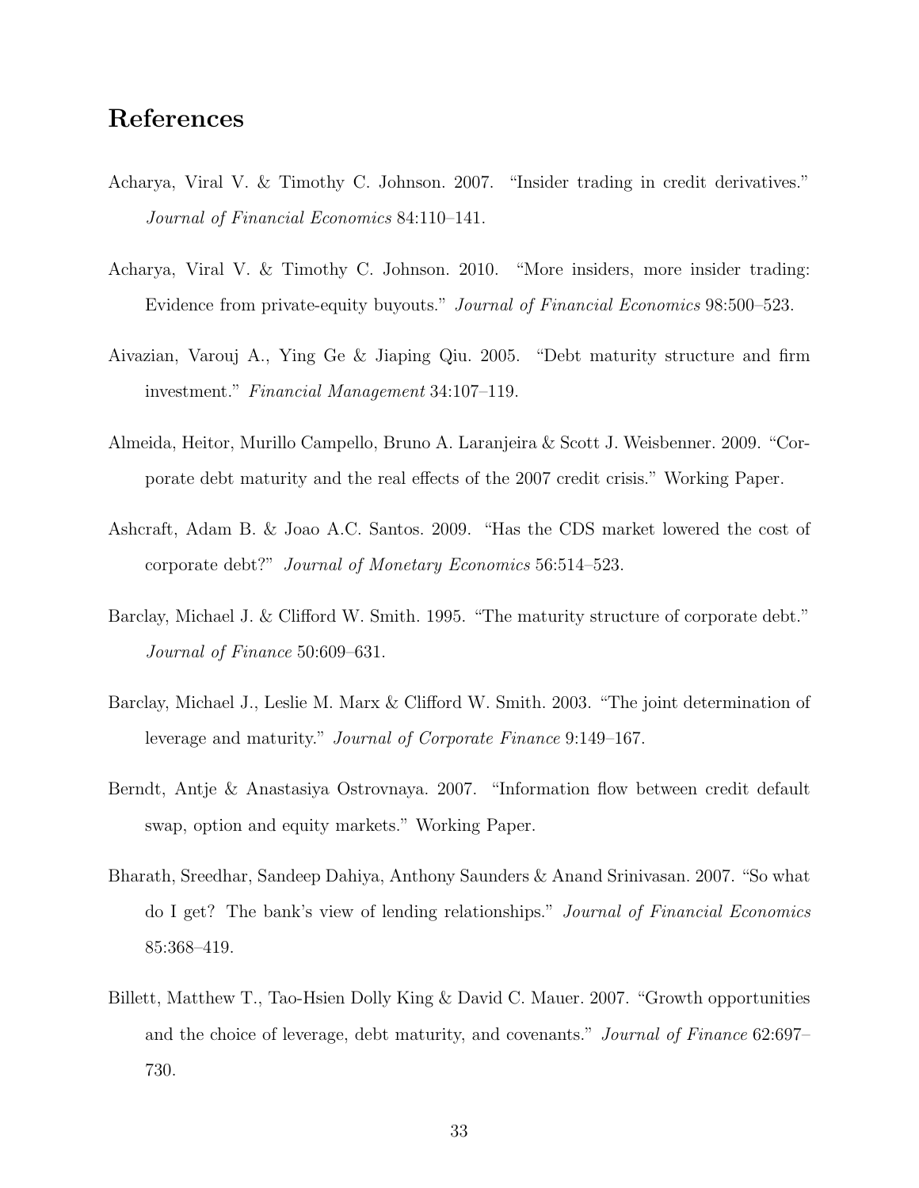## References

Acharya, Viral V. & Timothy C. Johnson. 2007. "Insider trading in credit derivatives." *Journal of Financial Economics* 84:110–141.

Acharya, Viral V. & Timothy C. Johnson. 2010. "More insiders, more insider trading: Evidence from private-equity buyouts." *Journal of Financial Economics* 98:500–523.

Aivazian, Varouj A., Ying Ge & Jiaping Qiu. 2005. "Debt maturity structure and firm investment." *Financial Management* 34:107–119.

Almeida, Heitor, Murillo Campello, Bruno A. Laranjeira & Scott J. Weisbenner. 2009. "Corporate debt maturity and the real effects of the 2007 credit crisis." Working Paper.

Ashcraft, Adam B. & Joao A.C. Santos. 2009. "Has the CDS market lowered the cost of corporate debt?" *Journal of Monetary Economics* 56:514–523.

Barclay, Michael J. & Clifford W. Smith. 1995. "The maturity structure of corporate debt." *Journal of Finance* 50:609–631.

Barclay, Michael J., Leslie M. Marx & Clifford W. Smith. 2003. "The joint determination of leverage and maturity." *Journal of Corporate Finance* 9:149–167.

Berndt, Antje & Anastasiya Ostrovnaya. 2007. "Information flow between credit default swap, option and equity markets." Working Paper.

Bharath, Sreedhar, Sandeep Dahiya, Anthony Saunders & Anand Srinivasan. 2007. "So what do I get? The bank's view of lending relationships." *Journal of Financial Economics* 85:368–419.

Billett, Matthew T., Tao-Hsien Dolly King & David C. Mauer. 2007. "Growth opportunities and the choice of leverage, debt maturity, and covenants." *Journal of Finance* 62:697–730.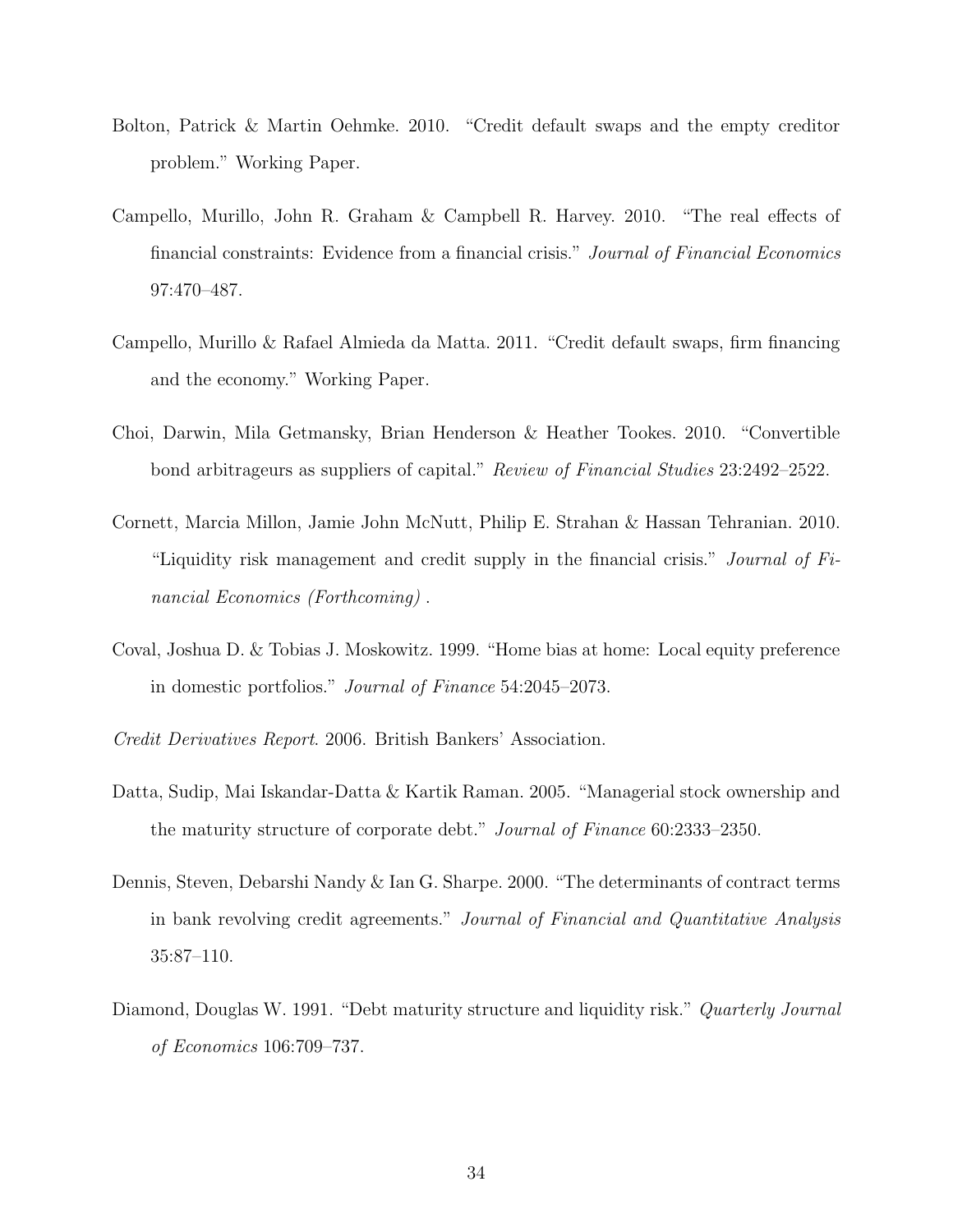Bolton, Patrick & Martin Oehmke. 2010. "Credit default swaps and the empty creditor problem." Working Paper.

Campello, Murillo, John R. Graham & Campbell R. Harvey. 2010. "The real effects of financial constraints: Evidence from a financial crisis." *Journal of Financial Economics* 97:470–487.

Campello, Murillo & Rafael Almieda da Matta. 2011. "Credit default swaps, firm financing and the economy." Working Paper.

Choi, Darwin, Mila Getmansky, Brian Henderson & Heather Tookes. 2010. "Convertible bond arbitrageurs as suppliers of capital." *Review of Financial Studies* 23:2492–2522.

Cornett, Marcia Millon, Jamie John McNutt, Philip E. Strahan & Hassan Tehranian. 2010. "Liquidity risk management and credit supply in the financial crisis." *Journal of Financial Economics (Forthcoming)* .

Coval, Joshua D. & Tobias J. Moskowitz. 1999. "Home bias at home: Local equity preference in domestic portfolios." *Journal of Finance* 54:2045–2073.

*Credit Derivatives Report*. 2006. British Bankers' Association.

Datta, Sudip, Mai Iskandar-Datta & Kartik Raman. 2005. "Managerial stock ownership and the maturity structure of corporate debt." *Journal of Finance* 60:2333–2350.

Dennis, Steven, Debarshi Nandy & Ian G. Sharpe. 2000. "The determinants of contract terms in bank revolving credit agreements." *Journal of Financial and Quantitative Analysis* 35:87–110.

Diamond, Douglas W. 1991. "Debt maturity structure and liquidity risk." *Quarterly Journal of Economics* 106:709–737.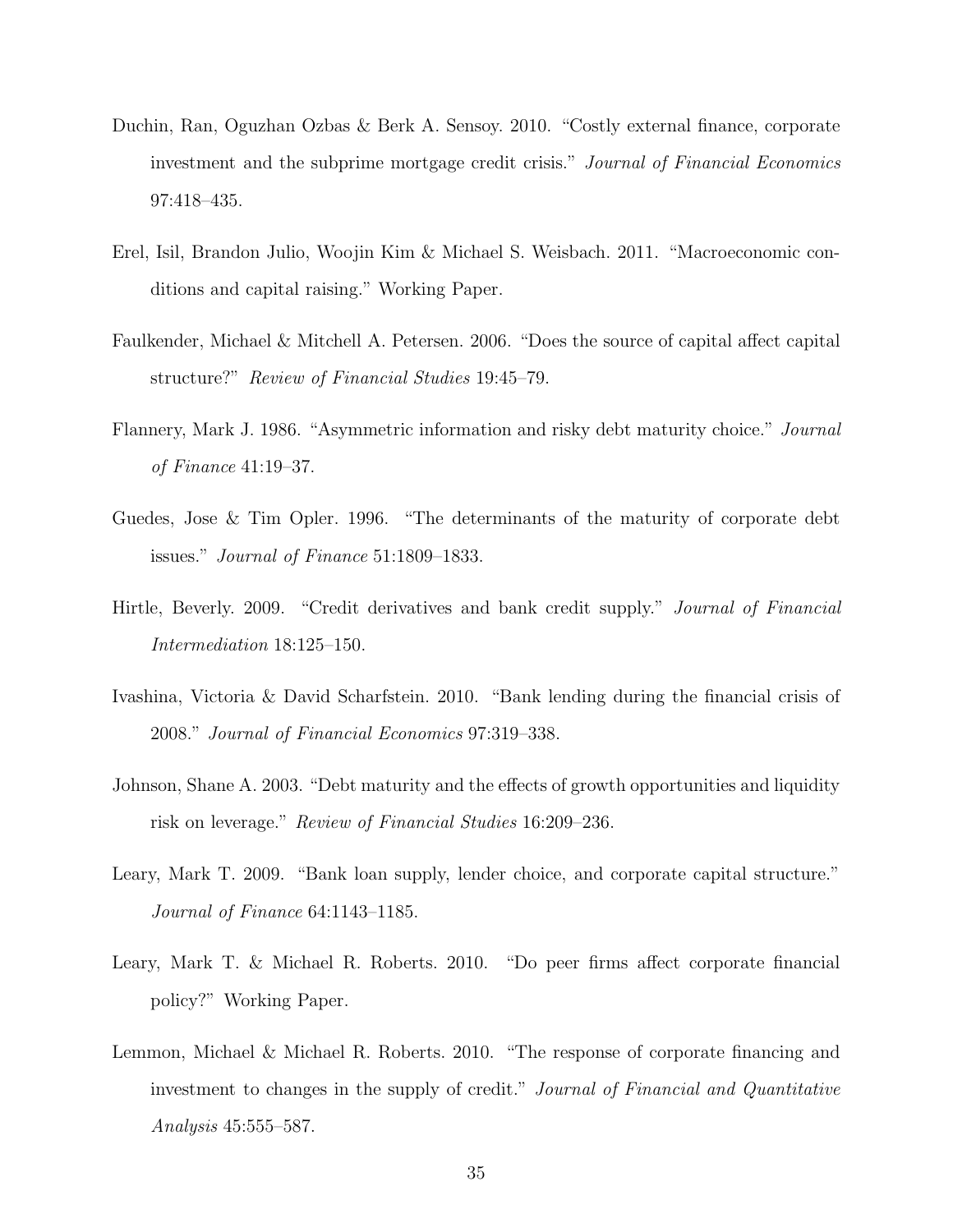Duchin, Ran, Oguzhan Ozbas & Berk A. Sensoy. 2010. "Costly external finance, corporate investment and the subprime mortgage credit crisis." *Journal of Financial Economics* 97:418–435.

Erel, Isil, Brandon Julio, Woojin Kim & Michael S. Weisbach. 2011. "Macroeconomic conditions and capital raising." Working Paper.

Faulkender, Michael & Mitchell A. Petersen. 2006. "Does the source of capital affect capital structure?" *Review of Financial Studies* 19:45–79.

Flannery, Mark J. 1986. "Asymmetric information and risky debt maturity choice." *Journal of Finance* 41:19–37.

Guedes, Jose & Tim Opler. 1996. "The determinants of the maturity of corporate debt issues." *Journal of Finance* 51:1809–1833.

Hirtle, Beverly. 2009. "Credit derivatives and bank credit supply." *Journal of Financial Intermediation* 18:125–150.

Ivashina, Victoria & David Scharfstein. 2010. "Bank lending during the financial crisis of 2008." *Journal of Financial Economics* 97:319–338.

Johnson, Shane A. 2003. "Debt maturity and the effects of growth opportunities and liquidity risk on leverage." *Review of Financial Studies* 16:209–236.

Leary, Mark T. 2009. "Bank loan supply, lender choice, and corporate capital structure." *Journal of Finance* 64:1143–1185.

Leary, Mark T. & Michael R. Roberts. 2010. "Do peer firms affect corporate financial policy?" Working Paper.

Lemmon, Michael & Michael R. Roberts. 2010. "The response of corporate financing and investment to changes in the supply of credit." *Journal of Financial and Quantitative Analysis* 45:555–587.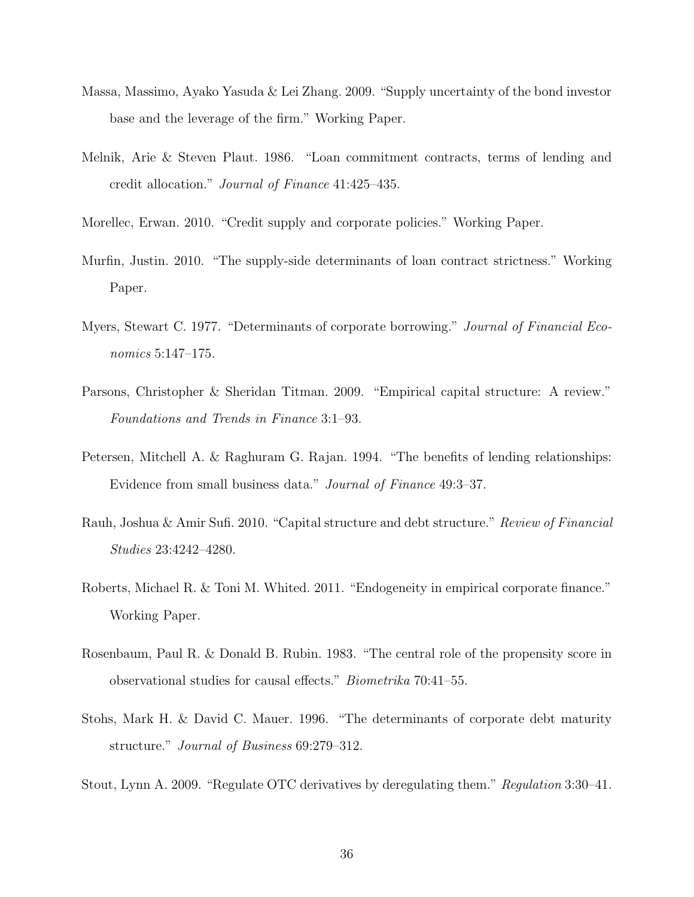Massa, Massimo, Ayako Yasuda & Lei Zhang. 2009. "Supply uncertainty of the bond investor base and the leverage of the firm." Working Paper.

Melnik, Arie & Steven Plaut. 1986. "Loan commitment contracts, terms of lending and credit allocation." *Journal of Finance* 41:425–435.

Morellec, Erwan. 2010. "Credit supply and corporate policies." Working Paper.

Murfin, Justin. 2010. "The supply-side determinants of loan contract strictness." Working Paper.

Myers, Stewart C. 1977. "Determinants of corporate borrowing." *Journal of Financial Economics* 5:147–175.

Parsons, Christopher & Sheridan Titman. 2009. "Empirical capital structure: A review." *Foundations and Trends in Finance* 3:1–93.

Petersen, Mitchell A. & Raghuram G. Rajan. 1994. "The benefits of lending relationships: Evidence from small business data." *Journal of Finance* 49:3–37.

Rauh, Joshua & Amir Sufi. 2010. "Capital structure and debt structure." *Review of Financial Studies* 23:4242–4280.

Roberts, Michael R. & Toni M. Whited. 2011. "Endogeneity in empirical corporate finance." Working Paper.

Rosenbaum, Paul R. & Donald B. Rubin. 1983. "The central role of the propensity score in observational studies for causal effects." *Biometrika* 70:41–55.

Stohs, Mark H. & David C. Mauer. 1996. "The determinants of corporate debt maturity structure." *Journal of Business* 69:279–312.

Stout, Lynn A. 2009. "Regulate OTC derivatives by deregulating them." *Regulation* 3:30–41.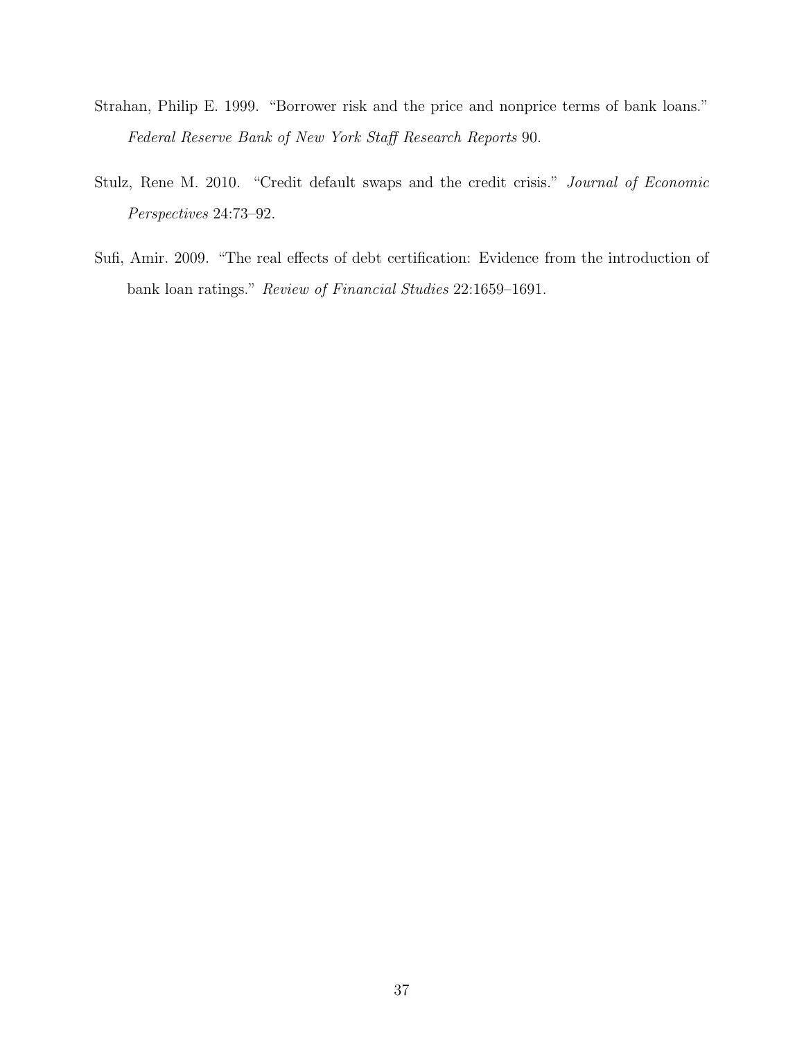Strahan, Philip E. 1999. "Borrower risk and the price and nonprice terms of bank loans." *Federal Reserve Bank of New York Staff Research Reports* 90.

Stulz, Rene M. 2010. "Credit default swaps and the credit crisis." *Journal of Economic Perspectives* 24:73–92.

Sufi, Amir. 2009. "The real effects of debt certification: Evidence from the introduction of bank loan ratings." *Review of Financial Studies* 22:1659–1691.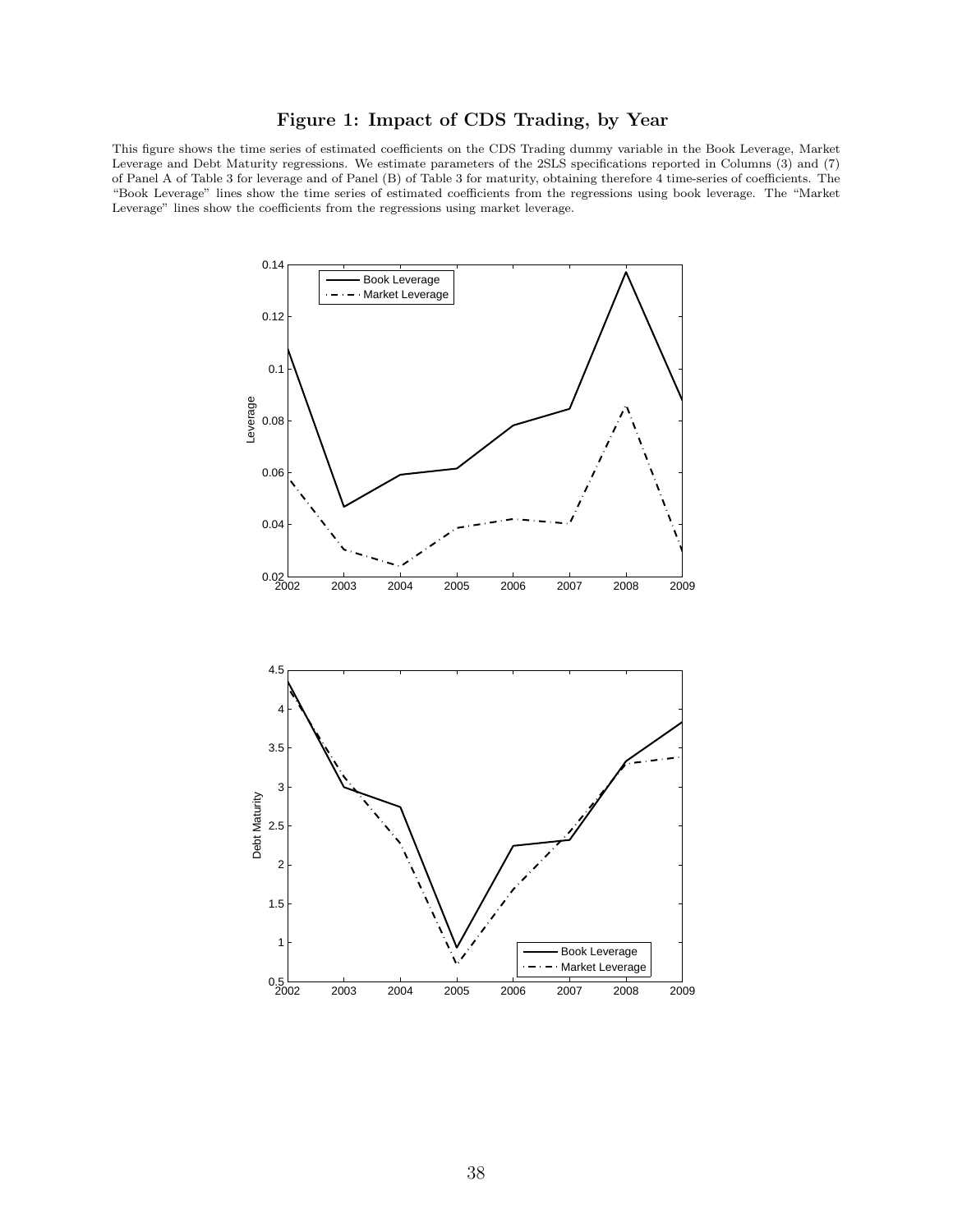# Figure 1: Impact of CDS Trading, by Year

This figure shows the time series of estimated coefficients on the CDS Trading dummy variable in the Book Leverage, Market Leverage and Debt Maturity regressions. We estimate parameters of the 2SLS specifications reported in Columns (3) and (7) of Panel A of Table 3 for leverage and of Panel (B) of Table 3 for maturity, obtaining therefore 4 time-series of coefficients. The "Book Leverage" lines show the time series of estimated coefficients from the regressions using book leverage. The "Market Leverage" lines show the coefficients from the regressions using market leverage.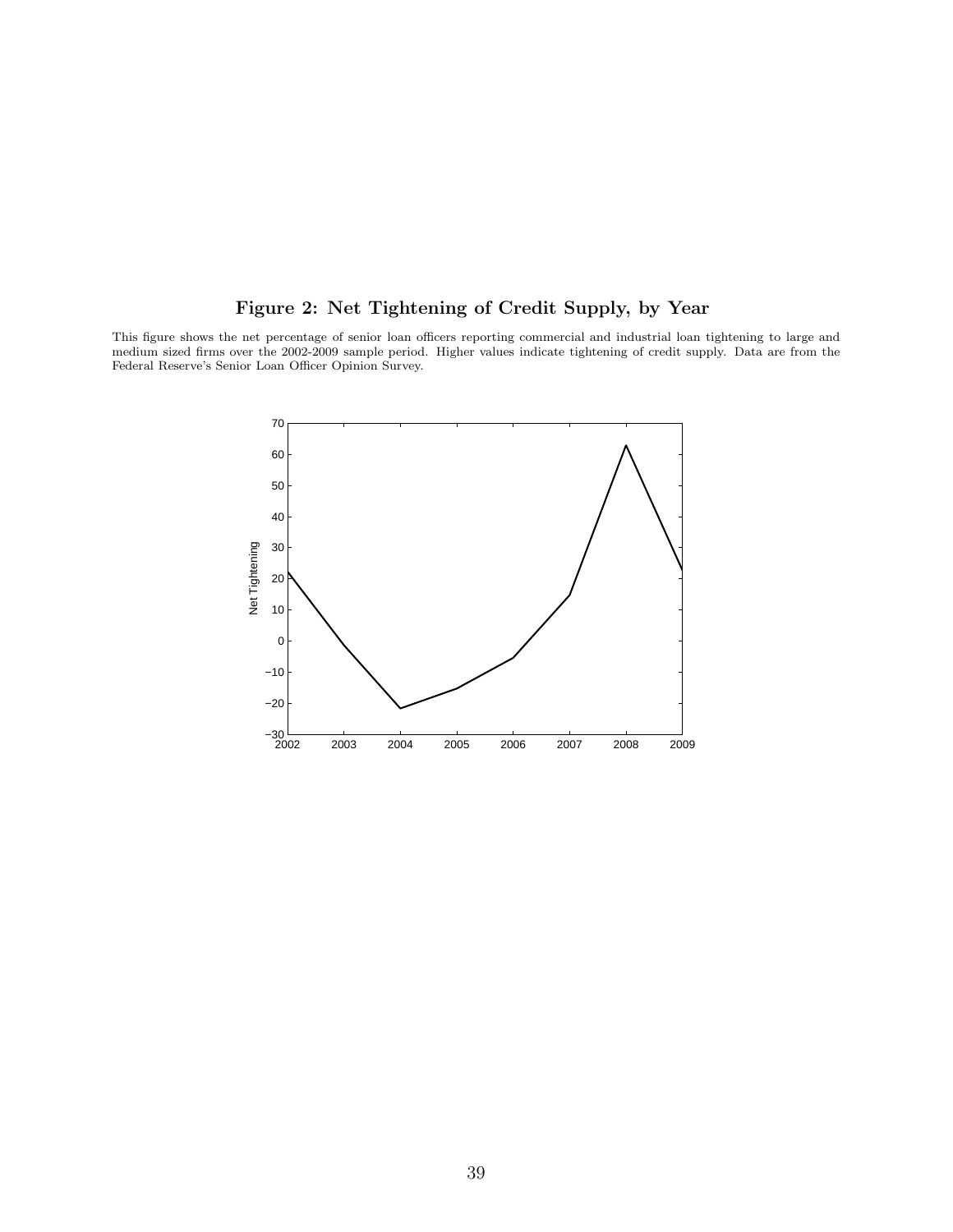**Figure 2: Net Tightening of Credit Supply, by Year**

This figure shows the net percentage of senior loan officers reporting commercial and industrial loan tightening to large and medium sized firms over the 2002-2009 sample period. Higher values indicate tightening of credit supply. Data are from the Federal Reserve's Senior Loan Officer Opinion Survey.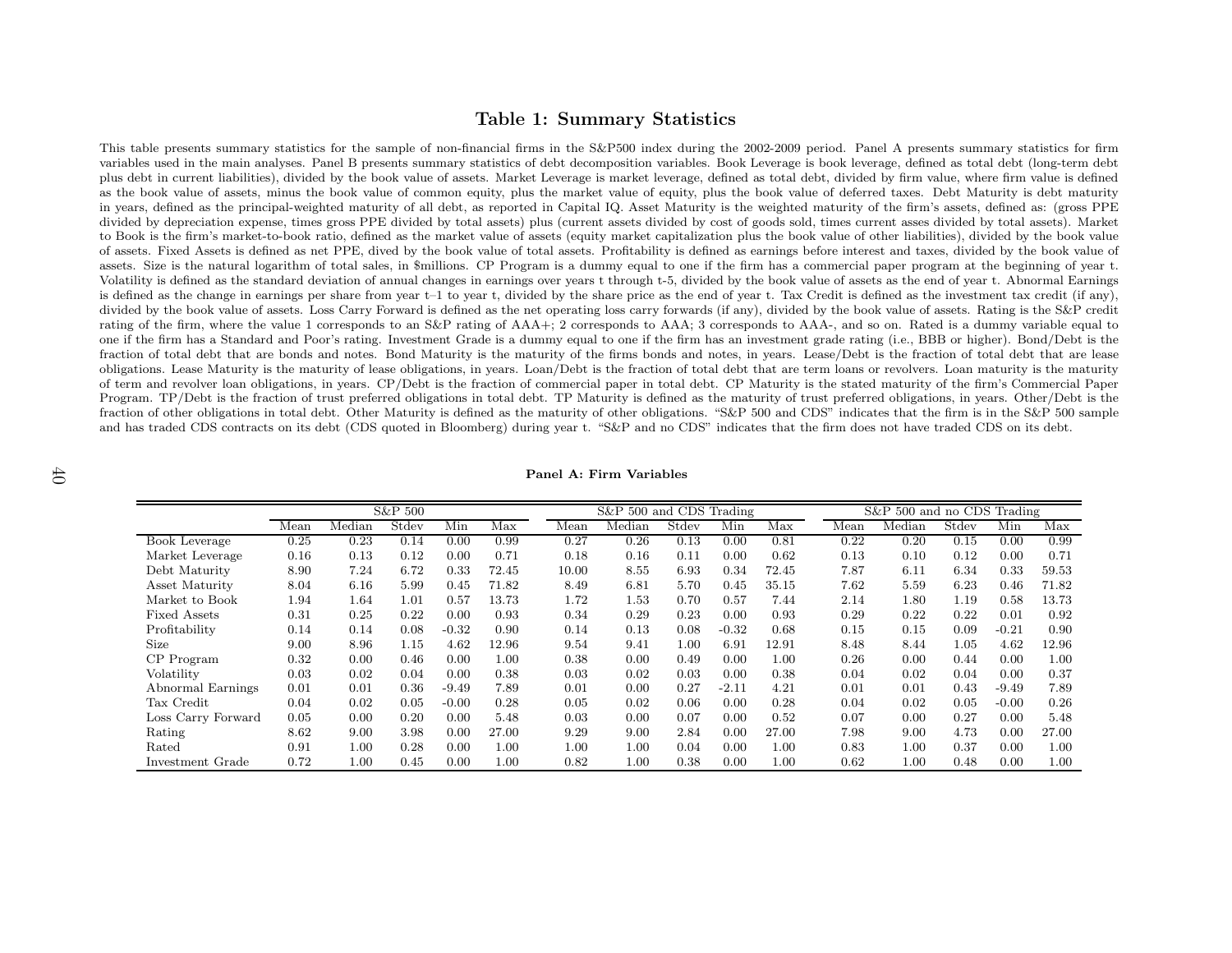# Table 1: Summary Statistics

This table presents summary statistics for the sample of non-financial firms in the S&P500 index during the 2002-2009 period. Panel A presents summary statistics for firm variables used in the main analyses. Panel B presents summary statistics of debt decomposition variables. Book Leverage is book leverage, defined as total debt (long-term debt plus debt in current liabilities), divided by the book value of assets. Market Leverage is market leverage, defined as total debt, divided by firm value, where firm value is defined as the book value of assets, minus the book value of common equity, plus the market value of equity, plus the book value of deferred taxes. Debt Maturity is debt maturity in years, defined as the principal-weighted maturity of all debt, as reported in Capital IQ. Asset Maturity is the weighted maturity of the firm's assets, defined as: (gross PPE divided by depreciation expense, times gross PPE divided by total assets) plus (current assets divided by cost of goods sold, times current asses divided by total assets). Market to Book is the firm's market-to-book ratio, defined as the market value of assets (equity market capitalization plus the book value of other liabilities), divided by the book value of assets. Fixed Assets is defined as net PPE, dived by the book value of total assets. Profitability is defined as earnings before interest and taxes, divided by the book value of assets. Size is the natural logarithm of total sales, in $millions. CP Program is a dummy equal to one if the firm has a commercial paper program at the beginning of year t. Volatility is defined as the standard deviation of annual changes in earnings over years t through t-5, divided by the book value of assets as the end of year t. Abnormal Earnings is defined as the change in earnings per share from year t–1 to year t, divided by the share price as the end of year t. Tax Credit is defined as the investment tax credit (if any), divided by the book value of assets. Loss Carry Forward is defined as the net operating loss carry forwards (if any), divided by the book value of assets. Rating is the S&P credit rating of the firm, where the value 1 corresponds to an S&P rating of AAA+; 2 corresponds to AAA; 3 corresponds to AAA-, and so on. Rated is a dummy variable equal to one if the firm has a Standard and Poor's rating. Investment Grade is a dummy equal to one if the firm has an investment grade rating (i.e., BBB or higher). Bond/Debt is the fraction of total debt that are bonds and notes. Bond Maturity is the maturity of the firms bonds and notes, in years. Lease/Debt is the fraction of total debt that are lease obligations. Lease Maturity is the maturity of lease obligations, in years. Loan/Debt is the fraction of total debt that are term loans or revolvers. Loan maturity is the maturity of term and revolver loan obligations, in years. CP/Debt is the fraction of commercial paper in total debt. CP Maturity is the stated maturity of the firm's Commercial Paper Program. TP/Debt is the fraction of trust preferred obligations in total debt. TP Maturity is defined as the maturity of trust preferred obligations, in years. Other/Debt is the fraction of other obligations in total debt. Other Maturity is defined as the maturity of other obligations. "S&P 500 and CDS" indicates that the firm is in the S&P 500 sample and has traded CDS contracts on its debt (CDS quoted in Bloomberg) during year t. "S&P and no CDS" indicates that the firm does not have traded CDS on its debt.

**Panel A: Firm Variables**

| | S&P 500 | | | | | S&P 500 and CDS Trading | | | | | S&P 500 and no CDS Trading | | | | |
|---|---|---|---|---|---|---|---|---|---|---|---|---|---|---|---|
| | Mean | Median | Stdev | Min | Max | Mean | Median | Stdev | Min | Max | Mean | Median | Stdev | Min | Max |
| Book Leverage | 0.25 | 0.23 | 0.14 | 0.00 | 0.99 | 0.27 | 0.26 | 0.13 | 0.00 | 0.81 | 0.22 | 0.20 | 0.15 | 0.00 | 0.99 |
| Market Leverage | 0.16 | 0.13 | 0.12 | 0.00 | 0.71 | 0.18 | 0.16 | 0.11 | 0.00 | 0.62 | 0.13 | 0.10 | 0.12 | 0.00 | 0.71 |
| Debt Maturity | 8.90 | 7.24 | 6.72 | 0.33 | 72.45 | 10.00 | 8.55 | 6.93 | 0.34 | 72.45 | 7.87 | 6.11 | 6.34 | 0.33 | 59.53 |
| Asset Maturity | 8.04 | 6.16 | 5.99 | 0.45 | 71.82 | 8.49 | 6.81 | 5.70 | 0.45 | 35.15 | 7.62 | 5.59 | 6.23 | 0.46 | 71.82 |
| Market to Book | 1.94 | 1.64 | 1.01 | 0.57 | 13.73 | 1.72 | 1.53 | 0.70 | 0.57 | 7.44 | 2.14 | 1.80 | 1.19 | 0.58 | 13.73 |
| Fixed Assets | 0.31 | 0.25 | 0.22 | 0.00 | 0.93 | 0.34 | 0.29 | 0.23 | 0.00 | 0.93 | 0.29 | 0.22 | 0.22 | 0.01 | 0.92 |
| Profitability | 0.14 | 0.14 | 0.08 | -0.32 | 0.90 | 0.14 | 0.13 | 0.08 | -0.32 | 0.68 | 0.15 | 0.15 | 0.09 | -0.21 | 0.90 |
| Size | 9.00 | 8.96 | 1.15 | 4.62 | 12.96 | 9.54 | 9.41 | 1.00 | 6.91 | 12.91 | 8.48 | 8.44 | 1.05 | 4.62 | 12.96 |
| CP Program | 0.32 | 0.00 | 0.46 | 0.00 | 1.00 | 0.38 | 0.00 | 0.49 | 0.00 | 1.00 | 0.26 | 0.00 | 0.44 | 0.00 | 1.00 |
| Volatility | 0.03 | 0.02 | 0.04 | 0.00 | 0.38 | 0.03 | 0.02 | 0.03 | 0.00 | 0.38 | 0.04 | 0.02 | 0.04 | 0.00 | 0.37 |
| Abnormal Earnings | 0.01 | 0.01 | 0.36 | -9.49 | 7.89 | 0.01 | 0.00 | 0.27 | -2.11 | 4.21 | 0.01 | 0.01 | 0.43 | -9.49 | 7.89 |
| Tax Credit | 0.04 | 0.02 | 0.05 | -0.00 | 0.28 | 0.05 | 0.02 | 0.06 | 0.00 | 0.28 | 0.04 | 0.02 | 0.05 | -0.00 | 0.26 |
| Loss Carry Forward | 0.05 | 0.00 | 0.20 | 0.00 | 5.48 | 0.03 | 0.00 | 0.07 | 0.00 | 0.52 | 0.07 | 0.00 | 0.27 | 0.00 | 5.48 |
| Rating | 8.62 | 9.00 | 3.98 | 0.00 | 27.00 | 9.29 | 9.00 | 2.84 | 0.00 | 27.00 | 7.98 | 9.00 | 4.73 | 0.00 | 27.00 |
| Rated | 0.91 | 1.00 | 0.28 | 0.00 | 1.00 | 1.00 | 1.00 | 0.04 | 0.00 | 1.00 | 0.83 | 1.00 | 0.37 | 0.00 | 1.00 |
| Investment Grade | 0.72 | 1.00 | 0.45 | 0.00 | 1.00 | 0.82 | 1.00 | 0.38 | 0.00 | 1.00 | 0.62 | 1.00 | 0.48 | 0.00 | 1.00 |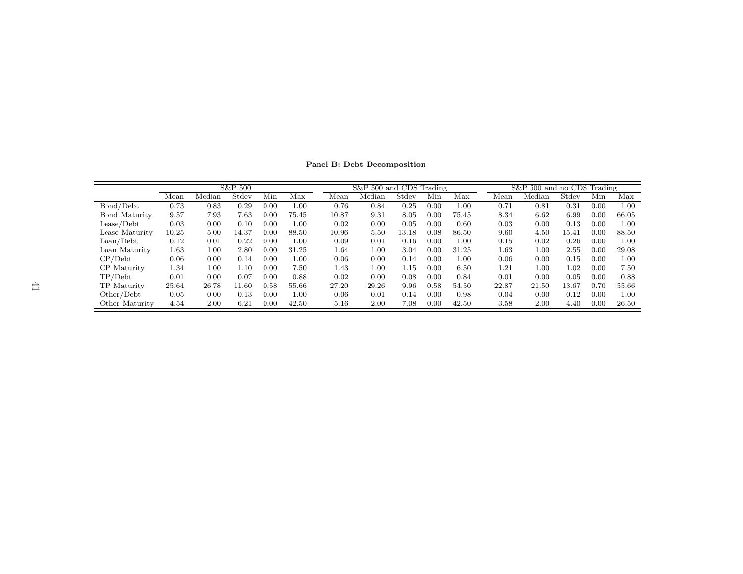**Panel B: Debt Decomposition**

| | S&P 500 | | | | | S&P 500 and CDS Trading | | | | | S&P 500 and no CDS Trading | | | | |
|---|---|---|---|---|---|---|---|---|---|---|---|---|---|---|---|
| | Mean | Median | Stdev | Min | Max | Mean | Median | Stdev | Min | Max | Mean | Median | Stdev | Min | Max |
| Bond/Debt | 0.73 | 0.83 | 0.29 | 0.00 | 1.00 | 0.76 | 0.84 | 0.25 | 0.00 | 1.00 | 0.71 | 0.81 | 0.31 | 0.00 | 1.00 |
| Bond Maturity | 9.57 | 7.93 | 7.63 | 0.00 | 75.45 | 10.87 | 9.31 | 8.05 | 0.00 | 75.45 | 8.34 | 6.62 | 6.99 | 0.00 | 66.05 |
| Lease/Debt | 0.03 | 0.00 | 0.10 | 0.00 | 1.00 | 0.02 | 0.00 | 0.05 | 0.00 | 0.60 | 0.03 | 0.00 | 0.13 | 0.00 | 1.00 |
| Lease Maturity | 10.25 | 5.00 | 14.37 | 0.00 | 88.50 | 10.96 | 5.50 | 13.18 | 0.08 | 86.50 | 9.60 | 4.50 | 15.41 | 0.00 | 88.50 |
| Loan/Debt | 0.12 | 0.01 | 0.22 | 0.00 | 1.00 | 0.09 | 0.01 | 0.16 | 0.00 | 1.00 | 0.15 | 0.02 | 0.26 | 0.00 | 1.00 |
| Loan Maturity | 1.63 | 1.00 | 2.80 | 0.00 | 31.25 | 1.64 | 1.00 | 3.04 | 0.00 | 31.25 | 1.63 | 1.00 | 2.55 | 0.00 | 29.08 |
| CP/Debt | 0.06 | 0.00 | 0.14 | 0.00 | 1.00 | 0.06 | 0.00 | 0.14 | 0.00 | 1.00 | 0.06 | 0.00 | 0.15 | 0.00 | 1.00 |
| CP Maturity | 1.34 | 1.00 | 1.10 | 0.00 | 7.50 | 1.43 | 1.00 | 1.15 | 0.00 | 6.50 | 1.21 | 1.00 | 1.02 | 0.00 | 7.50 |
| TP/Debt | 0.01 | 0.00 | 0.07 | 0.00 | 0.88 | 0.02 | 0.00 | 0.08 | 0.00 | 0.84 | 0.01 | 0.00 | 0.05 | 0.00 | 0.88 |
| TP Maturity | 25.64 | 26.78 | 11.60 | 0.58 | 55.66 | 27.20 | 29.26 | 9.96 | 0.58 | 54.50 | 22.87 | 21.50 | 13.67 | 0.70 | 55.66 |
| Other/Debt | 0.05 | 0.00 | 0.13 | 0.00 | 1.00 | 0.06 | 0.01 | 0.14 | 0.00 | 0.98 | 0.04 | 0.00 | 0.12 | 0.00 | 1.00 |
| Other Maturity | 4.54 | 2.00 | 6.21 | 0.00 | 42.50 | 5.16 | 2.00 | 7.08 | 0.00 | 42.50 | 3.58 | 2.00 | 4.40 | 0.00 | 26.50 |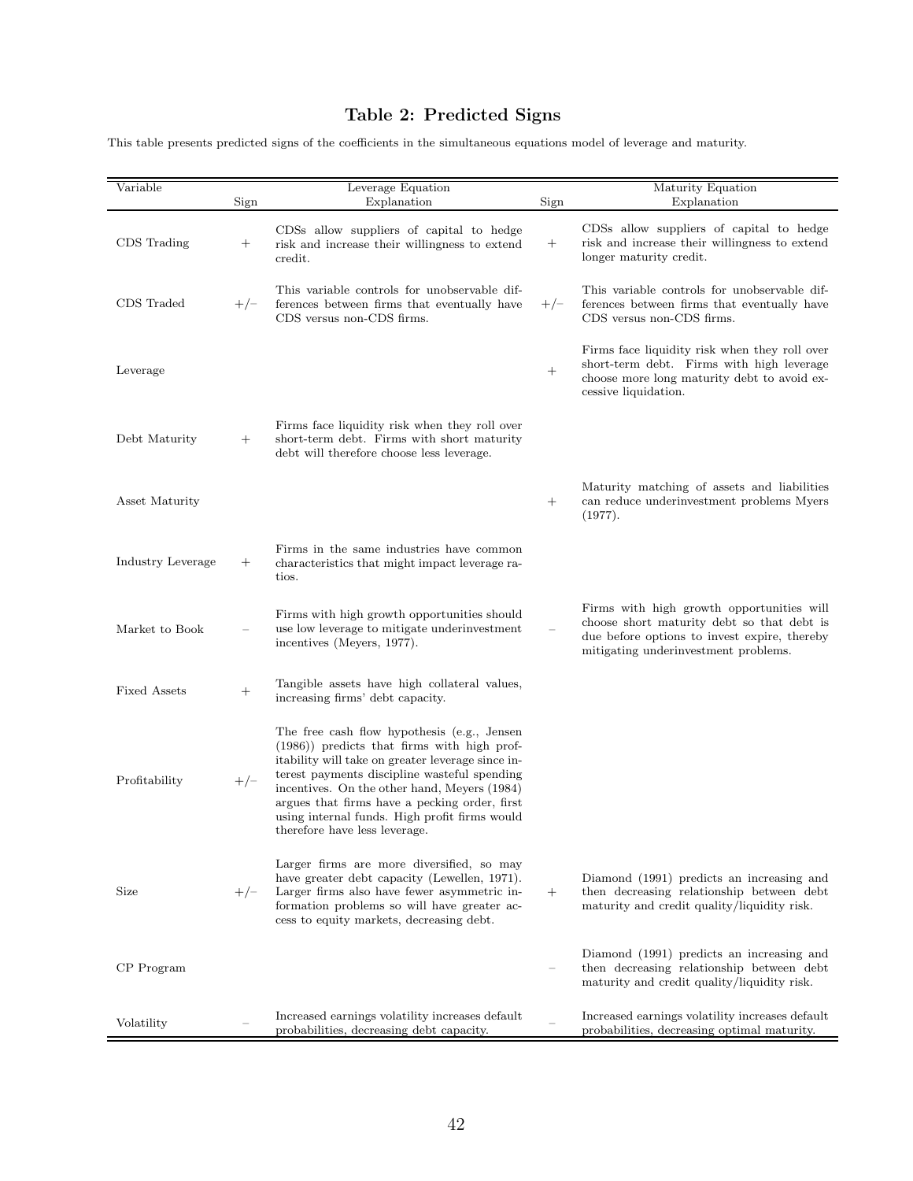# Table 2: Predicted Signs

This table presents predicted signs of the coefficients in the simultaneous equations model of leverage and maturity.

| Variable | Leverage Equation | | Maturity Equation | |
|---|---|---|---|---|
| | Sign | Explanation | Sign | Explanation |
| CDS Trading | + | CDSs allow suppliers of capital to hedge risk and increase their willingness to extend credit. | + | CDSs allow suppliers of capital to hedge risk and increase their willingness to extend longer maturity credit. |
| CDS Traded | +/− | This variable controls for unobservable differences between firms that eventually have CDS versus non-CDS firms. | +/− | This variable controls for unobservable differences between firms that eventually have CDS versus non-CDS firms. |
| Leverage | | | + | Firms face liquidity risk when they roll over short-term debt. Firms with high leverage choose more long maturity debt to avoid excessive liquidation. |
| Debt Maturity | + | Firms face liquidity risk when they roll over short-term debt. Firms with short maturity debt will therefore choose less leverage. | | |
| Asset Maturity | | | + | Maturity matching of assets and liabilities can reduce underinvestment problems Myers (1977). |
| Industry Leverage | + | Firms in the same industries have common characteristics that might impact leverage ratios. | | |
| Market to Book | − | Firms with high growth opportunities should use low leverage to mitigate underinvestment incentives (Meyers, 1977). | − | Firms with high growth opportunities will choose short maturity debt so that debt is due before options to invest expire, thereby mitigating underinvestment problems. |
| Fixed Assets | + | Tangible assets have high collateral values, increasing firms' debt capacity. | | |
| Profitability | +/− | The free cash flow hypothesis (e.g., Jensen (1986)) predicts that firms with high profitability will take on greater leverage since interest payments discipline wasteful spending incentives. On the other hand, Meyers (1984) argues that firms have a pecking order, first using internal funds. High profit firms would therefore have less leverage. | | |
| Size | +/− | Larger firms are more diversified, so may have greater debt capacity (Lewellen, 1971). Larger firms also have fewer asymmetric information problems so will have greater access to equity markets, decreasing debt. | + | Diamond (1991) predicts an increasing and then decreasing relationship between debt maturity and credit quality/liquidity risk. |
| CP Program | | | − | Diamond (1991) predicts an increasing and then decreasing relationship between debt maturity and credit quality/liquidity risk. |
| Volatility | − | Increased earnings volatility increases default probabilities, decreasing debt capacity. | − | Increased earnings volatility increases default probabilities, decreasing optimal maturity. |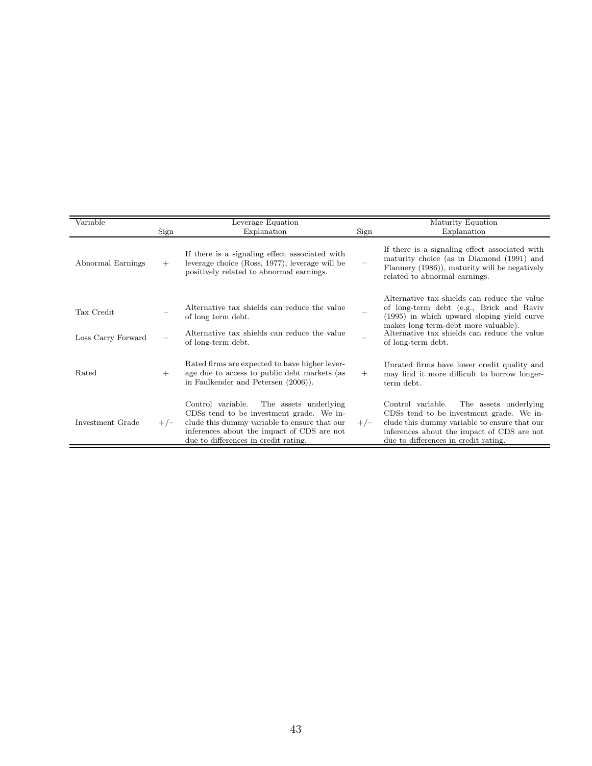| Variable | Leverage Equation | | Maturity Equation | |
|---|---|---|---|---|
| | Sign | Explanation | Sign | Explanation |
| Abnormal Earnings | + | If there is a signaling effect associated with leverage choice (Ross, 1977), leverage will be positively related to abnormal earnings. | − | If there is a signaling effect associated with maturity choice (as in Diamond (1991) and Flannery (1986)), maturity will be negatively related to abnormal earnings. |
| Tax Credit | − | Alternative tax shields can reduce the value of long term debt. | − | Alternative tax shields can reduce the value of long-term debt (e.g., Brick and Raviv (1995) in which upward sloping yield curve makes long term-debt more valuable). |
| Loss Carry Forward | − | Alternative tax shields can reduce the value of long-term debt. | − | Alternative tax shields can reduce the value of long-term debt. |
| Rated | + | Rated firms are expected to have higher leverage due to access to public debt markets (as in Faulkender and Petersen (2006)). | + | Unrated firms have lower credit quality and may find it more difficult to borrow longer-term debt. |
| Investment Grade | +/− | Control variable. The assets underlying CDSs tend to be investment grade. We include this dummy variable to ensure that our inferences about the impact of CDS are not due to differences in credit rating. | +/− | Control variable. The assets underlying CDSs tend to be investment grade. We include this dummy variable to ensure that our inferences about the impact of CDS are not due to differences in credit rating. |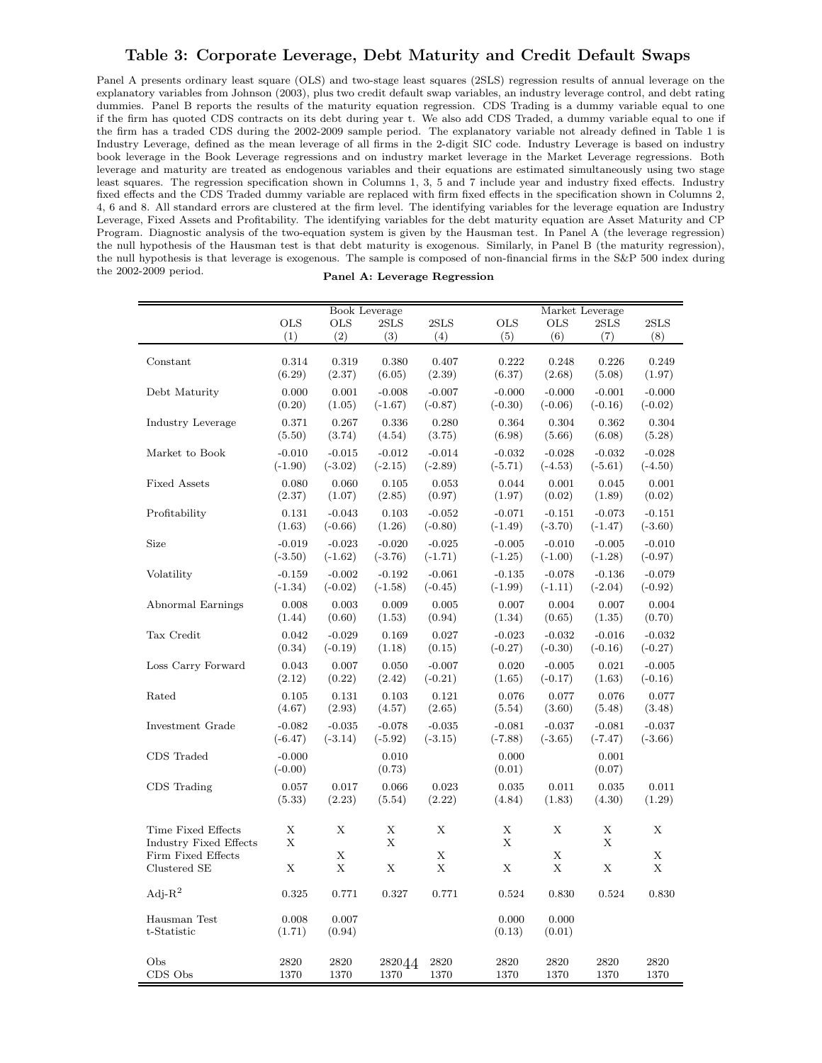# Table 3: Corporate Leverage, Debt Maturity and Credit Default Swaps

Panel A presents ordinary least square (OLS) and two-stage least squares (2SLS) regression results of annual leverage on the explanatory variables from Johnson (2003), plus two credit default swap variables, an industry leverage control, and debt rating dummies. Panel B reports the results of the maturity equation regression. CDS Trading is a dummy variable equal to one if the firm has quoted CDS contracts on its debt during year t. We also add CDS Traded, a dummy variable equal to one if the firm has a traded CDS during the 2002-2009 sample period. The explanatory variable not already defined in Table 1 is Industry Leverage, defined as the mean leverage of all firms in the 2-digit SIC code. Industry Leverage is based on industry book leverage in the Book Leverage regressions and on industry market leverage in the Market Leverage regressions. Both leverage and maturity are treated as endogenous variables and their equations are estimated simultaneously using two stage least squares. The regression specification shown in Columns 1, 3, 5 and 7 include year and industry fixed effects. Industry fixed effects and the CDS Traded dummy variable are replaced with firm fixed effects in the specification shown in Columns 2, 4, 6 and 8. All standard errors are clustered at the firm level. The identifying variables for the leverage equation are Industry Leverage, Fixed Assets and Profitability. The identifying variables for the debt maturity equation are Asset Maturity and CP Program. Diagnostic analysis of the two-equation system is given by the Hausman test. In Panel A (the leverage regression) the null hypothesis of the Hausman test is that debt maturity is exogenous. Similarly, in Panel B (the maturity regression), the null hypothesis is that leverage is exogenous. The sample is composed of non-financial firms in the S&P 500 index during the 2002-2009 period.

**Panel A: Leverage Regression**

| | Book Leverage | | | | Market Leverage | | | |
|---|---|---|---|---|---|---|---|---|
| | OLS | OLS | 2SLS | 2SLS | OLS | OLS | 2SLS | 2SLS |
| | (1) | (2) | (3) | (4) | (5) | (6) | (7) | (8) |
| Constant | 0.314 | 0.319 | 0.380 | 0.407 | 0.222 | 0.248 | 0.226 | 0.249 |
| | (6.29) | (2.37) | (6.05) | (2.39) | (6.37) | (2.68) | (5.08) | (1.97) |
| Debt Maturity | 0.000 | 0.001 | -0.008 | -0.007 | -0.000 | -0.000 | -0.001 | -0.000 |
| | (0.20) | (1.05) | (-1.67) | (-0.87) | (-0.30) | (-0.06) | (-0.16) | (-0.02) |
| Industry Leverage | 0.371 | 0.267 | 0.336 | 0.280 | 0.364 | 0.304 | 0.362 | 0.304 |
| | (5.50) | (3.74) | (4.54) | (3.75) | (6.98) | (5.66) | (6.08) | (5.28) |
| Market to Book | -0.010 | -0.015 | -0.012 | -0.014 | -0.032 | -0.028 | -0.032 | -0.028 |
| | (-1.90) | (-3.02) | (-2.15) | (-2.89) | (-5.71) | (-4.53) | (-5.61) | (-4.50) |
| Fixed Assets | 0.080 | 0.060 | 0.105 | 0.053 | 0.044 | 0.001 | 0.045 | 0.001 |
| | (2.37) | (1.07) | (2.85) | (0.97) | (1.97) | (0.02) | (1.89) | (0.02) |
| Profitability | 0.131 | -0.043 | 0.103 | -0.052 | -0.071 | -0.151 | -0.073 | -0.151 |
| | (1.63) | (-0.66) | (1.26) | (-0.80) | (-1.49) | (-3.70) | (-1.47) | (-3.60) |
| Size | -0.019 | -0.023 | -0.020 | -0.025 | -0.005 | -0.010 | -0.005 | -0.010 |
| | (-3.50) | (-1.62) | (-3.76) | (-1.71) | (-1.25) | (-1.00) | (-1.28) | (-0.97) |
| Volatility | -0.159 | -0.002 | -0.192 | -0.061 | -0.135 | -0.078 | -0.136 | -0.079 |
| | (-1.34) | (-0.02) | (-1.58) | (-0.45) | (-1.99) | (-1.11) | (-2.04) | (-0.92) |
| Abnormal Earnings | 0.008 | 0.003 | 0.009 | 0.005 | 0.007 | 0.004 | 0.007 | 0.004 |
| | (1.44) | (0.60) | (1.53) | (0.94) | (1.34) | (0.65) | (1.35) | (0.70) |
| Tax Credit | 0.042 | -0.029 | 0.169 | 0.027 | -0.023 | -0.032 | -0.016 | -0.032 |
| | (0.34) | (-0.19) | (1.18) | (0.15) | (-0.27) | (-0.30) | (-0.16) | (-0.27) |
| Loss Carry Forward | 0.043 | 0.007 | 0.050 | -0.007 | 0.020 | -0.005 | 0.021 | -0.005 |
| | (2.12) | (0.22) | (2.42) | (-0.21) | (1.65) | (-0.17) | (1.63) | (-0.16) |
| Rated | 0.105 | 0.131 | 0.103 | 0.121 | 0.076 | 0.077 | 0.076 | 0.077 |
| | (4.67) | (2.93) | (4.57) | (2.65) | (5.54) | (3.60) | (5.48) | (3.48) |
| Investment Grade | -0.082 | -0.035 | -0.078 | -0.035 | -0.081 | -0.037 | -0.081 | -0.037 |
| | (-6.47) | (-3.14) | (-5.92) | (-3.15) | (-7.88) | (-3.65) | (-7.47) | (-3.66) |
| CDS Traded | -0.000 | | 0.010 | | 0.000 | | 0.001 | |
| | (-0.00) | | (0.73) | | (0.01) | | (0.07) | |
| CDS Trading | 0.057 | 0.017 | 0.066 | 0.023 | 0.035 | 0.011 | 0.035 | 0.011 |
| | (5.33) | (2.23) | (5.54) | (2.22) | (4.84) | (1.83) | (4.30) | (1.29) |
| Time Fixed Effects | X | X | X | X | X | X | X | X |
| Industry Fixed Effects | X | | X | | X | | X | |
| Firm Fixed Effects | | X | | X | | X | | X |
| Clustered SE | X | X | X | X | X | X | X | X |
| Adj-$R^2$ | 0.325 | 0.771 | 0.327 | 0.771 | 0.524 | 0.830 | 0.524 | 0.830 |
| Hausman Test | 0.008 | 0.007 | | | 0.000 | 0.000 | | |
| t-Statistic | (1.71) | (0.94) | | | (0.13) | (0.01) | | |
| Obs | 2820 | 2820 | 2820 | 2820 | 2820 | 2820 | 2820 | 2820 |
| CDS Obs | 1370 | 1370 | 1370 | 1370 | 1370 | 1370 | 1370 | 1370 |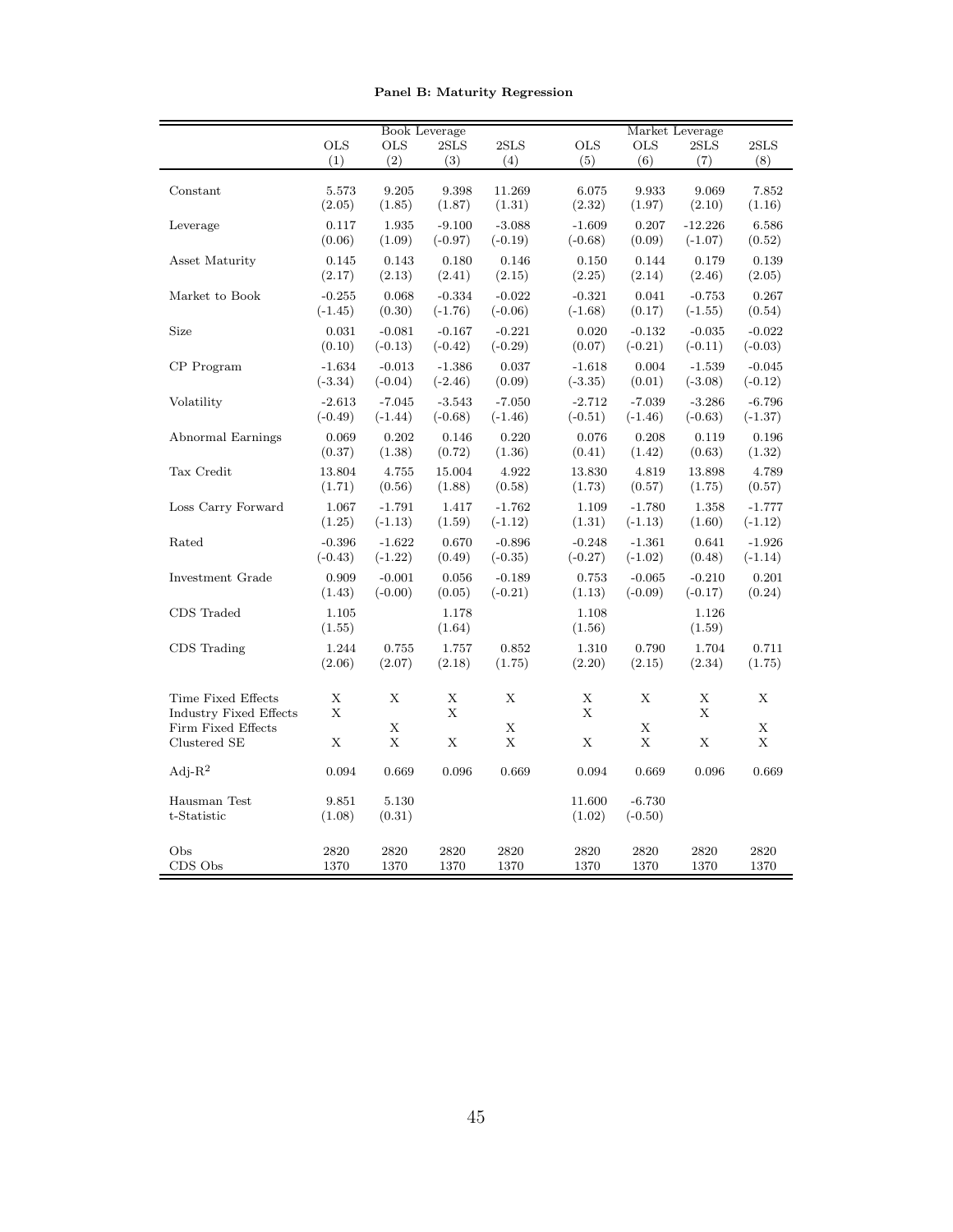**Panel B: Maturity Regression**

| | Book Leverage | | | | Market Leverage | | | |
|---|---|---|---|---|---|---|---|---|
| | OLS | OLS | 2SLS | 2SLS | OLS | OLS | 2SLS | 2SLS |
| | (1) | (2) | (3) | (4) | (5) | (6) | (7) | (8) |
| Constant | 5.573 | 9.205 | 9.398 | 11.269 | 6.075 | 9.933 | 9.069 | 7.852 |
| | (2.05) | (1.85) | (1.87) | (1.31) | (2.32) | (1.97) | (2.10) | (1.16) |
| Leverage | 0.117 | 1.935 | -9.100 | -3.088 | -1.609 | 0.207 | -12.226 | 6.586 |
| | (0.06) | (1.09) | (-0.97) | (-0.19) | (-0.68) | (0.09) | (-1.07) | (0.52) |
| Asset Maturity | 0.145 | 0.143 | 0.180 | 0.146 | 0.150 | 0.144 | 0.179 | 0.139 |
| | (2.17) | (2.13) | (2.41) | (2.15) | (2.25) | (2.14) | (2.46) | (2.05) |
| Market to Book | -0.255 | 0.068 | -0.334 | -0.022 | -0.321 | 0.041 | -0.753 | 0.267 |
| | (-1.45) | (0.30) | (-1.76) | (-0.06) | (-1.68) | (0.17) | (-1.55) | (0.54) |
| Size | 0.031 | -0.081 | -0.167 | -0.221 | 0.020 | -0.132 | -0.035 | -0.022 |
| | (0.10) | (-0.13) | (-0.42) | (-0.29) | (0.07) | (-0.21) | (-0.11) | (-0.03) |
| CP Program | -1.634 | -0.013 | -1.386 | 0.037 | -1.618 | 0.004 | -1.539 | -0.045 |
| | (-3.34) | (-0.04) | (-2.46) | (0.09) | (-3.35) | (0.01) | (-3.08) | (-0.12) |
| Volatility | -2.613 | -7.045 | -3.543 | -7.050 | -2.712 | -7.039 | -3.286 | -6.796 |
| | (-0.49) | (-1.44) | (-0.68) | (-1.46) | (-0.51) | (-1.46) | (-0.63) | (-1.37) |
| Abnormal Earnings | 0.069 | 0.202 | 0.146 | 0.220 | 0.076 | 0.208 | 0.119 | 0.196 |
| | (0.37) | (1.38) | (0.72) | (1.36) | (0.41) | (1.42) | (0.63) | (1.32) |
| Tax Credit | 13.804 | 4.755 | 15.004 | 4.922 | 13.830 | 4.819 | 13.898 | 4.789 |
| | (1.71) | (0.56) | (1.88) | (0.58) | (1.73) | (0.57) | (1.75) | (0.57) |
| Loss Carry Forward | 1.067 | -1.791 | 1.417 | -1.762 | 1.109 | -1.780 | 1.358 | -1.777 |
| | (1.25) | (-1.13) | (1.59) | (-1.12) | (1.31) | (-1.13) | (1.60) | (-1.12) |
| Rated | -0.396 | -1.622 | 0.670 | -0.896 | -0.248 | -1.361 | 0.641 | -1.926 |
| | (-0.43) | (-1.22) | (0.49) | (-0.35) | (-0.27) | (-1.02) | (0.48) | (-1.14) |
| Investment Grade | 0.909 | -0.001 | 0.056 | -0.189 | 0.753 | -0.065 | -0.210 | 0.201 |
| | (1.43) | (-0.00) | (0.05) | (-0.21) | (1.13) | (-0.09) | (-0.17) | (0.24) |
| CDS Traded | 1.105 | | 1.178 | | 1.108 | | 1.126 | |
| | (1.55) | | (1.64) | | (1.56) | | (1.59) | |
| CDS Trading | 1.244 | 0.755 | 1.757 | 0.852 | 1.310 | 0.790 | 1.704 | 0.711 |
| | (2.06) | (2.07) | (2.18) | (1.75) | (2.20) | (2.15) | (2.34) | (1.75) |
| Time Fixed Effects | X | X | X | X | X | X | X | X |
| Industry Fixed Effects | X | | X | | X | | X | |
| Firm Fixed Effects | | X | | X | | X | | X |
| Clustered SE | X | X | X | X | X | X | X | X |
| Adj-$R^2$ | 0.094 | 0.669 | 0.096 | 0.669 | 0.094 | 0.669 | 0.096 | 0.669 |
| Hausman Test | 9.851 | 5.130 | | | 11.600 | -6.730 | | |
| t-Statistic | (1.08) | (0.31) | | | (1.02) | (-0.50) | | |
| Obs | 2820 | 2820 | 2820 | 2820 | 2820 | 2820 | 2820 | 2820 |
| CDS Obs | 1370 | 1370 | 1370 | 1370 | 1370 | 1370 | 1370 | 1370 |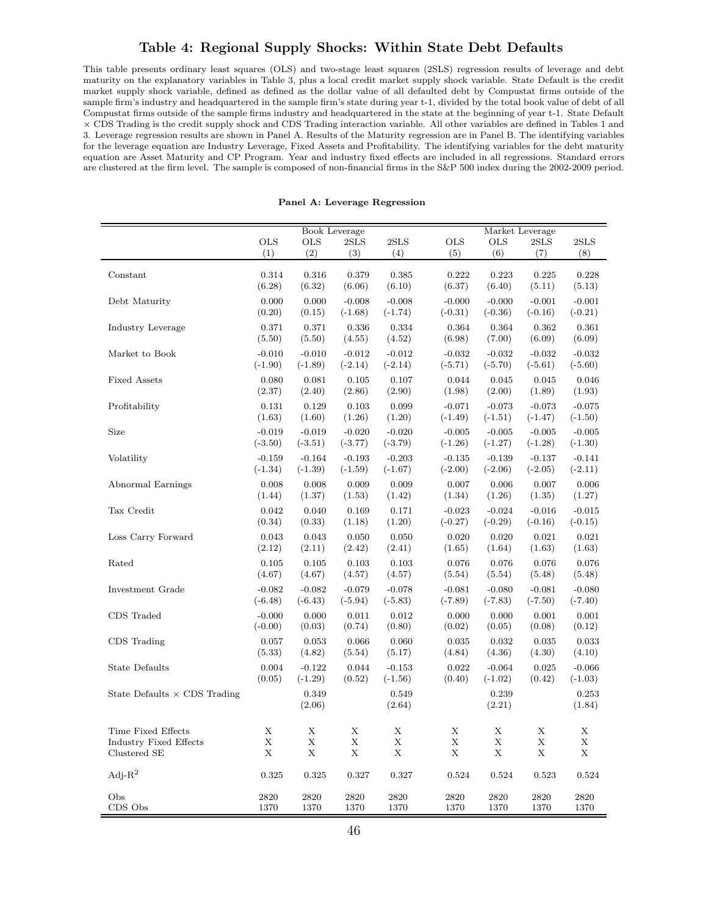## Table 4: Regional Supply Shocks: Within State Debt Defaults

This table presents ordinary least squares (OLS) and two-stage least squares (2SLS) regression results of leverage and debt maturity on the explanatory variables in Table 3, plus a local credit market supply shock variable. State Default is the credit market supply shock variable, defined as defined as the dollar value of all defaulted debt by Compustat firms outside of the sample firm's industry and headquartered in the sample firm's state during year t-1, divided by the total book value of debt of all Compustat firms outside of the sample firms industry and headquartered in the state at the beginning of year t-1. State Default × CDS Trading is the credit supply shock and CDS Trading interaction variable. All other variables are defined in Tables 1 and 3. Leverage regression results are shown in Panel A. Results of the Maturity regression are in Panel B. The identifying variables for the leverage equation are Industry Leverage, Fixed Assets and Profitability. The identifying variables for the debt maturity equation are Asset Maturity and CP Program. Year and industry fixed effects are included in all regressions. Standard errors are clustered at the firm level. The sample is composed of non-financial firms in the S&P 500 index during the 2002-2009 period.

**Panel A: Leverage Regression**

| | Book Leverage | | | | Market Leverage | | | |
|---|---|---|---|---|---|---|---|---|
| | OLS | OLS | 2SLS | 2SLS | OLS | OLS | 2SLS | 2SLS |
| | (1) | (2) | (3) | (4) | (5) | (6) | (7) | (8) |
| Constant | 0.314 | 0.316 | 0.379 | 0.385 | 0.222 | 0.223 | 0.225 | 0.228 |
| | (6.28) | (6.32) | (6.06) | (6.10) | (6.37) | (6.40) | (5.11) | (5.13) |
| Debt Maturity | 0.000 | 0.000 | -0.008 | -0.008 | -0.000 | -0.000 | -0.001 | -0.001 |
| | (0.20) | (0.15) | (-1.68) | (-1.74) | (-0.31) | (-0.36) | (-0.16) | (-0.21) |
| Industry Leverage | 0.371 | 0.371 | 0.336 | 0.334 | 0.364 | 0.364 | 0.362 | 0.361 |
| | (5.50) | (5.50) | (4.55) | (4.52) | (6.98) | (7.00) | (6.09) | (6.09) |
| Market to Book | -0.010 | -0.010 | -0.012 | -0.012 | -0.032 | -0.032 | -0.032 | -0.032 |
| | (-1.90) | (-1.89) | (-2.14) | (-2.14) | (-5.71) | (-5.70) | (-5.61) | (-5.60) |
| Fixed Assets | 0.080 | 0.081 | 0.105 | 0.107 | 0.044 | 0.045 | 0.045 | 0.046 |
| | (2.37) | (2.40) | (2.86) | (2.90) | (1.98) | (2.00) | (1.89) | (1.93) |
| Profitability | 0.131 | 0.129 | 0.103 | 0.099 | -0.071 | -0.073 | -0.073 | -0.075 |
| | (1.63) | (1.60) | (1.26) | (1.20) | (-1.49) | (-1.51) | (-1.47) | (-1.50) |
| Size | -0.019 | -0.019 | -0.020 | -0.020 | -0.005 | -0.005 | -0.005 | -0.005 |
| | (-3.50) | (-3.51) | (-3.77) | (-3.79) | (-1.26) | (-1.27) | (-1.28) | (-1.30) |
| Volatility | -0.159 | -0.164 | -0.193 | -0.203 | -0.135 | -0.139 | -0.137 | -0.141 |
| | (-1.34) | (-1.39) | (-1.59) | (-1.67) | (-2.00) | (-2.06) | (-2.05) | (-2.11) |
| Abnormal Earnings | 0.008 | 0.008 | 0.009 | 0.009 | 0.007 | 0.006 | 0.007 | 0.006 |
| | (1.44) | (1.37) | (1.53) | (1.42) | (1.34) | (1.26) | (1.35) | (1.27) |
| Tax Credit | 0.042 | 0.040 | 0.169 | 0.171 | -0.023 | -0.024 | -0.016 | -0.015 |
| | (0.34) | (0.33) | (1.18) | (1.20) | (-0.27) | (-0.29) | (-0.16) | (-0.15) |
| Loss Carry Forward | 0.043 | 0.043 | 0.050 | 0.050 | 0.020 | 0.020 | 0.021 | 0.021 |
| | (2.12) | (2.11) | (2.42) | (2.41) | (1.65) | (1.64) | (1.63) | (1.63) |
| Rated | 0.105 | 0.105 | 0.103 | 0.103 | 0.076 | 0.076 | 0.076 | 0.076 |
| | (4.67) | (4.67) | (4.57) | (4.57) | (5.54) | (5.54) | (5.48) | (5.48) |
| Investment Grade | -0.082 | -0.082 | -0.079 | -0.078 | -0.081 | -0.080 | -0.081 | -0.080 |
| | (-6.48) | (-6.43) | (-5.94) | (-5.83) | (-7.89) | (-7.83) | (-7.50) | (-7.40) |
| CDS Traded | -0.000 | 0.000 | 0.011 | 0.012 | 0.000 | 0.000 | 0.001 | 0.001 |
| | (-0.00) | (0.03) | (0.74) | (0.80) | (0.02) | (0.05) | (0.08) | (0.12) |
| CDS Trading | 0.057 | 0.053 | 0.066 | 0.060 | 0.035 | 0.032 | 0.035 | 0.033 |
| | (5.33) | (4.82) | (5.54) | (5.17) | (4.84) | (4.36) | (4.30) | (4.10) |
| State Defaults | 0.004 | -0.122 | 0.044 | -0.153 | 0.022 | -0.064 | 0.025 | -0.066 |
| | (0.05) | (-1.29) | (0.52) | (-1.56) | (0.40) | (-1.02) | (0.42) | (-1.03) |
| State Defaults × CDS Trading | | 0.349 | | 0.549 | | 0.239 | | 0.253 |
| | | (2.06) | | (2.64) | | (2.21) | | (1.84) |
| Time Fixed Effects | X | X | X | X | X | X | X | X |
| Industry Fixed Effects | X | X | X | X | X | X | X | X |
| Clustered SE | X | X | X | X | X | X | X | X |
| Adj-$R^2$ | 0.325 | 0.325 | 0.327 | 0.327 | 0.524 | 0.524 | 0.523 | 0.524 |
| Obs | 2820 | 2820 | 2820 | 2820 | 2820 | 2820 | 2820 | 2820 |
| CDS Obs | 1370 | 1370 | 1370 | 1370 | 1370 | 1370 | 1370 | 1370 |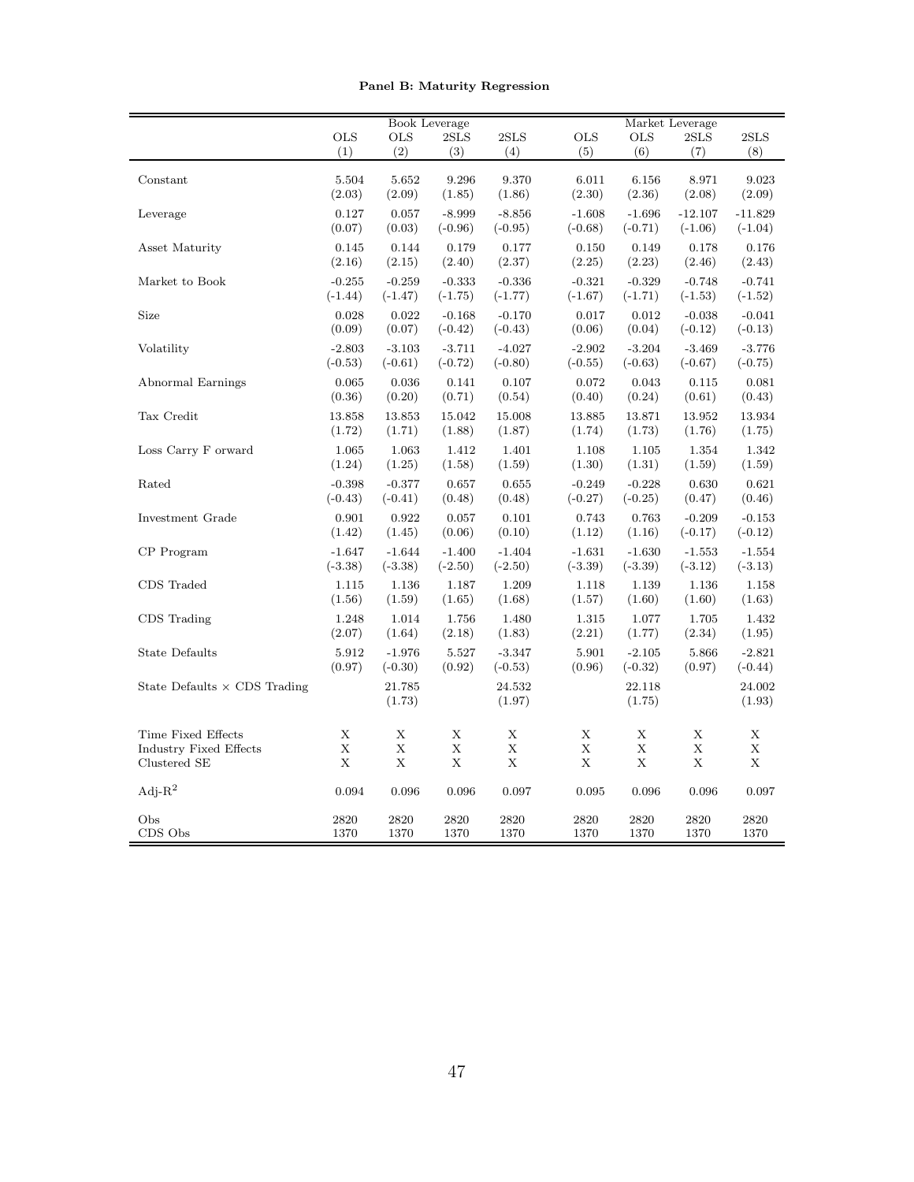**Panel B: Maturity Regression**

| | Book Leverage | | | | Market Leverage | | | |
|---|---|---|---|---|---|---|---|---|
| | OLS | OLS | 2SLS | 2SLS | OLS | OLS | 2SLS | 2SLS |
| | (1) | (2) | (3) | (4) | (5) | (6) | (7) | (8) |
| Constant | 5.504 | 5.652 | 9.296 | 9.370 | 6.011 | 6.156 | 8.971 | 9.023 |
| | (2.03) | (2.09) | (1.85) | (1.86) | (2.30) | (2.36) | (2.08) | (2.09) |
| Leverage | 0.127 | 0.057 | -8.999 | -8.856 | -1.608 | -1.696 | -12.107 | -11.829 |
| | (0.07) | (0.03) | (-0.96) | (-0.95) | (-0.68) | (-0.71) | (-1.06) | (-1.04) |
| Asset Maturity | 0.145 | 0.144 | 0.179 | 0.177 | 0.150 | 0.149 | 0.178 | 0.176 |
| | (2.16) | (2.15) | (2.40) | (2.37) | (2.25) | (2.23) | (2.46) | (2.43) |
| Market to Book | -0.255 | -0.259 | -0.333 | -0.336 | -0.321 | -0.329 | -0.748 | -0.741 |
| | (-1.44) | (-1.47) | (-1.75) | (-1.77) | (-1.67) | (-1.71) | (-1.53) | (-1.52) |
| Size | 0.028 | 0.022 | -0.168 | -0.170 | 0.017 | 0.012 | -0.038 | -0.041 |
| | (0.09) | (0.07) | (-0.42) | (-0.43) | (0.06) | (0.04) | (-0.12) | (-0.13) |
| Volatility | -2.803 | -3.103 | -3.711 | -4.027 | -2.902 | -3.204 | -3.469 | -3.776 |
| | (-0.53) | (-0.61) | (-0.72) | (-0.80) | (-0.55) | (-0.63) | (-0.67) | (-0.75) |
| Abnormal Earnings | 0.065 | 0.036 | 0.141 | 0.107 | 0.072 | 0.043 | 0.115 | 0.081 |
| | (0.36) | (0.20) | (0.71) | (0.54) | (0.40) | (0.24) | (0.61) | (0.43) |
| Tax Credit | 13.858 | 13.853 | 15.042 | 15.008 | 13.885 | 13.871 | 13.952 | 13.934 |
| | (1.72) | (1.71) | (1.88) | (1.87) | (1.74) | (1.73) | (1.76) | (1.75) |
| Loss Carry F orward | 1.065 | 1.063 | 1.412 | 1.401 | 1.108 | 1.105 | 1.354 | 1.342 |
| | (1.24) | (1.25) | (1.58) | (1.59) | (1.30) | (1.31) | (1.59) | (1.59) |
| Rated | -0.398 | -0.377 | 0.657 | 0.655 | -0.249 | -0.228 | 0.630 | 0.621 |
| | (-0.43) | (-0.41) | (0.48) | (0.48) | (-0.27) | (-0.25) | (0.47) | (0.46) |
| Investment Grade | 0.901 | 0.922 | 0.057 | 0.101 | 0.743 | 0.763 | -0.209 | -0.153 |
| | (1.42) | (1.45) | (0.06) | (0.10) | (1.12) | (1.16) | (-0.17) | (-0.12) |
| CP Program | -1.647 | -1.644 | -1.400 | -1.404 | -1.631 | -1.630 | -1.553 | -1.554 |
| | (-3.38) | (-3.38) | (-2.50) | (-2.50) | (-3.39) | (-3.39) | (-3.12) | (-3.13) |
| CDS Traded | 1.115 | 1.136 | 1.187 | 1.209 | 1.118 | 1.139 | 1.136 | 1.158 |
| | (1.56) | (1.59) | (1.65) | (1.68) | (1.57) | (1.60) | (1.60) | (1.63) |
| CDS Trading | 1.248 | 1.014 | 1.756 | 1.480 | 1.315 | 1.077 | 1.705 | 1.432 |
| | (2.07) | (1.64) | (2.18) | (1.83) | (2.21) | (1.77) | (2.34) | (1.95) |
| State Defaults | 5.912 | -1.976 | 5.527 | -3.347 | 5.901 | -2.105 | 5.866 | -2.821 |
| | (0.97) | (-0.30) | (0.92) | (-0.53) | (0.96) | (-0.32) | (0.97) | (-0.44) |
| State Defaults $\times$ CDS Trading | | 21.785 | | 24.532 | | 22.118 | | 24.002 |
| | | (1.73) | | (1.97) | | (1.75) | | (1.93) |
| Time Fixed Effects | X | X | X | X | X | X | X | X |
| Industry Fixed Effects | X | X | X | X | X | X | X | X |
| Clustered SE | X | X | X | X | X | X | X | X |
| Adj-$R^2$ | 0.094 | 0.096 | 0.096 | 0.097 | 0.095 | 0.096 | 0.096 | 0.097 |
| Obs | 2820 | 2820 | 2820 | 2820 | 2820 | 2820 | 2820 | 2820 |
| CDS Obs | 1370 | 1370 | 1370 | 1370 | 1370 | 1370 | 1370 | 1370 |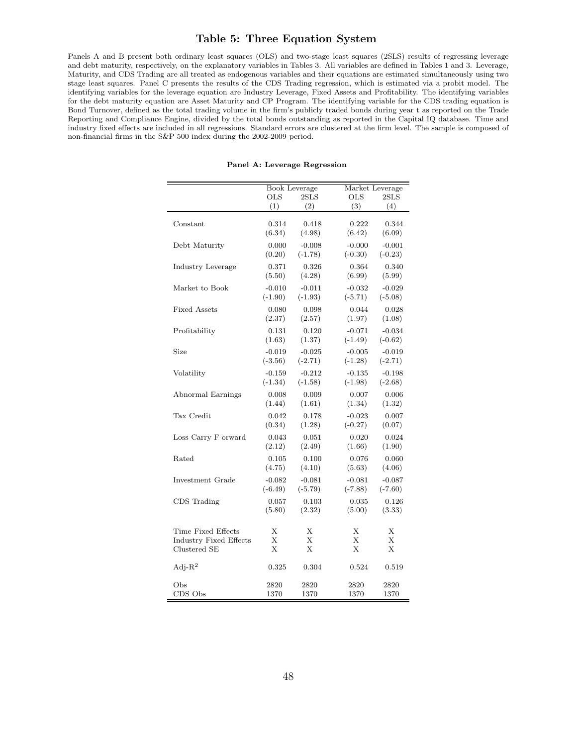# Table 5: Three Equation System

Panels A and B present both ordinary least squares (OLS) and two-stage least squares (2SLS) results of regressing leverage and debt maturity, respectively, on the explanatory variables in Tables 3. All variables are defined in Tables 1 and 3. Leverage, Maturity, and CDS Trading are all treated as endogenous variables and their equations are estimated simultaneously using two stage least squares. Panel C presents the results of the CDS Trading regression, which is estimated via a probit model. The identifying variables for the leverage equation are Industry Leverage, Fixed Assets and Profitability. The identifying variables for the debt maturity equation are Asset Maturity and CP Program. The identifying variable for the CDS trading equation is Bond Turnover, defined as the total trading volume in the firm's publicly traded bonds during year t as reported on the Trade Reporting and Compliance Engine, divided by the total bonds outstanding as reported in the Capital IQ database. Time and industry fixed effects are included in all regressions. Standard errors are clustered at the firm level. The sample is composed of non-financial firms in the S&P 500 index during the 2002-2009 period.

**Panel A: Leverage Regression**

| | Book Leverage | | Market Leverage | |
|---|---|---|---|---|
| | OLS | 2SLS | OLS | 2SLS |
| | (1) | (2) | (3) | (4) |
| Constant | 0.314 | 0.418 | 0.222 | 0.344 |
| | (6.34) | (4.98) | (6.42) | (6.09) |
| Debt Maturity | 0.000 | -0.008 | -0.000 | -0.001 |
| | (0.20) | (-1.78) | (-0.30) | (-0.23) |
| Industry Leverage | 0.371 | 0.326 | 0.364 | 0.340 |
| | (5.50) | (4.28) | (6.99) | (5.99) |
| Market to Book | -0.010 | -0.011 | -0.032 | -0.029 |
| | (-1.90) | (-1.93) | (-5.71) | (-5.08) |
| Fixed Assets | 0.080 | 0.098 | 0.044 | 0.028 |
| | (2.37) | (2.57) | (1.97) | (1.08) |
| Profitability | 0.131 | 0.120 | -0.071 | -0.034 |
| | (1.63) | (1.37) | (-1.49) | (-0.62) |
| Size | -0.019 | -0.025 | -0.005 | -0.019 |
| | (-3.56) | (-2.71) | (-1.28) | (-2.71) |
| Volatility | -0.159 | -0.212 | -0.135 | -0.198 |
| | (-1.34) | (-1.58) | (-1.98) | (-2.68) |
| Abnormal Earnings | 0.008 | 0.009 | 0.007 | 0.006 |
| | (1.44) | (1.61) | (1.34) | (1.32) |
| Tax Credit | 0.042 | 0.178 | -0.023 | 0.007 |
| | (0.34) | (1.28) | (-0.27) | (0.07) |
| Loss Carry F orward | 0.043 | 0.051 | 0.020 | 0.024 |
| | (2.12) | (2.49) | (1.66) | (1.90) |
| Rated | 0.105 | 0.100 | 0.076 | 0.060 |
| | (4.75) | (4.10) | (5.63) | (4.06) |
| Investment Grade | -0.082 | -0.081 | -0.081 | -0.087 |
| | (-6.49) | (-5.79) | (-7.88) | (-7.60) |
| CDS Trading | 0.057 | 0.103 | 0.035 | 0.126 |
| | (5.80) | (2.32) | (5.00) | (3.33) |
| Time Fixed Effects | X | X | X | X |
| Industry Fixed Effects | X | X | X | X |
| Clustered SE | X | X | X | X |
| Adj-$R^2$ | 0.325 | 0.304 | 0.524 | 0.519 |
| Obs | 2820 | 2820 | 2820 | 2820 |
| CDS Obs | 1370 | 1370 | 1370 | 1370 |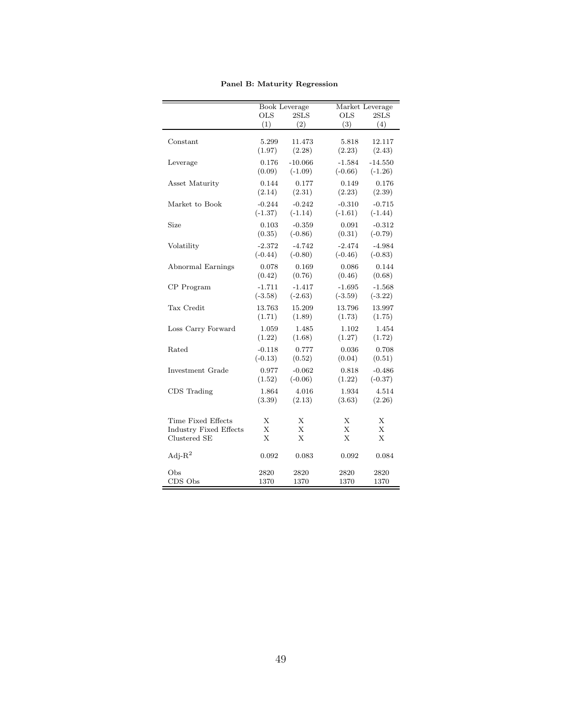**Panel B: Maturity Regression**

| | Book Leverage | | Market Leverage | |
|---|---|---|---|---|
| | OLS | 2SLS | OLS | 2SLS |
| | (1) | (2) | (3) | (4) |
| Constant | 5.299 | 11.473 | 5.818 | 12.117 |
| | (1.97) | (2.28) | (2.23) | (2.43) |
| Leverage | 0.176 | -10.066 | -1.584 | -14.550 |
| | (0.09) | (-1.09) | (-0.66) | (-1.26) |
| Asset Maturity | 0.144 | 0.177 | 0.149 | 0.176 |
| | (2.14) | (2.31) | (2.23) | (2.39) |
| Market to Book | -0.244 | -0.242 | -0.310 | -0.715 |
| | (-1.37) | (-1.14) | (-1.61) | (-1.44) |
| Size | 0.103 | -0.359 | 0.091 | -0.312 |
| | (0.35) | (-0.86) | (0.31) | (-0.79) |
| Volatility | -2.372 | -4.742 | -2.474 | -4.984 |
| | (-0.44) | (-0.80) | (-0.46) | (-0.83) |
| Abnormal Earnings | 0.078 | 0.169 | 0.086 | 0.144 |
| | (0.42) | (0.76) | (0.46) | (0.68) |
| CP Program | -1.711 | -1.417 | -1.695 | -1.568 |
| | (-3.58) | (-2.63) | (-3.59) | (-3.22) |
| Tax Credit | 13.763 | 15.209 | 13.796 | 13.997 |
| | (1.71) | (1.89) | (1.73) | (1.75) |
| Loss Carry Forward | 1.059 | 1.485 | 1.102 | 1.454 |
| | (1.22) | (1.68) | (1.27) | (1.72) |
| Rated | -0.118 | 0.777 | 0.036 | 0.708 |
| | (-0.13) | (0.52) | (0.04) | (0.51) |
| Investment Grade | 0.977 | -0.062 | 0.818 | -0.486 |
| | (1.52) | (-0.06) | (1.22) | (-0.37) |
| CDS Trading | 1.864 | 4.016 | 1.934 | 4.514 |
| | (3.39) | (2.13) | (3.63) | (2.26) |
| Time Fixed Effects | X | X | X | X |
| Industry Fixed Effects | X | X | X | X |
| Clustered SE | X | X | X | X |
| Adj-$R^2$ | 0.092 | 0.083 | 0.092 | 0.084 |
| Obs | 2820 | 2820 | 2820 | 2820 |
| CDS Obs | 1370 | 1370 | 1370 | 1370 |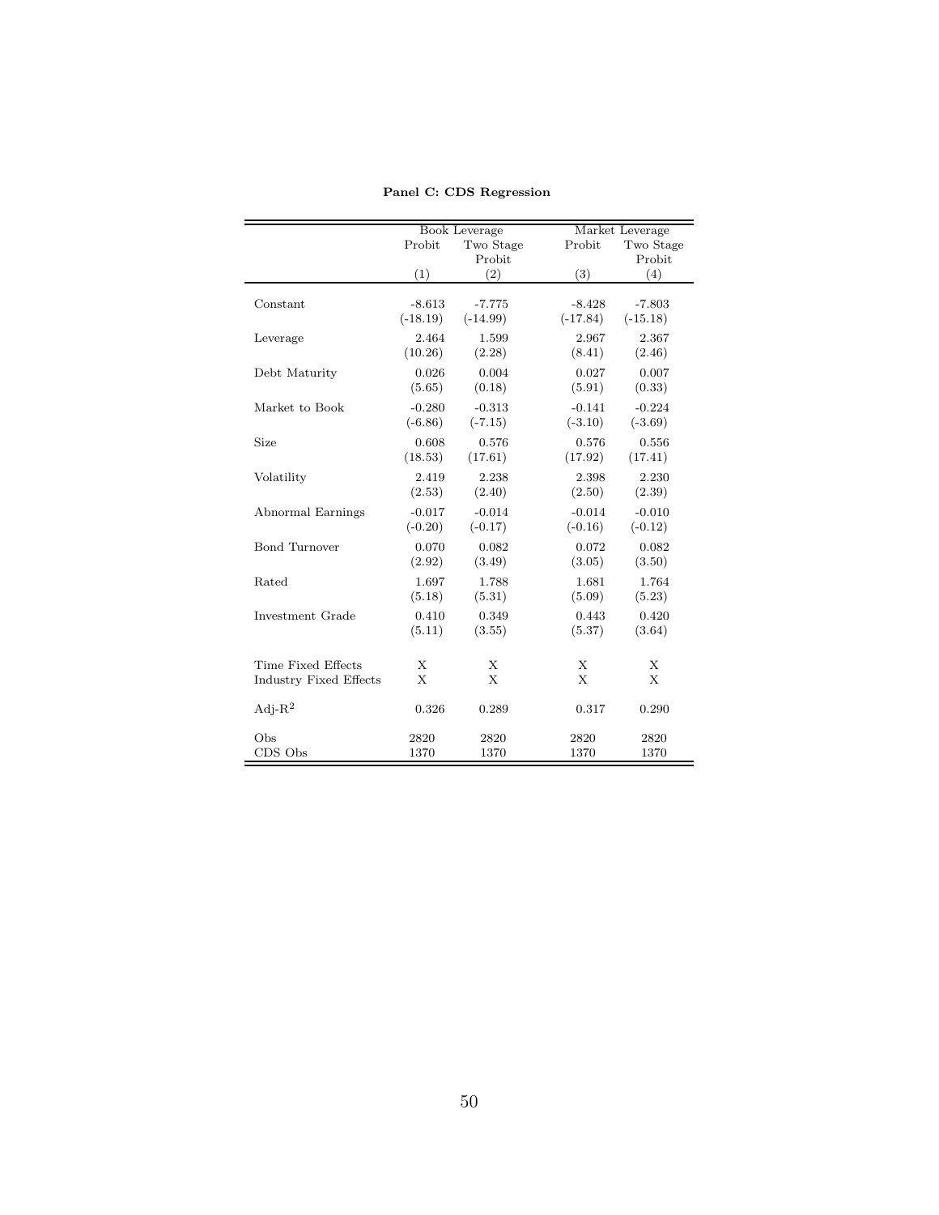**Panel C: CDS Regression**

| | Book Leverage | | Market Leverage | |
|---|---|---|---|---|
| | Probit | Two Stage Probit | Probit | Two Stage Probit |
| | (1) | (2) | (3) | (4) |
| Constant | -8.613 | -7.775 | -8.428 | -7.803 |
| | (-18.19) | (-14.99) | (-17.84) | (-15.18) |
| Leverage | 2.464 | 1.599 | 2.967 | 2.367 |
| | (10.26) | (2.28) | (8.41) | (2.46) |
| Debt Maturity | 0.026 | 0.004 | 0.027 | 0.007 |
| | (5.65) | (0.18) | (5.91) | (0.33) |
| Market to Book | -0.280 | -0.313 | -0.141 | -0.224 |
| | (-6.86) | (-7.15) | (-3.10) | (-3.69) |
| Size | 0.608 | 0.576 | 0.576 | 0.556 |
| | (18.53) | (17.61) | (17.92) | (17.41) |
| Volatility | 2.419 | 2.238 | 2.398 | 2.230 |
| | (2.53) | (2.40) | (2.50) | (2.39) |
| Abnormal Earnings | -0.017 | -0.014 | -0.014 | -0.010 |
| | (-0.20) | (-0.17) | (-0.16) | (-0.12) |
| Bond Turnover | 0.070 | 0.082 | 0.072 | 0.082 |
| | (2.92) | (3.49) | (3.05) | (3.50) |
| Rated | 1.697 | 1.788 | 1.681 | 1.764 |
| | (5.18) | (5.31) | (5.09) | (5.23) |
| Investment Grade | 0.410 | 0.349 | 0.443 | 0.420 |
| | (5.11) | (3.55) | (5.37) | (3.64) |
| Time Fixed Effects | X | X | X | X |
| Industry Fixed Effects | X | X | X | X |
| Adj-$R^2$ | 0.326 | 0.289 | 0.317 | 0.290 |
| Obs | 2820 | 2820 | 2820 | 2820 |
| CDS Obs | 1370 | 1370 | 1370 | 1370 |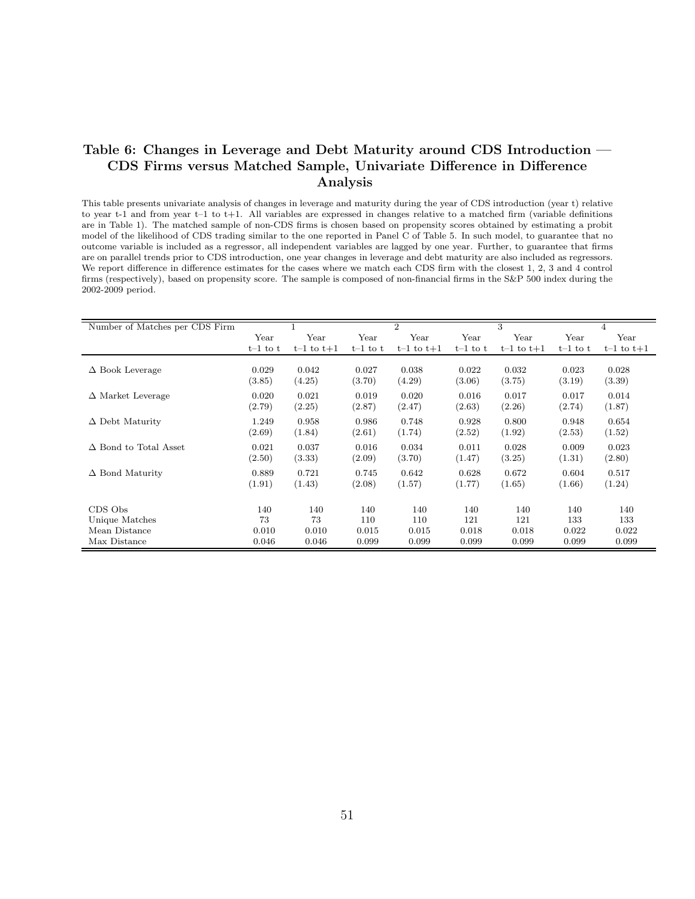## Table 6: Changes in Leverage and Debt Maturity around CDS Introduction — CDS Firms versus Matched Sample, Univariate Difference in Difference Analysis

This table presents univariate analysis of changes in leverage and maturity during the year of CDS introduction (year t) relative to year t-1 and from year t–1 to t+1. All variables are expressed in changes relative to a matched firm (variable definitions are in Table 1). The matched sample of non-CDS firms is chosen based on propensity scores obtained by estimating a probit model of the likelihood of CDS trading similar to the one reported in Panel C of Table 5. In such model, to guarantee that no outcome variable is included as a regressor, all independent variables are lagged by one year. Further, to guarantee that firms are on parallel trends prior to CDS introduction, one year changes in leverage and debt maturity are also included as regressors. We report difference in difference estimates for the cases where we match each CDS firm with the closest 1, 2, 3 and 4 control firms (respectively), based on propensity score. The sample is composed of non-financial firms in the S&P 500 index during the 2002-2009 period.

| Number of Matches per CDS Firm | 1 | | 2 | | 3 | | 4 | |
|---|---|---|---|---|---|---|---|---|
| | Year t–1 to t | Year t–1 to t+1 | Year t–1 to t | Year t–1 to t+1 | Year t–1 to t | Year t–1 to t+1 | Year t–1 to t | Year t–1 to t+1 |
| Δ Book Leverage | 0.029 | 0.042 | 0.027 | 0.038 | 0.022 | 0.032 | 0.023 | 0.028 |
| | (3.85) | (4.25) | (3.70) | (4.29) | (3.06) | (3.75) | (3.19) | (3.39) |
| Δ Market Leverage | 0.020 | 0.021 | 0.019 | 0.020 | 0.016 | 0.017 | 0.017 | 0.014 |
| | (2.79) | (2.25) | (2.87) | (2.47) | (2.63) | (2.26) | (2.74) | (1.87) |
| Δ Debt Maturity | 1.249 | 0.958 | 0.986 | 0.748 | 0.928 | 0.800 | 0.948 | 0.654 |
| | (2.69) | (1.84) | (2.61) | (1.74) | (2.52) | (1.92) | (2.53) | (1.52) |
| Δ Bond to Total Asset | 0.021 | 0.037 | 0.016 | 0.034 | 0.011 | 0.028 | 0.009 | 0.023 |
| | (2.50) | (3.33) | (2.09) | (3.70) | (1.47) | (3.25) | (1.31) | (2.80) |
| Δ Bond Maturity | 0.889 | 0.721 | 0.745 | 0.642 | 0.628 | 0.672 | 0.604 | 0.517 |
| | (1.91) | (1.43) | (2.08) | (1.57) | (1.77) | (1.65) | (1.66) | (1.24) |
| CDS Obs | 140 | 140 | 140 | 140 | 140 | 140 | 140 | 140 |
| Unique Matches | 73 | 73 | 110 | 110 | 121 | 121 | 133 | 133 |
| Mean Distance | 0.010 | 0.010 | 0.015 | 0.015 | 0.018 | 0.018 | 0.022 | 0.022 |
| Max Distance | 0.046 | 0.046 | 0.099 | 0.099 | 0.099 | 0.099 | 0.099 | 0.099 |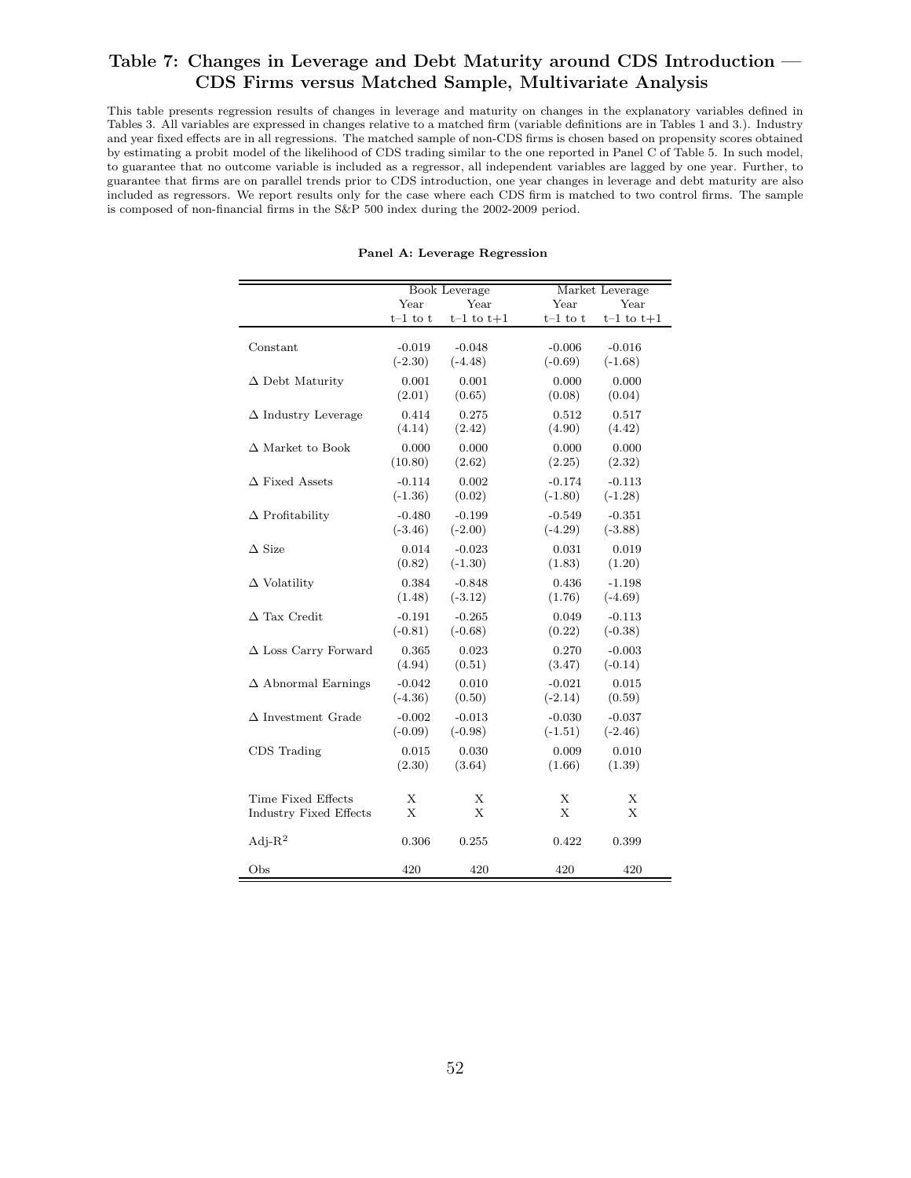## Table 7: Changes in Leverage and Debt Maturity around CDS Introduction — CDS Firms versus Matched Sample, Multivariate Analysis

This table presents regression results of changes in leverage and maturity on changes in the explanatory variables defined in Tables 3. All variables are expressed in changes relative to a matched firm (variable definitions are in Tables 1 and 3.). Industry and year fixed effects are in all regressions. The matched sample of non-CDS firms is chosen based on propensity scores obtained by estimating a probit model of the likelihood of CDS trading similar to the one reported in Panel C of Table 5. In such model, to guarantee that no outcome variable is included as a regressor, all independent variables are lagged by one year. Further, to guarantee that firms are on parallel trends prior to CDS introduction, one year changes in leverage and debt maturity are also included as regressors. We report results only for the case where each CDS firm is matched to two control firms. The sample is composed of non-financial firms in the S&P 500 index during the 2002-2009 period.

**Panel A: Leverage Regression**

| | Book Leverage | | Market Leverage | |
|---|---|---|---|---|
| | Year t–1 to t | Year t–1 to t+1 | Year t–1 to t | Year t–1 to t+1 |
| Constant | -0.019 | -0.048 | -0.006 | -0.016 |
| | (-2.30) | (-4.48) | (-0.69) | (-1.68) |
| Δ Debt Maturity | 0.001 | 0.001 | 0.000 | 0.000 |
| | (2.01) | (0.65) | (0.08) | (0.04) |
| Δ Industry Leverage | 0.414 | 0.275 | 0.512 | 0.517 |
| | (4.14) | (2.42) | (4.90) | (4.42) |
| Δ Market to Book | 0.000 | 0.000 | 0.000 | 0.000 |
| | (10.80) | (2.62) | (2.25) | (2.32) |
| Δ Fixed Assets | -0.114 | 0.002 | -0.174 | -0.113 |
| | (-1.36) | (0.02) | (-1.80) | (-1.28) |
| Δ Profitability | -0.480 | -0.199 | -0.549 | -0.351 |
| | (-3.46) | (-2.00) | (-4.29) | (-3.88) |
| Δ Size | 0.014 | -0.023 | 0.031 | 0.019 |
| | (0.82) | (-1.30) | (1.83) | (1.20) |
| Δ Volatility | 0.384 | -0.848 | 0.436 | -1.198 |
| | (1.48) | (-3.12) | (1.76) | (-4.69) |
| Δ Tax Credit | -0.191 | -0.265 | 0.049 | -0.113 |
| | (-0.81) | (-0.68) | (0.22) | (-0.38) |
| Δ Loss Carry Forward | 0.365 | 0.023 | 0.270 | -0.003 |
| | (4.94) | (0.51) | (3.47) | (-0.14) |
| Δ Abnormal Earnings | -0.042 | 0.010 | -0.021 | 0.015 |
| | (-4.36) | (0.50) | (-2.14) | (0.59) |
| Δ Investment Grade | -0.002 | -0.013 | -0.030 | -0.037 |
| | (-0.09) | (-0.98) | (-1.51) | (-2.46) |
| CDS Trading | 0.015 | 0.030 | 0.009 | 0.010 |
| | (2.30) | (3.64) | (1.66) | (1.39) |
| Time Fixed Effects | X | X | X | X |
| Industry Fixed Effects | X | X | X | X |
| Adj-$R^2$ | 0.306 | 0.255 | 0.422 | 0.399 |
| Obs | 420 | 420 | 420 | 420 |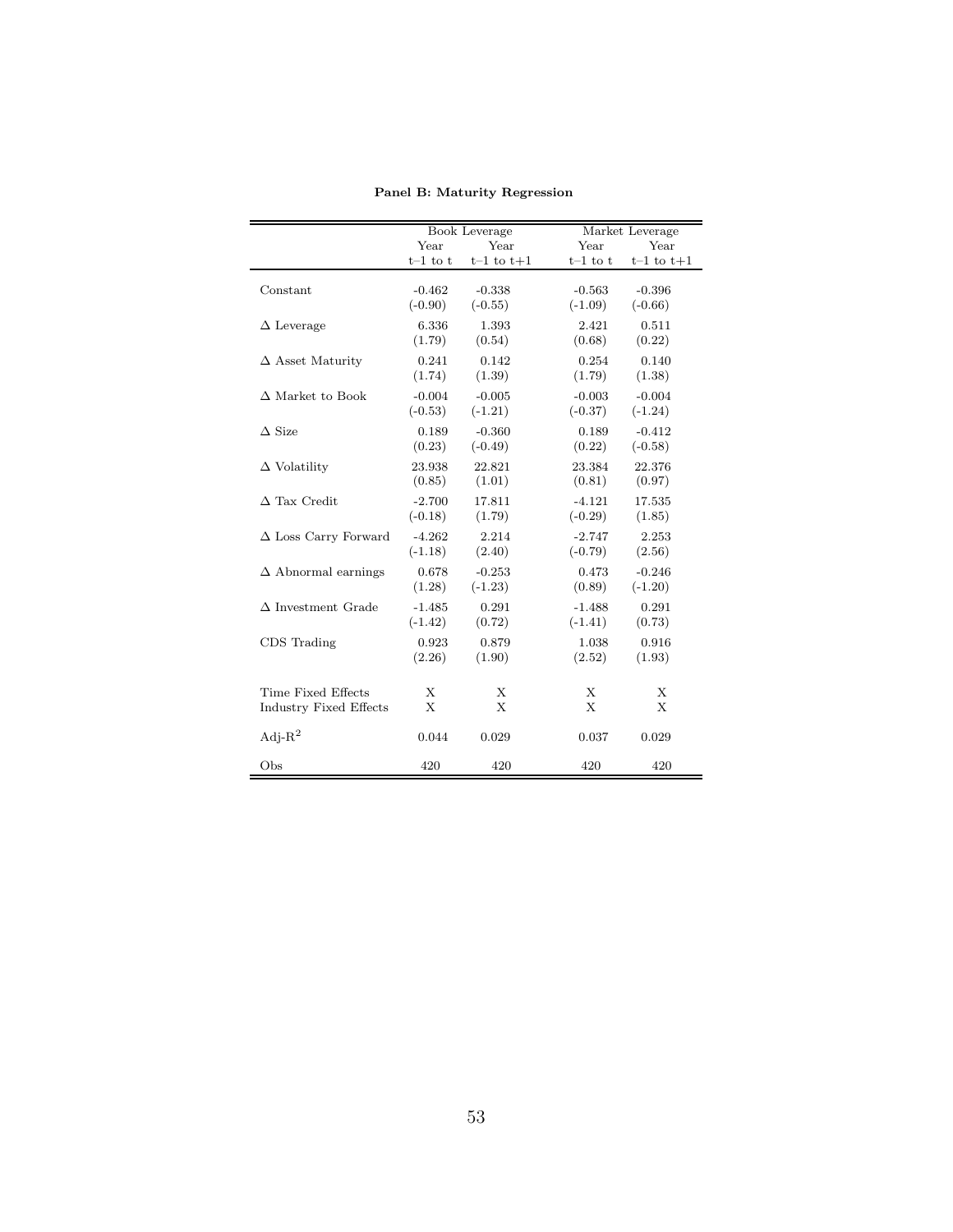**Panel B: Maturity Regression**

| | Book Leverage | | Market Leverage | |
|---|---|---|---|---|
| | Year t–1 to t | Year t–1 to t+1 | Year t–1 to t | Year t–1 to t+1 |
| Constant | -0.462 | -0.338 | -0.563 | -0.396 |
| | (-0.90) | (-0.55) | (-1.09) | (-0.66) |
| $\Delta$ Leverage | 6.336 | 1.393 | 2.421 | 0.511 |
| | (1.79) | (0.54) | (0.68) | (0.22) |
| $\Delta$ Asset Maturity | 0.241 | 0.142 | 0.254 | 0.140 |
| | (1.74) | (1.39) | (1.79) | (1.38) |
| $\Delta$ Market to Book | -0.004 | -0.005 | -0.003 | -0.004 |
| | (-0.53) | (-1.21) | (-0.37) | (-1.24) |
| $\Delta$ Size | 0.189 | -0.360 | 0.189 | -0.412 |
| | (0.23) | (-0.49) | (0.22) | (-0.58) |
| $\Delta$ Volatility | 23.938 | 22.821 | 23.384 | 22.376 |
| | (0.85) | (1.01) | (0.81) | (0.97) |
| $\Delta$ Tax Credit | -2.700 | 17.811 | -4.121 | 17.535 |
| | (-0.18) | (1.79) | (-0.29) | (1.85) |
| $\Delta$ Loss Carry Forward | -4.262 | 2.214 | -2.747 | 2.253 |
| | (-1.18) | (2.40) | (-0.79) | (2.56) |
| $\Delta$ Abnormal earnings | 0.678 | -0.253 | 0.473 | -0.246 |
| | (1.28) | (-1.23) | (0.89) | (-1.20) |
| $\Delta$ Investment Grade | -1.485 | 0.291 | -1.488 | 0.291 |
| | (-1.42) | (0.72) | (-1.41) | (0.73) |
| CDS Trading | 0.923 | 0.879 | 1.038 | 0.916 |
| | (2.26) | (1.90) | (2.52) | (1.93) |
| Time Fixed Effects | X | X | X | X |
| Industry Fixed Effects | X | X | X | X |
| Adj-$R^2$ | 0.044 | 0.029 | 0.037 | 0.029 |
| Obs | 420 | 420 | 420 | 420 |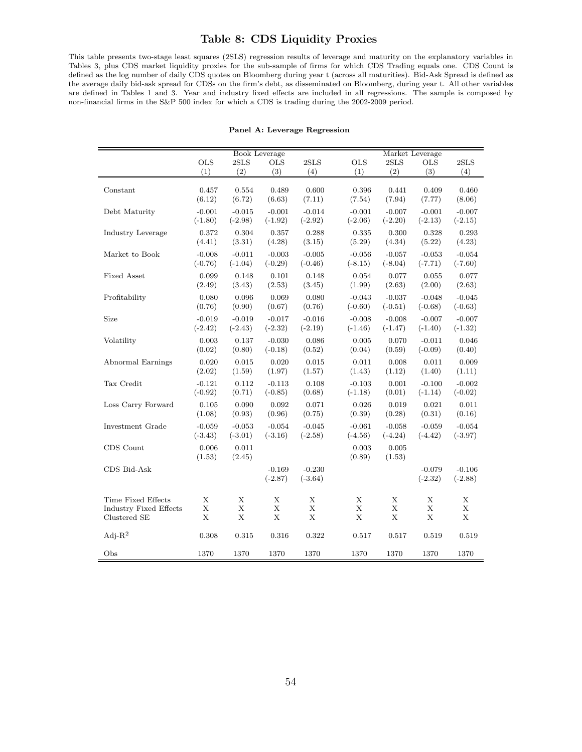# Table 8: CDS Liquidity Proxies

This table presents two-stage least squares (2SLS) regression results of leverage and maturity on the explanatory variables in Tables 3, plus CDS market liquidity proxies for the sub-sample of firms for which CDS Trading equals one. CDS Count is defined as the log number of daily CDS quotes on Bloomberg during year t (across all maturities). Bid-Ask Spread is defined as the average daily bid-ask spread for CDSs on the firm's debt, as disseminated on Bloomberg, during year t. All other variables are defined in Tables 1 and 3. Year and industry fixed effects are included in all regressions. The sample is composed by non-financial firms in the S&P 500 index for which a CDS is trading during the 2002-2009 period.

**Panel A: Leverage Regression**

| | Book Leverage | | | | Market Leverage | | | |
|---|---|---|---|---|---|---|---|---|
| | OLS | 2SLS | OLS | 2SLS | OLS | 2SLS | OLS | 2SLS |
| | (1) | (2) | (3) | (4) | (1) | (2) | (3) | (4) |
| Constant | 0.457 | 0.554 | 0.489 | 0.600 | 0.396 | 0.441 | 0.409 | 0.460 |
| | (6.12) | (6.72) | (6.63) | (7.11) | (7.54) | (7.94) | (7.77) | (8.06) |
| Debt Maturity | -0.001 | -0.015 | -0.001 | -0.014 | -0.001 | -0.007 | -0.001 | -0.007 |
| | (-1.80) | (-2.98) | (-1.92) | (-2.92) | (-2.06) | (-2.20) | (-2.13) | (-2.15) |
| Industry Leverage | 0.372 | 0.304 | 0.357 | 0.288 | 0.335 | 0.300 | 0.328 | 0.293 |
| | (4.41) | (3.31) | (4.28) | (3.15) | (5.29) | (4.34) | (5.22) | (4.23) |
| Market to Book | -0.008 | -0.011 | -0.003 | -0.005 | -0.056 | -0.057 | -0.053 | -0.054 |
| | (-0.76) | (-1.04) | (-0.29) | (-0.46) | (-8.15) | (-8.04) | (-7.71) | (-7.60) |
| Fixed Asset | 0.099 | 0.148 | 0.101 | 0.148 | 0.054 | 0.077 | 0.055 | 0.077 |
| | (2.49) | (3.43) | (2.53) | (3.45) | (1.99) | (2.63) | (2.00) | (2.63) |
| Profitability | 0.080 | 0.096 | 0.069 | 0.080 | -0.043 | -0.037 | -0.048 | -0.045 |
| | (0.76) | (0.90) | (0.67) | (0.76) | (-0.60) | (-0.51) | (-0.68) | (-0.63) |
| Size | -0.019 | -0.019 | -0.017 | -0.016 | -0.008 | -0.008 | -0.007 | -0.007 |
| | (-2.42) | (-2.43) | (-2.32) | (-2.19) | (-1.46) | (-1.47) | (-1.40) | (-1.32) |
| Volatility | 0.003 | 0.137 | -0.030 | 0.086 | 0.005 | 0.070 | -0.011 | 0.046 |
| | (0.02) | (0.80) | (-0.18) | (0.52) | (0.04) | (0.59) | (-0.09) | (0.40) |
| Abnormal Earnings | 0.020 | 0.015 | 0.020 | 0.015 | 0.011 | 0.008 | 0.011 | 0.009 |
| | (2.02) | (1.59) | (1.97) | (1.57) | (1.43) | (1.12) | (1.40) | (1.11) |
| Tax Credit | -0.121 | 0.112 | -0.113 | 0.108 | -0.103 | 0.001 | -0.100 | -0.002 |
| | (-0.92) | (0.71) | (-0.85) | (0.68) | (-1.18) | (0.01) | (-1.14) | (-0.02) |
| Loss Carry Forward | 0.105 | 0.090 | 0.092 | 0.071 | 0.026 | 0.019 | 0.021 | 0.011 |
| | (1.08) | (0.93) | (0.96) | (0.75) | (0.39) | (0.28) | (0.31) | (0.16) |
| Investment Grade | -0.059 | -0.053 | -0.054 | -0.045 | -0.061 | -0.058 | -0.059 | -0.054 |
| | (-3.43) | (-3.01) | (-3.16) | (-2.58) | (-4.56) | (-4.24) | (-4.42) | (-3.97) |
| CDS Count | 0.006 | 0.011 | | | 0.003 | 0.005 | | |
| | (1.53) | (2.45) | | | (0.89) | (1.53) | | |
| CDS Bid-Ask | | | -0.169 | -0.230 | | | -0.079 | -0.106 |
| | | | (-2.87) | (-3.64) | | | (-2.32) | (-2.88) |
| Time Fixed Effects | X | X | X | X | X | X | X | X |
| Industry Fixed Effects | X | X | X | X | X | X | X | X |
| Clustered SE | X | X | X | X | X | X | X | X |
| Adj-$R^2$ | 0.308 | 0.315 | 0.316 | 0.322 | 0.517 | 0.517 | 0.519 | 0.519 |
| Obs | 1370 | 1370 | 1370 | 1370 | 1370 | 1370 | 1370 | 1370 |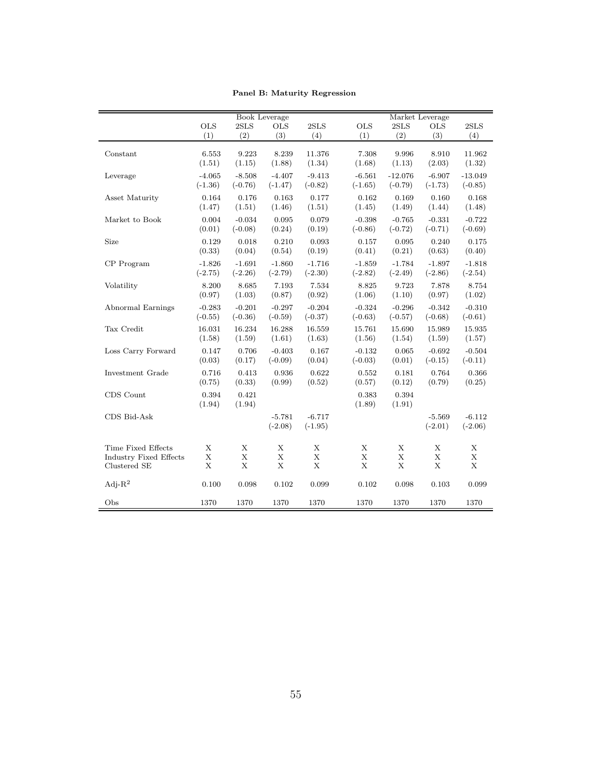**Panel B: Maturity Regression**

| | Book Leverage | | | | Market Leverage | | | |
|---|---|---|---|---|---|---|---|---|
| | OLS | 2SLS | OLS | 2SLS | OLS | 2SLS | OLS | 2SLS |
| | (1) | (2) | (3) | (4) | (1) | (2) | (3) | (4) |
| Constant | 6.553 | 9.223 | 8.239 | 11.376 | 7.308 | 9.996 | 8.910 | 11.962 |
| | (1.51) | (1.15) | (1.88) | (1.34) | (1.68) | (1.13) | (2.03) | (1.32) |
| Leverage | -4.065 | -8.508 | -4.407 | -9.413 | -6.561 | -12.076 | -6.907 | -13.049 |
| | (-1.36) | (-0.76) | (-1.47) | (-0.82) | (-1.65) | (-0.79) | (-1.73) | (-0.85) |
| Asset Maturity | 0.164 | 0.176 | 0.163 | 0.177 | 0.162 | 0.169 | 0.160 | 0.168 |
| | (1.47) | (1.51) | (1.46) | (1.51) | (1.45) | (1.49) | (1.44) | (1.48) |
| Market to Book | 0.004 | -0.034 | 0.095 | 0.079 | -0.398 | -0.765 | -0.331 | -0.722 |
| | (0.01) | (-0.08) | (0.24) | (0.19) | (-0.86) | (-0.72) | (-0.71) | (-0.69) |
| Size | 0.129 | 0.018 | 0.210 | 0.093 | 0.157 | 0.095 | 0.240 | 0.175 |
| | (0.33) | (0.04) | (0.54) | (0.19) | (0.41) | (0.21) | (0.63) | (0.40) |
| CP Program | -1.826 | -1.691 | -1.860 | -1.716 | -1.859 | -1.784 | -1.897 | -1.818 |
| | (-2.75) | (-2.26) | (-2.79) | (-2.30) | (-2.82) | (-2.49) | (-2.86) | (-2.54) |
| Volatility | 8.200 | 8.685 | 7.193 | 7.534 | 8.825 | 9.723 | 7.878 | 8.754 |
| | (0.97) | (1.03) | (0.87) | (0.92) | (1.06) | (1.10) | (0.97) | (1.02) |
| Abnormal Earnings | -0.283 | -0.201 | -0.297 | -0.204 | -0.324 | -0.296 | -0.342 | -0.310 |
| | (-0.55) | (-0.36) | (-0.59) | (-0.37) | (-0.63) | (-0.57) | (-0.68) | (-0.61) |
| Tax Credit | 16.031 | 16.234 | 16.288 | 16.559 | 15.761 | 15.690 | 15.989 | 15.935 |
| | (1.58) | (1.59) | (1.61) | (1.63) | (1.56) | (1.54) | (1.59) | (1.57) |
| Loss Carry Forward | 0.147 | 0.706 | -0.403 | 0.167 | -0.132 | 0.065 | -0.692 | -0.504 |
| | (0.03) | (0.17) | (-0.09) | (0.04) | (-0.03) | (0.01) | (-0.15) | (-0.11) |
| Investment Grade | 0.716 | 0.413 | 0.936 | 0.622 | 0.552 | 0.181 | 0.764 | 0.366 |
| | (0.75) | (0.33) | (0.99) | (0.52) | (0.57) | (0.12) | (0.79) | (0.25) |
| CDS Count | 0.394 | 0.421 | | | 0.383 | 0.394 | | |
| | (1.94) | (1.94) | | | (1.89) | (1.91) | | |
| CDS Bid-Ask | | | -5.781 | -6.717 | | | -5.569 | -6.112 |
| | | | (-2.08) | (-1.95) | | | (-2.01) | (-2.06) |
| Time Fixed Effects | X | X | X | X | X | X | X | X |
| Industry Fixed Effects | X | X | X | X | X | X | X | X |
| Clustered SE | X | X | X | X | X | X | X | X |
| Adj-$R^2$ | 0.100 | 0.098 | 0.102 | 0.099 | 0.102 | 0.098 | 0.103 | 0.099 |
| Obs | 1370 | 1370 | 1370 | 1370 | 1370 | 1370 | 1370 | 1370 |